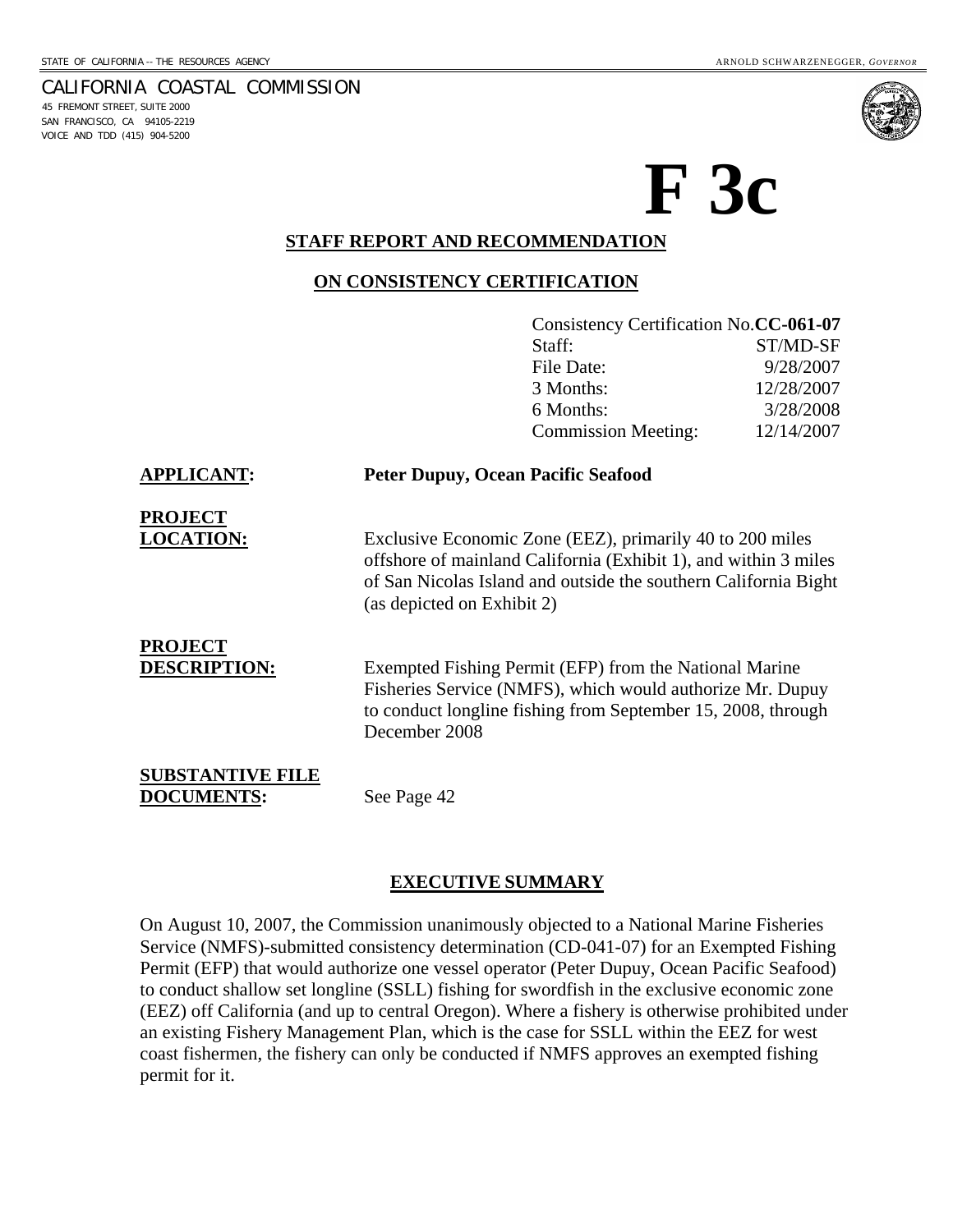STATE OF CALIFORNIA -- THE RESOURCES AGENCY

ARNOLD SCHWARZENEGGER, *GOVERNOR*

CALIFORNIA COASTAL COMMISSION
45 FREMONT STREET, SUITE 2000
SAN FRANCISCO, CA 94105-2219
VOICE AND TDD (415) 904-5200

# F 3c

**STAFF REPORT AND RECOMMENDATION**

**ON CONSISTENCY CERTIFICATION**

| | |
|---|---|
| Consistency Certification No. | **CC-061-07** |
| Staff: | ST/MD-SF |
| File Date: | 9/28/2007 |
| 3 Months: | 12/28/2007 |
| 6 Months: | 3/28/2008 |
| Commission Meeting: | 12/14/2007 |

**APPLICANT:** **Peter Dupuy, Ocean Pacific Seafood**

**PROJECT LOCATION:** Exclusive Economic Zone (EEZ), primarily 40 to 200 miles offshore of mainland California (Exhibit 1), and within 3 miles of San Nicolas Island and outside the southern California Bight (as depicted on Exhibit 2)

**PROJECT DESCRIPTION:** Exempted Fishing Permit (EFP) from the National Marine Fisheries Service (NMFS), which would authorize Mr. Dupuy to conduct longline fishing from September 15, 2008, through December 2008

**SUBSTANTIVE FILE DOCUMENTS:** See Page 42

**EXECUTIVE SUMMARY**

On August 10, 2007, the Commission unanimously objected to a National Marine Fisheries Service (NMFS)-submitted consistency determination (CD-041-07) for an Exempted Fishing Permit (EFP) that would authorize one vessel operator (Peter Dupuy, Ocean Pacific Seafood) to conduct shallow set longline (SSLL) fishing for swordfish in the exclusive economic zone (EEZ) off California (and up to central Oregon). Where a fishery is otherwise prohibited under an existing Fishery Management Plan, which is the case for SSLL within the EEZ for west coast fishermen, the fishery can only be conducted if NMFS approves an exempted fishing permit for it.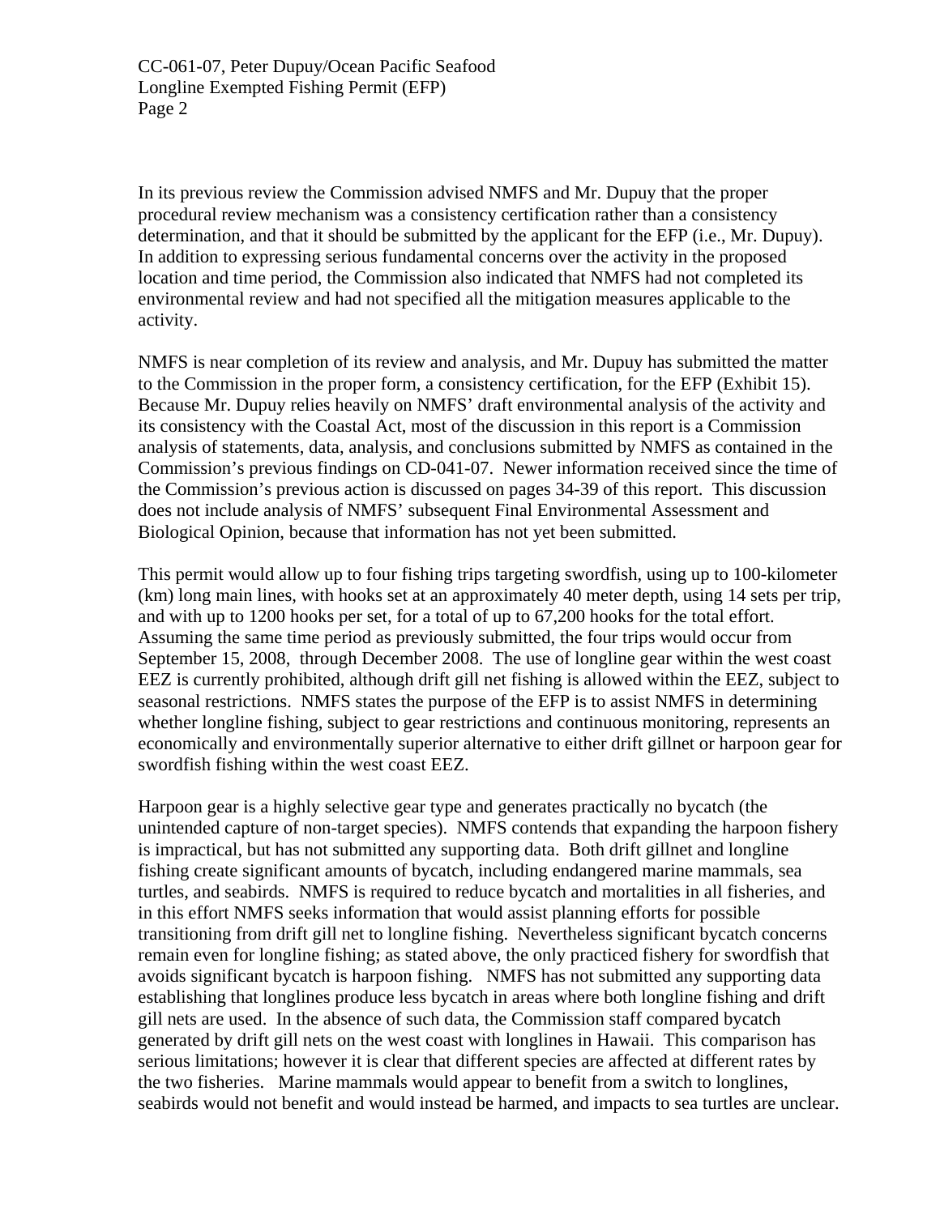In its previous review the Commission advised NMFS and Mr. Dupuy that the proper procedural review mechanism was a consistency certification rather than a consistency determination, and that it should be submitted by the applicant for the EFP (i.e., Mr. Dupuy). In addition to expressing serious fundamental concerns over the activity in the proposed location and time period, the Commission also indicated that NMFS had not completed its environmental review and had not specified all the mitigation measures applicable to the activity.

NMFS is near completion of its review and analysis, and Mr. Dupuy has submitted the matter to the Commission in the proper form, a consistency certification, for the EFP (Exhibit 15). Because Mr. Dupuy relies heavily on NMFS' draft environmental analysis of the activity and its consistency with the Coastal Act, most of the discussion in this report is a Commission analysis of statements, data, analysis, and conclusions submitted by NMFS as contained in the Commission's previous findings on CD-041-07. Newer information received since the time of the Commission's previous action is discussed on pages 34-39 of this report. This discussion does not include analysis of NMFS' subsequent Final Environmental Assessment and Biological Opinion, because that information has not yet been submitted.

This permit would allow up to four fishing trips targeting swordfish, using up to 100-kilometer (km) long main lines, with hooks set at an approximately 40 meter depth, using 14 sets per trip, and with up to 1200 hooks per set, for a total of up to 67,200 hooks for the total effort. Assuming the same time period as previously submitted, the four trips would occur from September 15, 2008, through December 2008. The use of longline gear within the west coast EEZ is currently prohibited, although drift gill net fishing is allowed within the EEZ, subject to seasonal restrictions. NMFS states the purpose of the EFP is to assist NMFS in determining whether longline fishing, subject to gear restrictions and continuous monitoring, represents an economically and environmentally superior alternative to either drift gillnet or harpoon gear for swordfish fishing within the west coast EEZ.

Harpoon gear is a highly selective gear type and generates practically no bycatch (the unintended capture of non-target species). NMFS contends that expanding the harpoon fishery is impractical, but has not submitted any supporting data. Both drift gillnet and longline fishing create significant amounts of bycatch, including endangered marine mammals, sea turtles, and seabirds. NMFS is required to reduce bycatch and mortalities in all fisheries, and in this effort NMFS seeks information that would assist planning efforts for possible transitioning from drift gill net to longline fishing. Nevertheless significant bycatch concerns remain even for longline fishing; as stated above, the only practiced fishery for swordfish that avoids significant bycatch is harpoon fishing. NMFS has not submitted any supporting data establishing that longlines produce less bycatch in areas where both longline fishing and drift gill nets are used. In the absence of such data, the Commission staff compared bycatch generated by drift gill nets on the west coast with longlines in Hawaii. This comparison has serious limitations; however it is clear that different species are affected at different rates by the two fisheries. Marine mammals would appear to benefit from a switch to longlines, seabirds would not benefit and would instead be harmed, and impacts to sea turtles are unclear.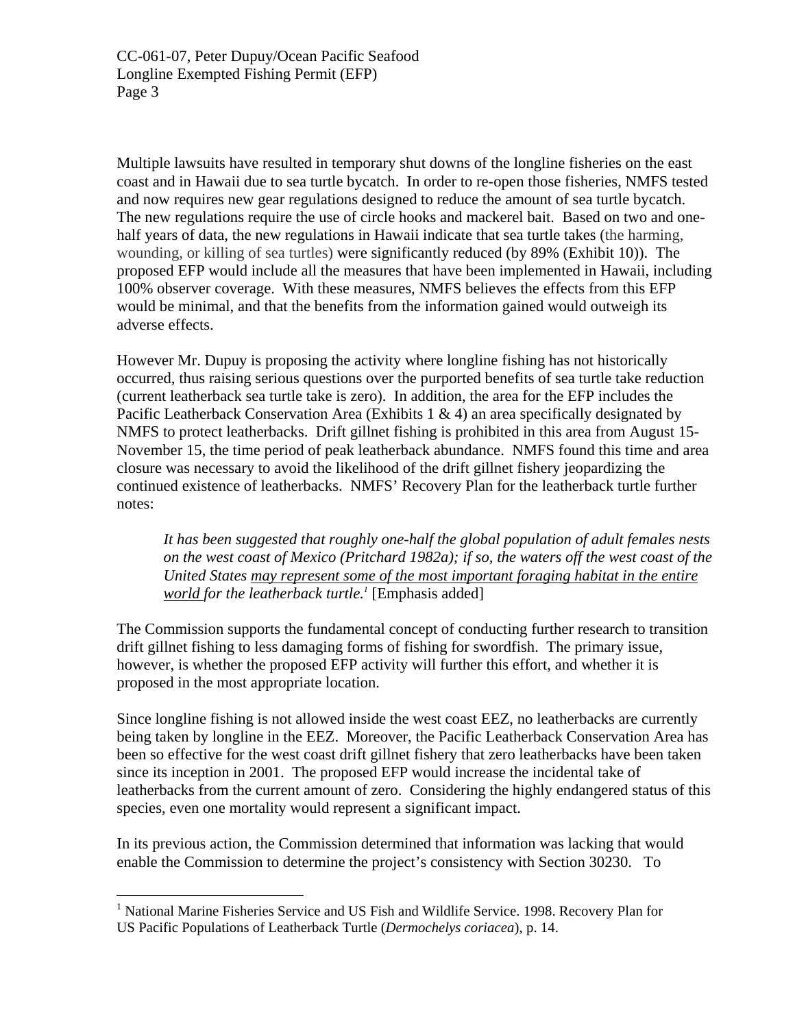Multiple lawsuits have resulted in temporary shut downs of the longline fisheries on the east coast and in Hawaii due to sea turtle bycatch. In order to re-open those fisheries, NMFS tested and now requires new gear regulations designed to reduce the amount of sea turtle bycatch. The new regulations require the use of circle hooks and mackerel bait. Based on two and one-half years of data, the new regulations in Hawaii indicate that sea turtle takes (the harming, wounding, or killing of sea turtles) were significantly reduced (by 89% (Exhibit 10)). The proposed EFP would include all the measures that have been implemented in Hawaii, including 100% observer coverage. With these measures, NMFS believes the effects from this EFP would be minimal, and that the benefits from the information gained would outweigh its adverse effects.

However Mr. Dupuy is proposing the activity where longline fishing has not historically occurred, thus raising serious questions over the purported benefits of sea turtle take reduction (current leatherback sea turtle take is zero). In addition, the area for the EFP includes the Pacific Leatherback Conservation Area (Exhibits 1 & 4) an area specifically designated by NMFS to protect leatherbacks. Drift gillnet fishing is prohibited in this area from August 15-November 15, the time period of peak leatherback abundance. NMFS found this time and area closure was necessary to avoid the likelihood of the drift gillnet fishery jeopardizing the continued existence of leatherbacks. NMFS' Recovery Plan for the leatherback turtle further notes:

> *It has been suggested that roughly one-half the global population of adult females nests on the west coast of Mexico (Pritchard 1982a); if so, the waters off the west coast of the United States <u>may represent some of the most important foraging habitat in the entire world</u> for the leatherback turtle.*[1] [Emphasis added]

The Commission supports the fundamental concept of conducting further research to transition drift gillnet fishing to less damaging forms of fishing for swordfish. The primary issue, however, is whether the proposed EFP activity will further this effort, and whether it is proposed in the most appropriate location.

Since longline fishing is not allowed inside the west coast EEZ, no leatherbacks are currently being taken by longline in the EEZ. Moreover, the Pacific Leatherback Conservation Area has been so effective for the west coast drift gillnet fishery that zero leatherbacks have been taken since its inception in 2001. The proposed EFP would increase the incidental take of leatherbacks from the current amount of zero. Considering the highly endangered status of this species, even one mortality would represent a significant impact.

In its previous action, the Commission determined that information was lacking that would enable the Commission to determine the project's consistency with Section 30230. To

[1] National Marine Fisheries Service and US Fish and Wildlife Service. 1998. Recovery Plan for US Pacific Populations of Leatherback Turtle (*Dermochelys coriacea*), p. 14.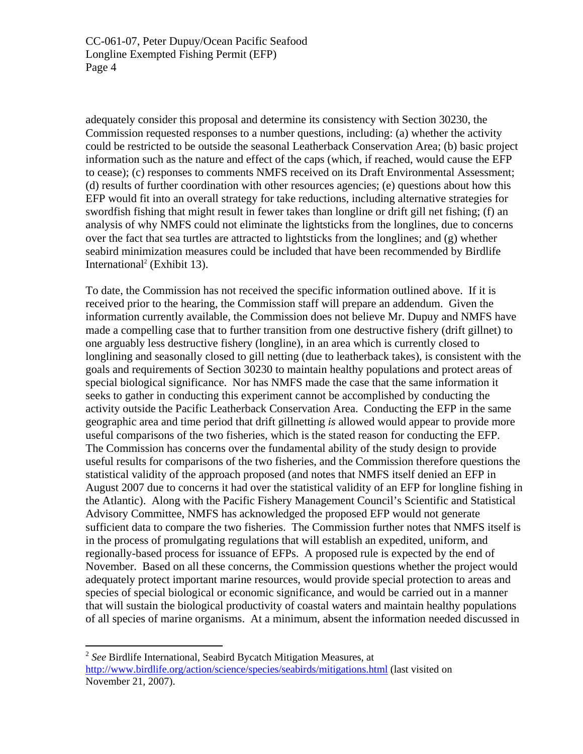adequately consider this proposal and determine its consistency with Section 30230, the Commission requested responses to a number questions, including: (a) whether the activity could be restricted to be outside the seasonal Leatherback Conservation Area; (b) basic project information such as the nature and effect of the caps (which, if reached, would cause the EFP to cease); (c) responses to comments NMFS received on its Draft Environmental Assessment; (d) results of further coordination with other resources agencies; (e) questions about how this EFP would fit into an overall strategy for take reductions, including alternative strategies for swordfish fishing that might result in fewer takes than longline or drift gill net fishing; (f) an analysis of why NMFS could not eliminate the lightsticks from the longlines, due to concerns over the fact that sea turtles are attracted to lightsticks from the longlines; and (g) whether seabird minimization measures could be included that have been recommended by Birdlife International[2] (Exhibit 13).

To date, the Commission has not received the specific information outlined above. If it is received prior to the hearing, the Commission staff will prepare an addendum. Given the information currently available, the Commission does not believe Mr. Dupuy and NMFS have made a compelling case that to further transition from one destructive fishery (drift gillnet) to one arguably less destructive fishery (longline), in an area which is currently closed to longlining and seasonally closed to gill netting (due to leatherback takes), is consistent with the goals and requirements of Section 30230 to maintain healthy populations and protect areas of special biological significance. Nor has NMFS made the case that the same information it seeks to gather in conducting this experiment cannot be accomplished by conducting the activity outside the Pacific Leatherback Conservation Area. Conducting the EFP in the same geographic area and time period that drift gillnetting *is* allowed would appear to provide more useful comparisons of the two fisheries, which is the stated reason for conducting the EFP. The Commission has concerns over the fundamental ability of the study design to provide useful results for comparisons of the two fisheries, and the Commission therefore questions the statistical validity of the approach proposed (and notes that NMFS itself denied an EFP in August 2007 due to concerns it had over the statistical validity of an EFP for longline fishing in the Atlantic). Along with the Pacific Fishery Management Council's Scientific and Statistical Advisory Committee, NMFS has acknowledged the proposed EFP would not generate sufficient data to compare the two fisheries. The Commission further notes that NMFS itself is in the process of promulgating regulations that will establish an expedited, uniform, and regionally-based process for issuance of EFPs. A proposed rule is expected by the end of November. Based on all these concerns, the Commission questions whether the project would adequately protect important marine resources, would provide special protection to areas and species of special biological or economic significance, and would be carried out in a manner that will sustain the biological productivity of coastal waters and maintain healthy populations of all species of marine organisms. At a minimum, absent the information needed discussed in

---

[2] *See* Birdlife International, Seabird Bycatch Mitigation Measures, at http://www.birdlife.org/action/science/species/seabirds/mitigations.html (last visited on November 21, 2007).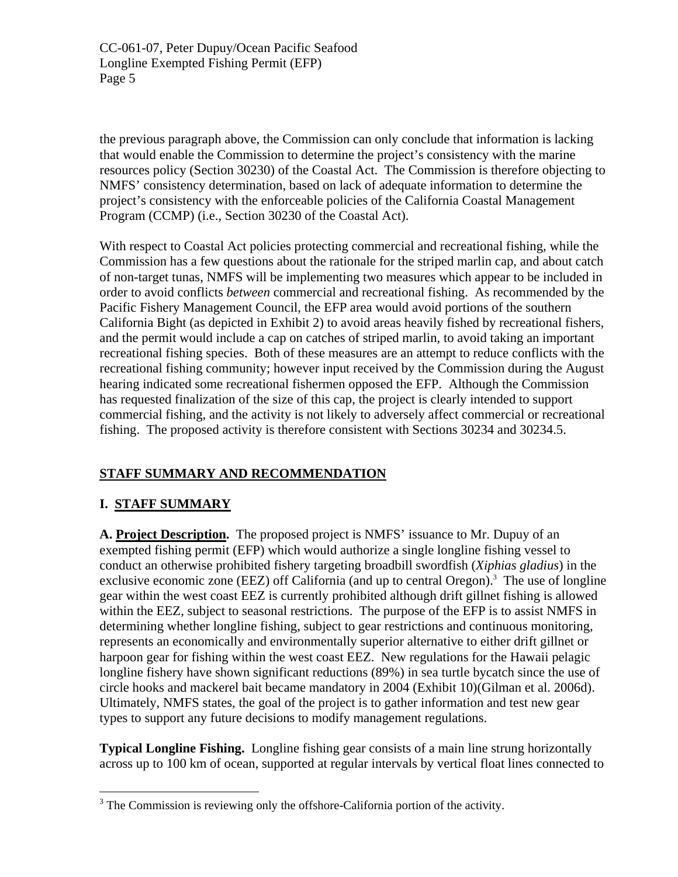the previous paragraph above, the Commission can only conclude that information is lacking that would enable the Commission to determine the project's consistency with the marine resources policy (Section 30230) of the Coastal Act. The Commission is therefore objecting to NMFS' consistency determination, based on lack of adequate information to determine the project's consistency with the enforceable policies of the California Coastal Management Program (CCMP) (i.e., Section 30230 of the Coastal Act).

With respect to Coastal Act policies protecting commercial and recreational fishing, while the Commission has a few questions about the rationale for the striped marlin cap, and about catch of non-target tunas, NMFS will be implementing two measures which appear to be included in order to avoid conflicts *between* commercial and recreational fishing. As recommended by the Pacific Fishery Management Council, the EFP area would avoid portions of the southern California Bight (as depicted in Exhibit 2) to avoid areas heavily fished by recreational fishers, and the permit would include a cap on catches of striped marlin, to avoid taking an important recreational fishing species. Both of these measures are an attempt to reduce conflicts with the recreational fishing community; however input received by the Commission during the August hearing indicated some recreational fishermen opposed the EFP. Although the Commission has requested finalization of the size of this cap, the project is clearly intended to support commercial fishing, and the activity is not likely to adversely affect commercial or recreational fishing. The proposed activity is therefore consistent with Sections 30234 and 30234.5.

## STAFF SUMMARY AND RECOMMENDATION

### I. STAFF SUMMARY

**A. Project Description.** The proposed project is NMFS' issuance to Mr. Dupuy of an exempted fishing permit (EFP) which would authorize a single longline fishing vessel to conduct an otherwise prohibited fishery targeting broadbill swordfish (*Xiphias gladius*) in the exclusive economic zone (EEZ) off California (and up to central Oregon).[3] The use of longline gear within the west coast EEZ is currently prohibited although drift gillnet fishing is allowed within the EEZ, subject to seasonal restrictions. The purpose of the EFP is to assist NMFS in determining whether longline fishing, subject to gear restrictions and continuous monitoring, represents an economically and environmentally superior alternative to either drift gillnet or harpoon gear for fishing within the west coast EEZ. New regulations for the Hawaii pelagic longline fishery have shown significant reductions (89%) in sea turtle bycatch since the use of circle hooks and mackerel bait became mandatory in 2004 (Exhibit 10)(Gilman et al. 2006d). Ultimately, NMFS states, the goal of the project is to gather information and test new gear types to support any future decisions to modify management regulations.

**Typical Longline Fishing.** Longline fishing gear consists of a main line strung horizontally across up to 100 km of ocean, supported at regular intervals by vertical float lines connected to

[3] The Commission is reviewing only the offshore-California portion of the activity.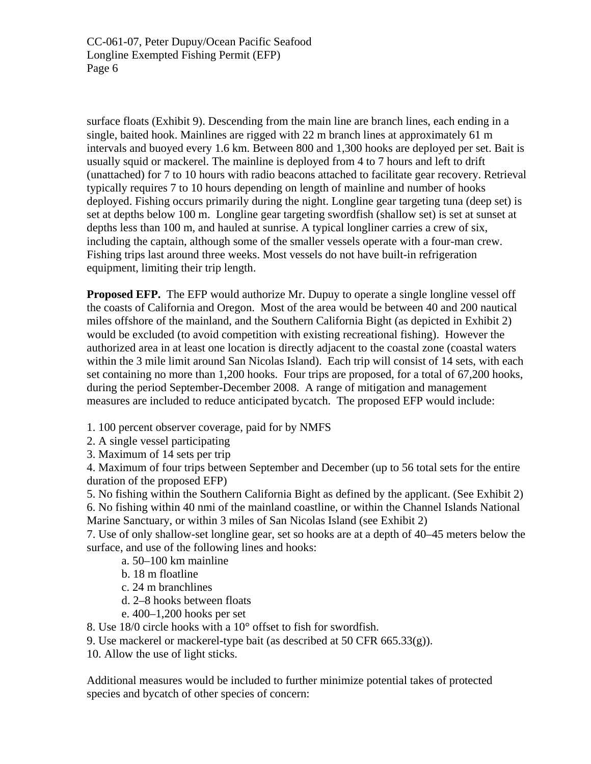surface floats (Exhibit 9). Descending from the main line are branch lines, each ending in a single, baited hook. Mainlines are rigged with 22 m branch lines at approximately 61 m intervals and buoyed every 1.6 km. Between 800 and 1,300 hooks are deployed per set. Bait is usually squid or mackerel. The mainline is deployed from 4 to 7 hours and left to drift (unattached) for 7 to 10 hours with radio beacons attached to facilitate gear recovery. Retrieval typically requires 7 to 10 hours depending on length of mainline and number of hooks deployed. Fishing occurs primarily during the night. Longline gear targeting tuna (deep set) is set at depths below 100 m. Longline gear targeting swordfish (shallow set) is set at sunset at depths less than 100 m, and hauled at sunrise. A typical longliner carries a crew of six, including the captain, although some of the smaller vessels operate with a four-man crew. Fishing trips last around three weeks. Most vessels do not have built-in refrigeration equipment, limiting their trip length.

**Proposed EFP.** The EFP would authorize Mr. Dupuy to operate a single longline vessel off the coasts of California and Oregon. Most of the area would be between 40 and 200 nautical miles offshore of the mainland, and the Southern California Bight (as depicted in Exhibit 2) would be excluded (to avoid competition with existing recreational fishing). However the authorized area in at least one location is directly adjacent to the coastal zone (coastal waters within the 3 mile limit around San Nicolas Island). Each trip will consist of 14 sets, with each set containing no more than 1,200 hooks. Four trips are proposed, for a total of 67,200 hooks, during the period September-December 2008. A range of mitigation and management measures are included to reduce anticipated bycatch. The proposed EFP would include:

1. 100 percent observer coverage, paid for by NMFS
2. A single vessel participating
3. Maximum of 14 sets per trip
4. Maximum of four trips between September and December (up to 56 total sets for the entire duration of the proposed EFP)
5. No fishing within the Southern California Bight as defined by the applicant. (See Exhibit 2)
6. No fishing within 40 nmi of the mainland coastline, or within the Channel Islands National Marine Sanctuary, or within 3 miles of San Nicolas Island (see Exhibit 2)
7. Use of only shallow-set longline gear, set so hooks are at a depth of 40–45 meters below the surface, and use of the following lines and hooks:
    a. 50–100 km mainline
    b. 18 m floatline
    c. 24 m branchlines
    d. 2–8 hooks between floats
    e. 400–1,200 hooks per set
8. Use 18/0 circle hooks with a 10° offset to fish for swordfish.
9. Use mackerel or mackerel-type bait (as described at 50 CFR 665.33(g)).
10. Allow the use of light sticks.

Additional measures would be included to further minimize potential takes of protected species and bycatch of other species of concern: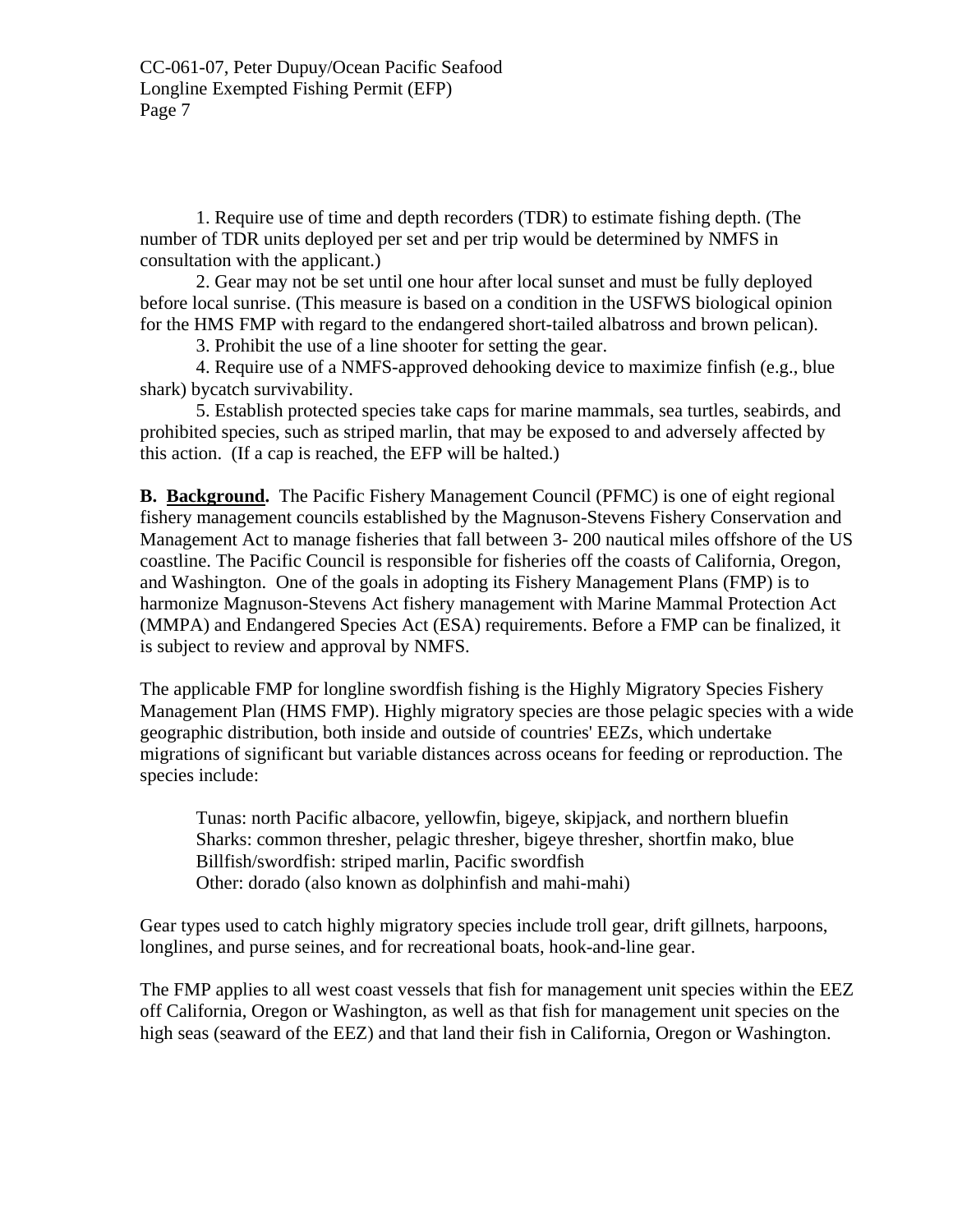1. Require use of time and depth recorders (TDR) to estimate fishing depth. (The number of TDR units deployed per set and per trip would be determined by NMFS in consultation with the applicant.)

2. Gear may not be set until one hour after local sunset and must be fully deployed before local sunrise. (This measure is based on a condition in the USFWS biological opinion for the HMS FMP with regard to the endangered short-tailed albatross and brown pelican).

3. Prohibit the use of a line shooter for setting the gear.

4. Require use of a NMFS-approved dehooking device to maximize finfish (e.g., blue shark) bycatch survivability.

5. Establish protected species take caps for marine mammals, sea turtles, seabirds, and prohibited species, such as striped marlin, that may be exposed to and adversely affected by this action. (If a cap is reached, the EFP will be halted.)

**B. <u>Background</u>.** The Pacific Fishery Management Council (PFMC) is one of eight regional fishery management councils established by the Magnuson-Stevens Fishery Conservation and Management Act to manage fisheries that fall between 3- 200 nautical miles offshore of the US coastline. The Pacific Council is responsible for fisheries off the coasts of California, Oregon, and Washington. One of the goals in adopting its Fishery Management Plans (FMP) is to harmonize Magnuson-Stevens Act fishery management with Marine Mammal Protection Act (MMPA) and Endangered Species Act (ESA) requirements. Before a FMP can be finalized, it is subject to review and approval by NMFS.

The applicable FMP for longline swordfish fishing is the Highly Migratory Species Fishery Management Plan (HMS FMP). Highly migratory species are those pelagic species with a wide geographic distribution, both inside and outside of countries' EEZs, which undertake migrations of significant but variable distances across oceans for feeding or reproduction. The species include:

Tunas: north Pacific albacore, yellowfin, bigeye, skipjack, and northern bluefin
Sharks: common thresher, pelagic thresher, bigeye thresher, shortfin mako, blue
Billfish/swordfish: striped marlin, Pacific swordfish
Other: dorado (also known as dolphinfish and mahi-mahi)

Gear types used to catch highly migratory species include troll gear, drift gillnets, harpoons, longlines, and purse seines, and for recreational boats, hook-and-line gear.

The FMP applies to all west coast vessels that fish for management unit species within the EEZ off California, Oregon or Washington, as well as that fish for management unit species on the high seas (seaward of the EEZ) and that land their fish in California, Oregon or Washington.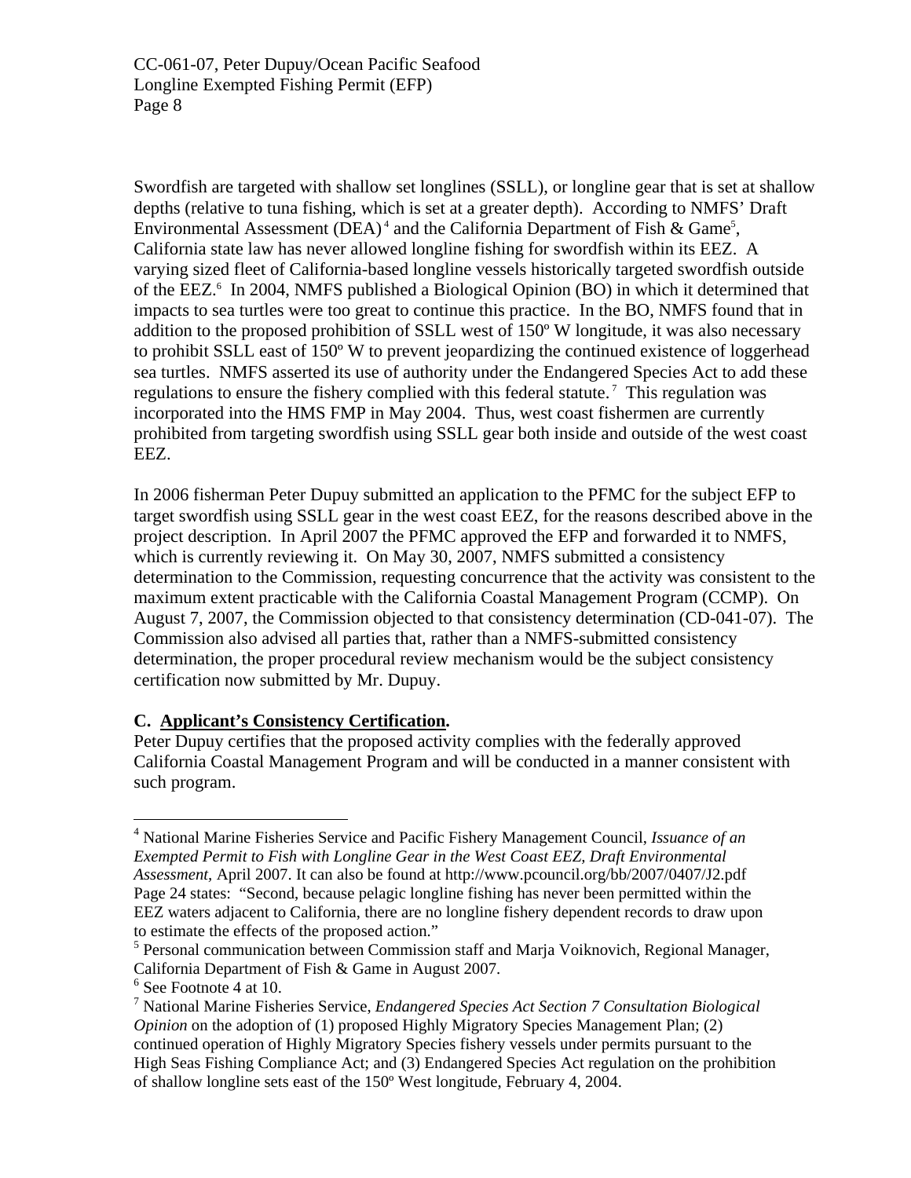Swordfish are targeted with shallow set longlines (SSLL), or longline gear that is set at shallow depths (relative to tuna fishing, which is set at a greater depth). According to NMFS' Draft Environmental Assessment (DEA)[4] and the California Department of Fish & Game[5], California state law has never allowed longline fishing for swordfish within its EEZ. A varying sized fleet of California-based longline vessels historically targeted swordfish outside of the EEZ.[6] In 2004, NMFS published a Biological Opinion (BO) in which it determined that impacts to sea turtles were too great to continue this practice. In the BO, NMFS found that in addition to the proposed prohibition of SSLL west of 150º W longitude, it was also necessary to prohibit SSLL east of 150º W to prevent jeopardizing the continued existence of loggerhead sea turtles. NMFS asserted its use of authority under the Endangered Species Act to add these regulations to ensure the fishery complied with this federal statute.[7] This regulation was incorporated into the HMS FMP in May 2004. Thus, west coast fishermen are currently prohibited from targeting swordfish using SSLL gear both inside and outside of the west coast EEZ.

In 2006 fisherman Peter Dupuy submitted an application to the PFMC for the subject EFP to target swordfish using SSLL gear in the west coast EEZ, for the reasons described above in the project description. In April 2007 the PFMC approved the EFP and forwarded it to NMFS, which is currently reviewing it. On May 30, 2007, NMFS submitted a consistency determination to the Commission, requesting concurrence that the activity was consistent to the maximum extent practicable with the California Coastal Management Program (CCMP). On August 7, 2007, the Commission objected to that consistency determination (CD-041-07). The Commission also advised all parties that, rather than a NMFS-submitted consistency determination, the proper procedural review mechanism would be the subject consistency certification now submitted by Mr. Dupuy.

**C. Applicant's Consistency Certification.**

Peter Dupuy certifies that the proposed activity complies with the federally approved California Coastal Management Program and will be conducted in a manner consistent with such program.

---

[4] National Marine Fisheries Service and Pacific Fishery Management Council, *Issuance of an Exempted Permit to Fish with Longline Gear in the West Coast EEZ, Draft Environmental Assessment*, April 2007. It can also be found at http://www.pcouncil.org/bb/2007/0407/J2.pdf Page 24 states: "Second, because pelagic longline fishing has never been permitted within the EEZ waters adjacent to California, there are no longline fishery dependent records to draw upon to estimate the effects of the proposed action."

[5] Personal communication between Commission staff and Marja Voiknovich, Regional Manager, California Department of Fish & Game in August 2007.

[6] See Footnote 4 at 10.

[7] National Marine Fisheries Service, *Endangered Species Act Section 7 Consultation Biological Opinion* on the adoption of (1) proposed Highly Migratory Species Management Plan; (2) continued operation of Highly Migratory Species fishery vessels under permits pursuant to the High Seas Fishing Compliance Act; and (3) Endangered Species Act regulation on the prohibition of shallow longline sets east of the 150º West longitude, February 4, 2004.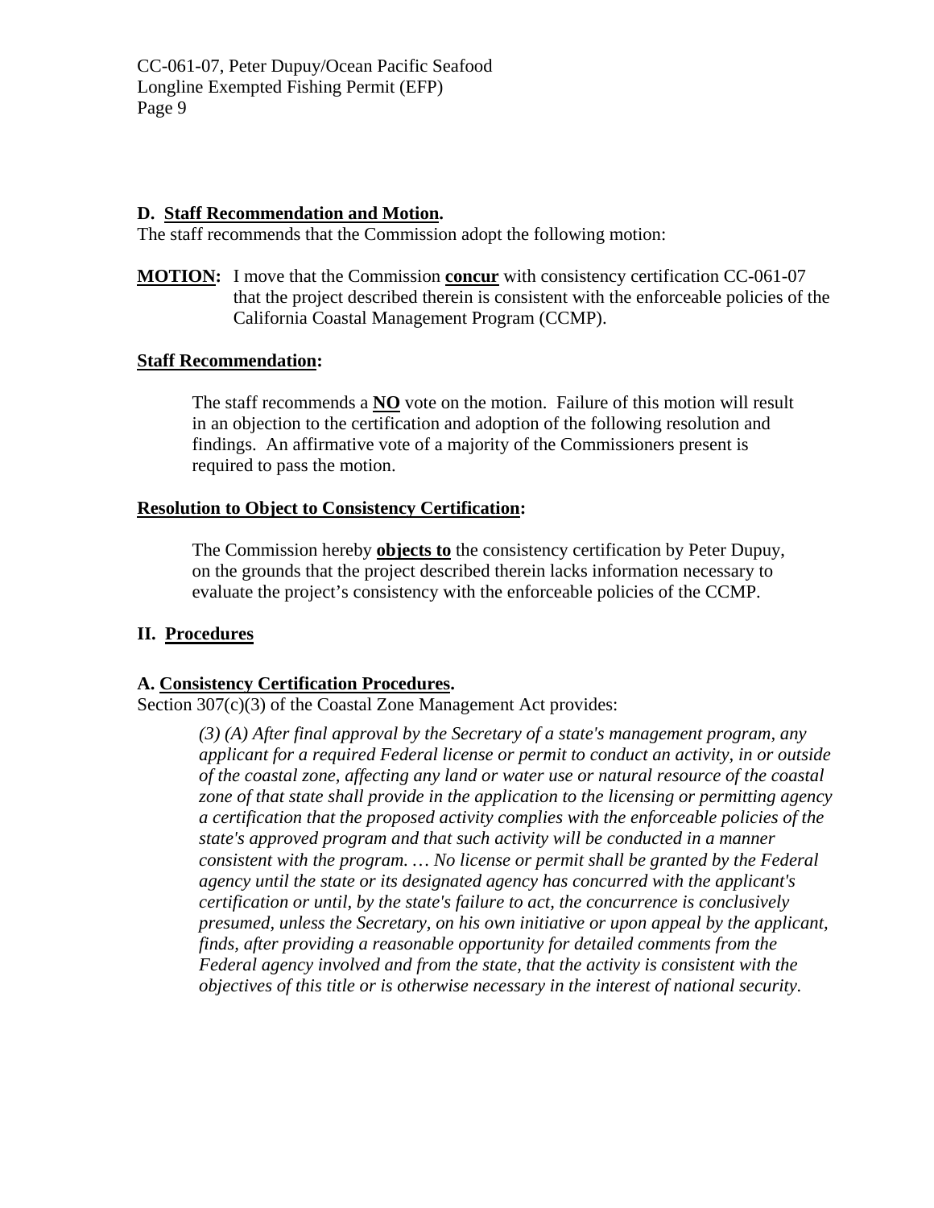### D. Staff Recommendation and Motion.

The staff recommends that the Commission adopt the following motion:

**MOTION:** I move that the Commission **concur** with consistency certification CC-061-07 that the project described therein is consistent with the enforceable policies of the California Coastal Management Program (CCMP).

**Staff Recommendation:**

The staff recommends a **NO** vote on the motion. Failure of this motion will result in an objection to the certification and adoption of the following resolution and findings. An affirmative vote of a majority of the Commissioners present is required to pass the motion.

**Resolution to Object to Consistency Certification:**

The Commission hereby **objects to** the consistency certification by Peter Dupuy, on the grounds that the project described therein lacks information necessary to evaluate the project's consistency with the enforceable policies of the CCMP.

## II. Procedures

### A. Consistency Certification Procedures.

Section 307(c)(3) of the Coastal Zone Management Act provides:

*(3) (A) After final approval by the Secretary of a state's management program, any applicant for a required Federal license or permit to conduct an activity, in or outside of the coastal zone, affecting any land or water use or natural resource of the coastal zone of that state shall provide in the application to the licensing or permitting agency a certification that the proposed activity complies with the enforceable policies of the state's approved program and that such activity will be conducted in a manner consistent with the program. … No license or permit shall be granted by the Federal agency until the state or its designated agency has concurred with the applicant's certification or until, by the state's failure to act, the concurrence is conclusively presumed, unless the Secretary, on his own initiative or upon appeal by the applicant, finds, after providing a reasonable opportunity for detailed comments from the Federal agency involved and from the state, that the activity is consistent with the objectives of this title or is otherwise necessary in the interest of national security.*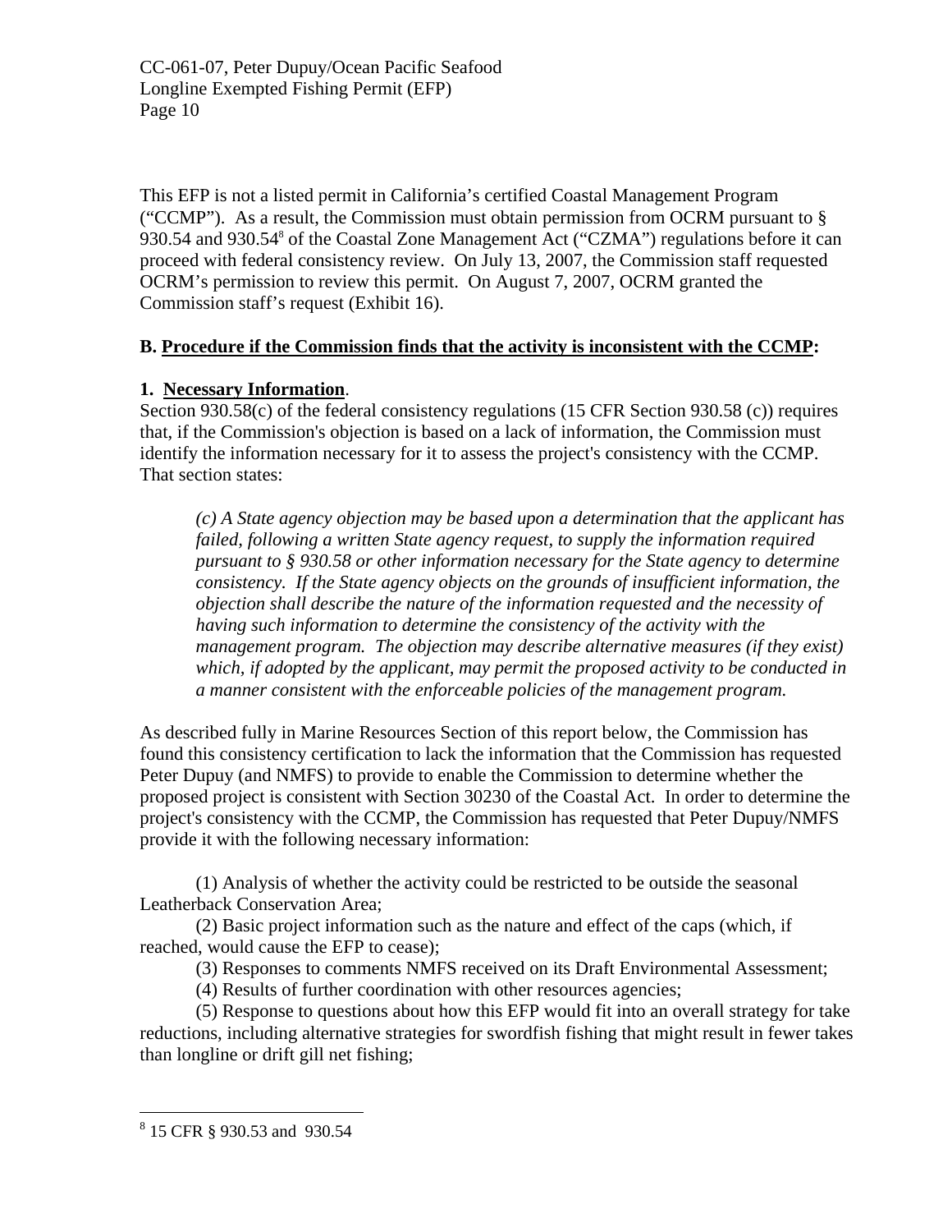This EFP is not a listed permit in California's certified Coastal Management Program ("CCMP"). As a result, the Commission must obtain permission from OCRM pursuant to § 930.54 and 930.54[8] of the Coastal Zone Management Act ("CZMA") regulations before it can proceed with federal consistency review. On July 13, 2007, the Commission staff requested OCRM's permission to review this permit. On August 7, 2007, OCRM granted the Commission staff's request (Exhibit 16).

**B. Procedure if the Commission finds that the activity is inconsistent with the CCMP:**

**1. Necessary Information**.

Section 930.58(c) of the federal consistency regulations (15 CFR Section 930.58 (c)) requires that, if the Commission's objection is based on a lack of information, the Commission must identify the information necessary for it to assess the project's consistency with the CCMP. That section states:

> *(c) A State agency objection may be based upon a determination that the applicant has failed, following a written State agency request, to supply the information required pursuant to § 930.58 or other information necessary for the State agency to determine consistency. If the State agency objects on the grounds of insufficient information, the objection shall describe the nature of the information requested and the necessity of having such information to determine the consistency of the activity with the management program. The objection may describe alternative measures (if they exist) which, if adopted by the applicant, may permit the proposed activity to be conducted in a manner consistent with the enforceable policies of the management program.*

As described fully in Marine Resources Section of this report below, the Commission has found this consistency certification to lack the information that the Commission has requested Peter Dupuy (and NMFS) to provide to enable the Commission to determine whether the proposed project is consistent with Section 30230 of the Coastal Act. In order to determine the project's consistency with the CCMP, the Commission has requested that Peter Dupuy/NMFS provide it with the following necessary information:

(1) Analysis of whether the activity could be restricted to be outside the seasonal Leatherback Conservation Area;

(2) Basic project information such as the nature and effect of the caps (which, if reached, would cause the EFP to cease);

(3) Responses to comments NMFS received on its Draft Environmental Assessment;

(4) Results of further coordination with other resources agencies;

(5) Response to questions about how this EFP would fit into an overall strategy for take reductions, including alternative strategies for swordfish fishing that might result in fewer takes than longline or drift gill net fishing;

---

[8] 15 CFR § 930.53 and 930.54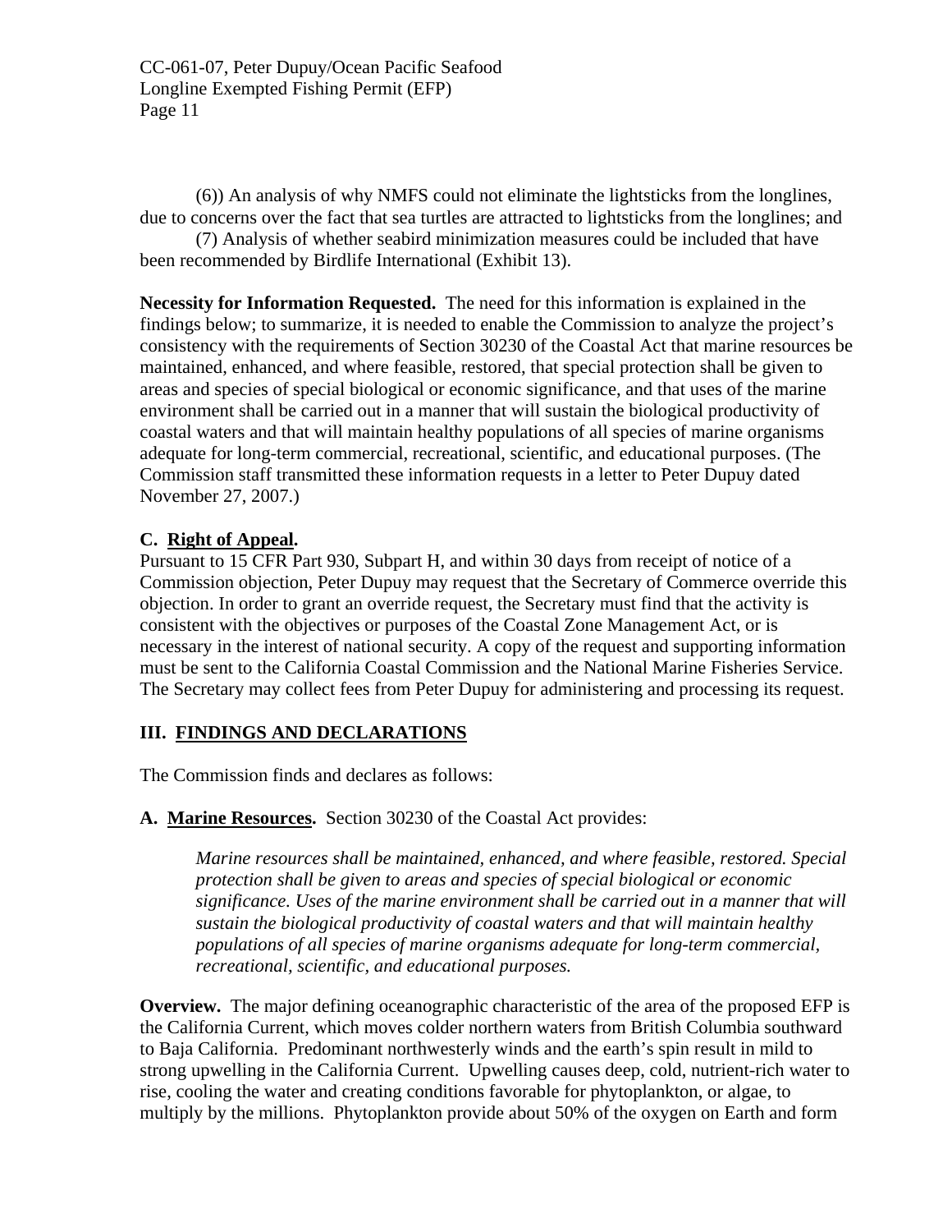(6)) An analysis of why NMFS could not eliminate the lightsticks from the longlines, due to concerns over the fact that sea turtles are attracted to lightsticks from the longlines; and

(7) Analysis of whether seabird minimization measures could be included that have been recommended by Birdlife International (Exhibit 13).

**Necessity for Information Requested.** The need for this information is explained in the findings below; to summarize, it is needed to enable the Commission to analyze the project's consistency with the requirements of Section 30230 of the Coastal Act that marine resources be maintained, enhanced, and where feasible, restored, that special protection shall be given to areas and species of special biological or economic significance, and that uses of the marine environment shall be carried out in a manner that will sustain the biological productivity of coastal waters and that will maintain healthy populations of all species of marine organisms adequate for long-term commercial, recreational, scientific, and educational purposes. (The Commission staff transmitted these information requests in a letter to Peter Dupuy dated November 27, 2007.)

### C. Right of Appeal.

Pursuant to 15 CFR Part 930, Subpart H, and within 30 days from receipt of notice of a Commission objection, Peter Dupuy may request that the Secretary of Commerce override this objection. In order to grant an override request, the Secretary must find that the activity is consistent with the objectives or purposes of the Coastal Zone Management Act, or is necessary in the interest of national security. A copy of the request and supporting information must be sent to the California Coastal Commission and the National Marine Fisheries Service. The Secretary may collect fees from Peter Dupuy for administering and processing its request.

## III. FINDINGS AND DECLARATIONS

The Commission finds and declares as follows:

### A. Marine Resources. Section 30230 of the Coastal Act provides:

> *Marine resources shall be maintained, enhanced, and where feasible, restored. Special protection shall be given to areas and species of special biological or economic significance. Uses of the marine environment shall be carried out in a manner that will sustain the biological productivity of coastal waters and that will maintain healthy populations of all species of marine organisms adequate for long-term commercial, recreational, scientific, and educational purposes.*

**Overview.** The major defining oceanographic characteristic of the area of the proposed EFP is the California Current, which moves colder northern waters from British Columbia southward to Baja California. Predominant northwesterly winds and the earth's spin result in mild to strong upwelling in the California Current. Upwelling causes deep, cold, nutrient-rich water to rise, cooling the water and creating conditions favorable for phytoplankton, or algae, to multiply by the millions. Phytoplankton provide about 50% of the oxygen on Earth and form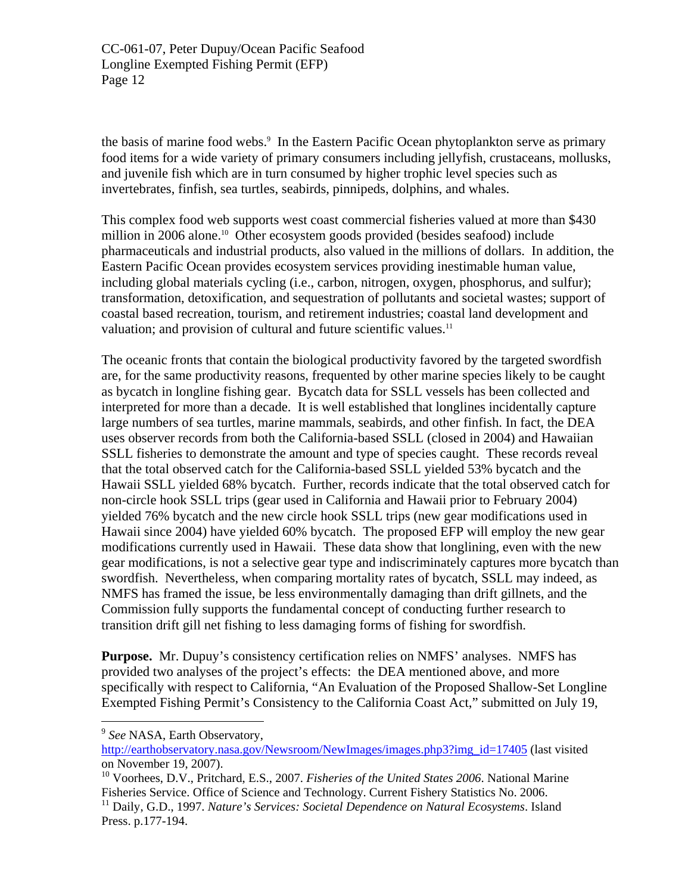the basis of marine food webs.[9] In the Eastern Pacific Ocean phytoplankton serve as primary food items for a wide variety of primary consumers including jellyfish, crustaceans, mollusks, and juvenile fish which are in turn consumed by higher trophic level species such as invertebrates, finfish, sea turtles, seabirds, pinnipeds, dolphins, and whales.

This complex food web supports west coast commercial fisheries valued at more than $430 million in 2006 alone.[10] Other ecosystem goods provided (besides seafood) include pharmaceuticals and industrial products, also valued in the millions of dollars. In addition, the Eastern Pacific Ocean provides ecosystem services providing inestimable human value, including global materials cycling (i.e., carbon, nitrogen, oxygen, phosphorus, and sulfur); transformation, detoxification, and sequestration of pollutants and societal wastes; support of coastal based recreation, tourism, and retirement industries; coastal land development and valuation; and provision of cultural and future scientific values.[11]

The oceanic fronts that contain the biological productivity favored by the targeted swordfish are, for the same productivity reasons, frequented by other marine species likely to be caught as bycatch in longline fishing gear. Bycatch data for SSLL vessels has been collected and interpreted for more than a decade. It is well established that longlines incidentally capture large numbers of sea turtles, marine mammals, seabirds, and other finfish. In fact, the DEA uses observer records from both the California-based SSLL (closed in 2004) and Hawaiian SSLL fisheries to demonstrate the amount and type of species caught. These records reveal that the total observed catch for the California-based SSLL yielded 53% bycatch and the Hawaii SSLL yielded 68% bycatch. Further, records indicate that the total observed catch for non-circle hook SSLL trips (gear used in California and Hawaii prior to February 2004) yielded 76% bycatch and the new circle hook SSLL trips (new gear modifications used in Hawaii since 2004) have yielded 60% bycatch. The proposed EFP will employ the new gear modifications currently used in Hawaii. These data show that longlining, even with the new gear modifications, is not a selective gear type and indiscriminately captures more bycatch than swordfish. Nevertheless, when comparing mortality rates of bycatch, SSLL may indeed, as NMFS has framed the issue, be less environmentally damaging than drift gillnets, and the Commission fully supports the fundamental concept of conducting further research to transition drift gill net fishing to less damaging forms of fishing for swordfish.

**Purpose.** Mr. Dupuy's consistency certification relies on NMFS' analyses. NMFS has provided two analyses of the project's effects: the DEA mentioned above, and more specifically with respect to California, "An Evaluation of the Proposed Shallow-Set Longline Exempted Fishing Permit's Consistency to the California Coast Act," submitted on July 19,

---

[9] *See* NASA, Earth Observatory, http://earthobservatory.nasa.gov/Newsroom/NewImages/images.php3?img_id=17405 (last visited on November 19, 2007).

[10] Voorhees, D.V., Pritchard, E.S., 2007. *Fisheries of the United States 2006*. National Marine Fisheries Service. Office of Science and Technology. Current Fishery Statistics No. 2006.

[11] Daily, G.D., 1997. *Nature's Services: Societal Dependence on Natural Ecosystems*. Island Press. p.177-194.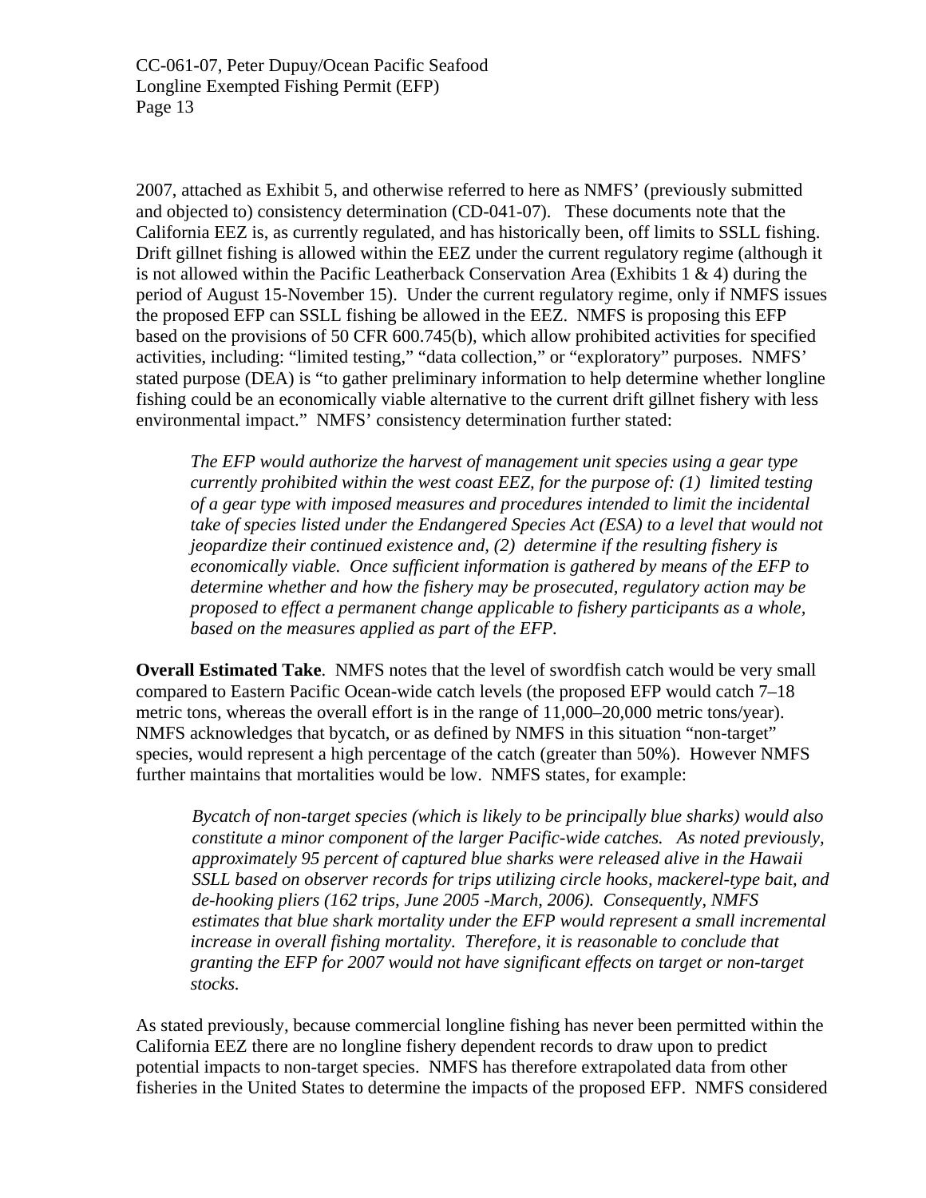2007, attached as Exhibit 5, and otherwise referred to here as NMFS' (previously submitted and objected to) consistency determination (CD-041-07). These documents note that the California EEZ is, as currently regulated, and has historically been, off limits to SSLL fishing. Drift gillnet fishing is allowed within the EEZ under the current regulatory regime (although it is not allowed within the Pacific Leatherback Conservation Area (Exhibits 1 & 4) during the period of August 15-November 15). Under the current regulatory regime, only if NMFS issues the proposed EFP can SSLL fishing be allowed in the EEZ. NMFS is proposing this EFP based on the provisions of 50 CFR 600.745(b), which allow prohibited activities for specified activities, including: "limited testing," "data collection," or "exploratory" purposes. NMFS' stated purpose (DEA) is "to gather preliminary information to help determine whether longline fishing could be an economically viable alternative to the current drift gillnet fishery with less environmental impact." NMFS' consistency determination further stated:

> *The EFP would authorize the harvest of management unit species using a gear type currently prohibited within the west coast EEZ, for the purpose of: (1) limited testing of a gear type with imposed measures and procedures intended to limit the incidental take of species listed under the Endangered Species Act (ESA) to a level that would not jeopardize their continued existence and, (2) determine if the resulting fishery is economically viable. Once sufficient information is gathered by means of the EFP to determine whether and how the fishery may be prosecuted, regulatory action may be proposed to effect a permanent change applicable to fishery participants as a whole, based on the measures applied as part of the EFP.*

**Overall Estimated Take**. NMFS notes that the level of swordfish catch would be very small compared to Eastern Pacific Ocean-wide catch levels (the proposed EFP would catch 7–18 metric tons, whereas the overall effort is in the range of 11,000–20,000 metric tons/year). NMFS acknowledges that bycatch, or as defined by NMFS in this situation "non-target" species, would represent a high percentage of the catch (greater than 50%). However NMFS further maintains that mortalities would be low. NMFS states, for example:

> *Bycatch of non-target species (which is likely to be principally blue sharks) would also constitute a minor component of the larger Pacific-wide catches. As noted previously, approximately 95 percent of captured blue sharks were released alive in the Hawaii SSLL based on observer records for trips utilizing circle hooks, mackerel-type bait, and de-hooking pliers (162 trips, June 2005 -March, 2006). Consequently, NMFS estimates that blue shark mortality under the EFP would represent a small incremental increase in overall fishing mortality. Therefore, it is reasonable to conclude that granting the EFP for 2007 would not have significant effects on target or non-target stocks.*

As stated previously, because commercial longline fishing has never been permitted within the California EEZ there are no longline fishery dependent records to draw upon to predict potential impacts to non-target species. NMFS has therefore extrapolated data from other fisheries in the United States to determine the impacts of the proposed EFP. NMFS considered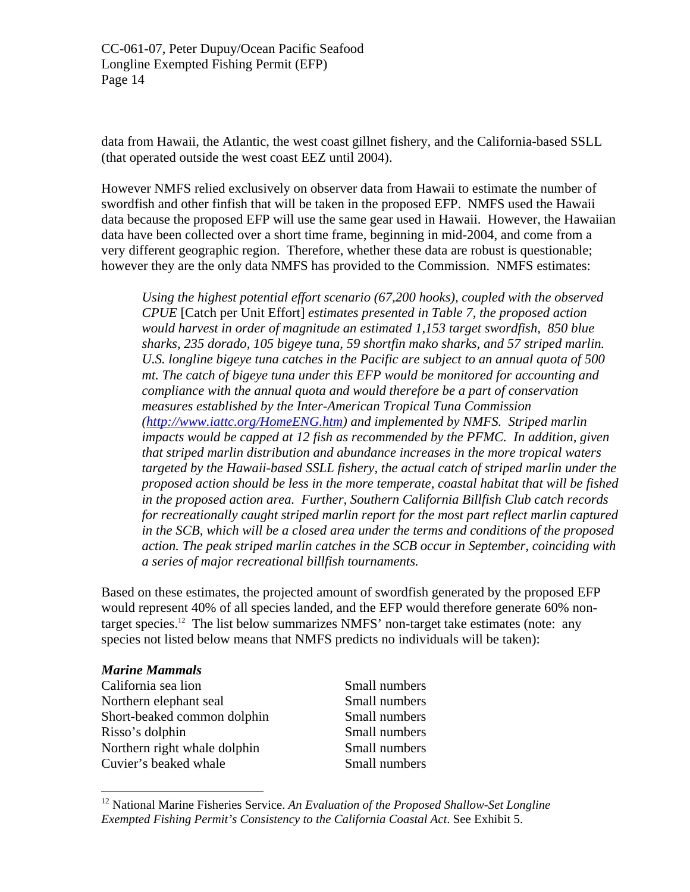data from Hawaii, the Atlantic, the west coast gillnet fishery, and the California-based SSLL (that operated outside the west coast EEZ until 2004).

However NMFS relied exclusively on observer data from Hawaii to estimate the number of swordfish and other finfish that will be taken in the proposed EFP. NMFS used the Hawaii data because the proposed EFP will use the same gear used in Hawaii. However, the Hawaiian data have been collected over a short time frame, beginning in mid-2004, and come from a very different geographic region. Therefore, whether these data are robust is questionable; however they are the only data NMFS has provided to the Commission. NMFS estimates:

> *Using the highest potential effort scenario (67,200 hooks), coupled with the observed CPUE* [Catch per Unit Effort] *estimates presented in Table 7, the proposed action would harvest in order of magnitude an estimated 1,153 target swordfish, 850 blue sharks, 235 dorado, 105 bigeye tuna, 59 shortfin mako sharks, and 57 striped marlin. U.S. longline bigeye tuna catches in the Pacific are subject to an annual quota of 500 mt. The catch of bigeye tuna under this EFP would be monitored for accounting and compliance with the annual quota and would therefore be a part of conservation measures established by the Inter-American Tropical Tuna Commission (http://www.iattc.org/HomeENG.htm) and implemented by NMFS. Striped marlin impacts would be capped at 12 fish as recommended by the PFMC. In addition, given that striped marlin distribution and abundance increases in the more tropical waters targeted by the Hawaii-based SSLL fishery, the actual catch of striped marlin under the proposed action should be less in the more temperate, coastal habitat that will be fished in the proposed action area. Further, Southern California Billfish Club catch records for recreationally caught striped marlin report for the most part reflect marlin captured in the SCB, which will be a closed area under the terms and conditions of the proposed action. The peak striped marlin catches in the SCB occur in September, coinciding with a series of major recreational billfish tournaments.*

Based on these estimates, the projected amount of swordfish generated by the proposed EFP would represent 40% of all species landed, and the EFP would therefore generate 60% non-target species.[12] The list below summarizes NMFS' non-target take estimates (note: any species not listed below means that NMFS predicts no individuals will be taken):

***Marine Mammals***

| | |
|---|---|
| California sea lion | Small numbers |
| Northern elephant seal | Small numbers |
| Short-beaked common dolphin | Small numbers |
| Risso's dolphin | Small numbers |
| Northern right whale dolphin | Small numbers |
| Cuvier's beaked whale | Small numbers |

[12] National Marine Fisheries Service. *An Evaluation of the Proposed Shallow-Set Longline Exempted Fishing Permit's Consistency to the California Coastal Act*. See Exhibit 5.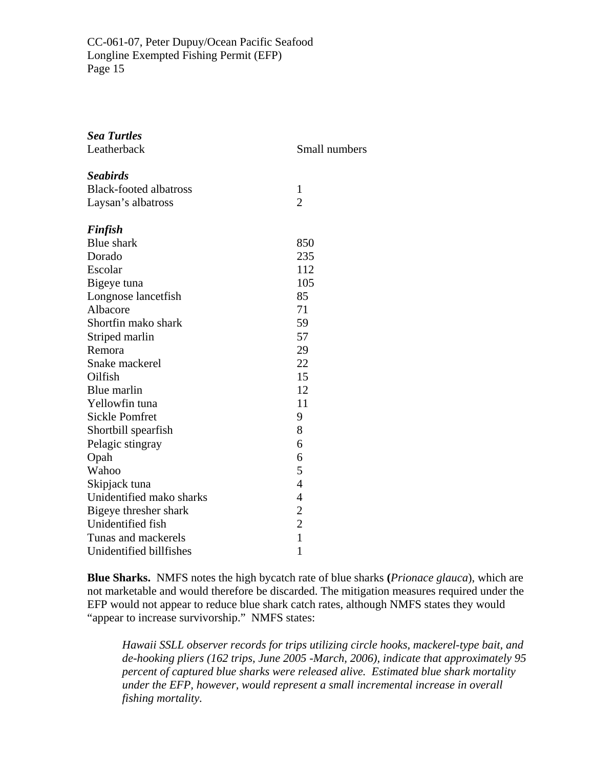| | |
|---|---|
| ***Sea Turtles*** | |
| Leatherback | Small numbers |
| ***Seabirds*** | |
| Black-footed albatross | 1 |
| Laysan's albatross | 2 |
| ***Finfish*** | |
| Blue shark | 850 |
| Dorado | 235 |
| Escolar | 112 |
| Bigeye tuna | 105 |
| Longnose lancetfish | 85 |
| Albacore | 71 |
| Shortfin mako shark | 59 |
| Striped marlin | 57 |
| Remora | 29 |
| Snake mackerel | 22 |
| Oilfish | 15 |
| Blue marlin | 12 |
| Yellowfin tuna | 11 |
| Sickle Pomfret | 9 |
| Shortbill spearfish | 8 |
| Pelagic stingray | 6 |
| Opah | 6 |
| Wahoo | 5 |
| Skipjack tuna | 4 |
| Unidentified mako sharks | 4 |
| Bigeye thresher shark | 2 |
| Unidentified fish | 2 |
| Tunas and mackerels | 1 |
| Unidentified billfishes | 1 |

**Blue Sharks.** NMFS notes the high bycatch rate of blue sharks **(***Prionace glauca*), which are not marketable and would therefore be discarded. The mitigation measures required under the EFP would not appear to reduce blue shark catch rates, although NMFS states they would "appear to increase survivorship." NMFS states:

> *Hawaii SSLL observer records for trips utilizing circle hooks, mackerel-type bait, and de-hooking pliers (162 trips, June 2005 -March, 2006), indicate that approximately 95 percent of captured blue sharks were released alive. Estimated blue shark mortality under the EFP, however, would represent a small incremental increase in overall fishing mortality.*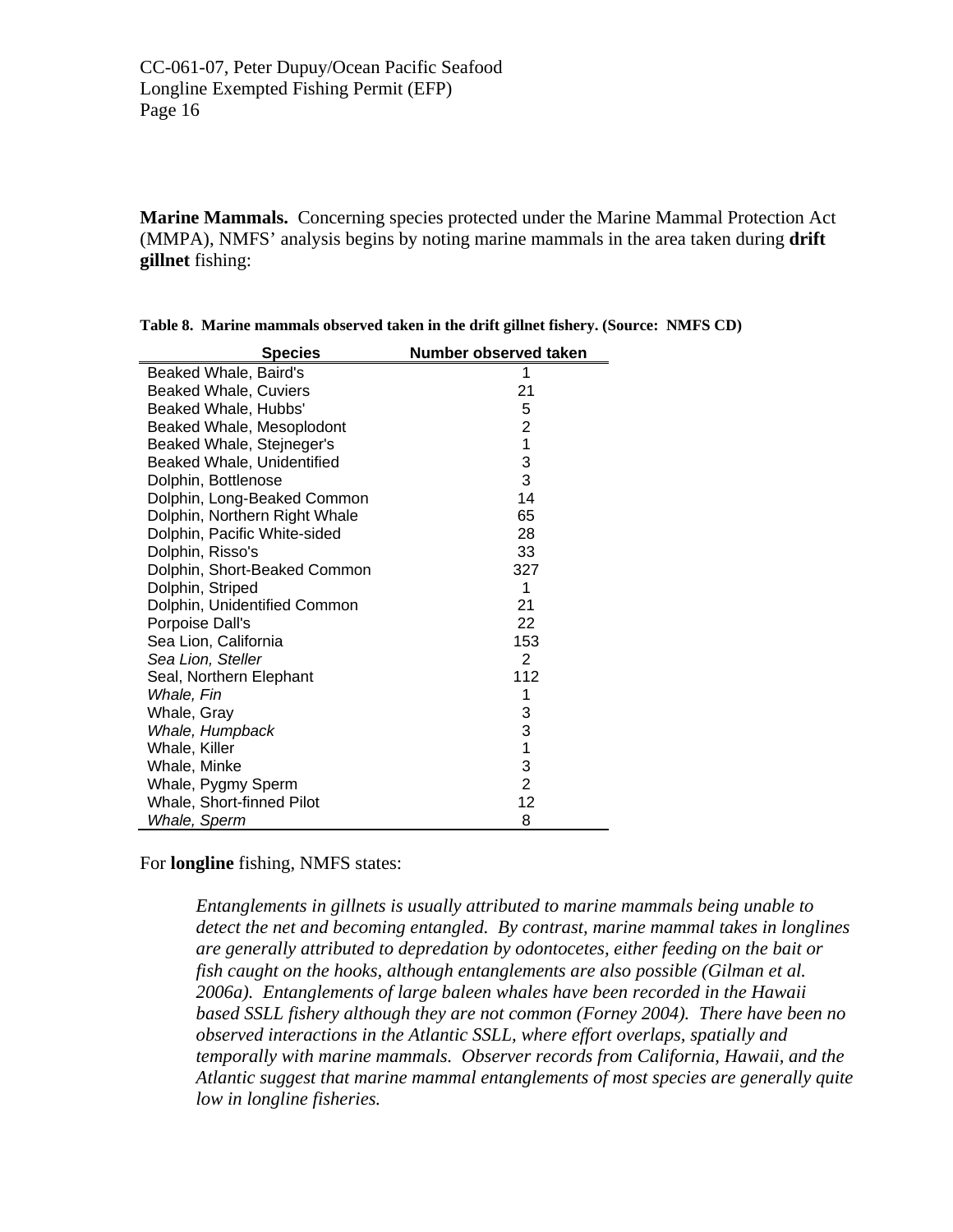**Marine Mammals.** Concerning species protected under the Marine Mammal Protection Act (MMPA), NMFS' analysis begins by noting marine mammals in the area taken during **drift gillnet** fishing:

**Table 8. Marine mammals observed taken in the drift gillnet fishery. (Source: NMFS CD)**

| Species | Number observed taken |
|---|---|
| Beaked Whale, Baird's | 1 |
| Beaked Whale, Cuviers | 21 |
| Beaked Whale, Hubbs' | 5 |
| Beaked Whale, Mesoplodont | 2 |
| Beaked Whale, Stejneger's | 1 |
| Beaked Whale, Unidentified | 3 |
| Dolphin, Bottlenose | 3 |
| Dolphin, Long-Beaked Common | 14 |
| Dolphin, Northern Right Whale | 65 |
| Dolphin, Pacific White-sided | 28 |
| Dolphin, Risso's | 33 |
| Dolphin, Short-Beaked Common | 327 |
| Dolphin, Striped | 1 |
| Dolphin, Unidentified Common | 21 |
| Porpoise Dall's | 22 |
| Sea Lion, California | 153 |
| *Sea Lion, Steller* | 2 |
| Seal, Northern Elephant | 112 |
| *Whale, Fin* | 1 |
| Whale, Gray | 3 |
| *Whale, Humpback* | 3 |
| Whale, Killer | 1 |
| Whale, Minke | 3 |
| Whale, Pygmy Sperm | 2 |
| Whale, Short-finned Pilot | 12 |
| *Whale, Sperm* | 8 |

For **longline** fishing, NMFS states:

> *Entanglements in gillnets is usually attributed to marine mammals being unable to detect the net and becoming entangled. By contrast, marine mammal takes in longlines are generally attributed to depredation by odontocetes, either feeding on the bait or fish caught on the hooks, although entanglements are also possible (Gilman et al. 2006a). Entanglements of large baleen whales have been recorded in the Hawaii based SSLL fishery although they are not common (Forney 2004). There have been no observed interactions in the Atlantic SSLL, where effort overlaps, spatially and temporally with marine mammals. Observer records from California, Hawaii, and the Atlantic suggest that marine mammal entanglements of most species are generally quite low in longline fisheries.*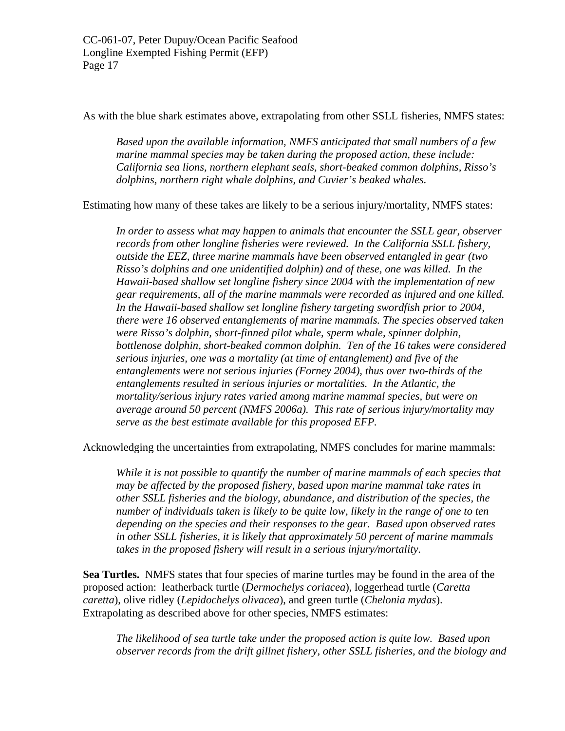As with the blue shark estimates above, extrapolating from other SSLL fisheries, NMFS states:

> *Based upon the available information, NMFS anticipated that small numbers of a few marine mammal species may be taken during the proposed action, these include: California sea lions, northern elephant seals, short-beaked common dolphins, Risso's dolphins, northern right whale dolphins, and Cuvier's beaked whales.*

Estimating how many of these takes are likely to be a serious injury/mortality, NMFS states:

> *In order to assess what may happen to animals that encounter the SSLL gear, observer records from other longline fisheries were reviewed. In the California SSLL fishery, outside the EEZ, three marine mammals have been observed entangled in gear (two Risso's dolphins and one unidentified dolphin) and of these, one was killed. In the Hawaii-based shallow set longline fishery since 2004 with the implementation of new gear requirements, all of the marine mammals were recorded as injured and one killed. In the Hawaii-based shallow set longline fishery targeting swordfish prior to 2004, there were 16 observed entanglements of marine mammals. The species observed taken were Risso's dolphin, short-finned pilot whale, sperm whale, spinner dolphin, bottlenose dolphin, short-beaked common dolphin. Ten of the 16 takes were considered serious injuries, one was a mortality (at time of entanglement) and five of the entanglements were not serious injuries (Forney 2004), thus over two-thirds of the entanglements resulted in serious injuries or mortalities. In the Atlantic, the mortality/serious injury rates varied among marine mammal species, but were on average around 50 percent (NMFS 2006a). This rate of serious injury/mortality may serve as the best estimate available for this proposed EFP.*

Acknowledging the uncertainties from extrapolating, NMFS concludes for marine mammals:

> *While it is not possible to quantify the number of marine mammals of each species that may be affected by the proposed fishery, based upon marine mammal take rates in other SSLL fisheries and the biology, abundance, and distribution of the species, the number of individuals taken is likely to be quite low, likely in the range of one to ten depending on the species and their responses to the gear. Based upon observed rates in other SSLL fisheries, it is likely that approximately 50 percent of marine mammals takes in the proposed fishery will result in a serious injury/mortality.*

**Sea Turtles.** NMFS states that four species of marine turtles may be found in the area of the proposed action: leatherback turtle (*Dermochelys coriacea*), loggerhead turtle (*Caretta caretta*), olive ridley (*Lepidochelys olivacea*), and green turtle (*Chelonia mydas*). Extrapolating as described above for other species, NMFS estimates:

> *The likelihood of sea turtle take under the proposed action is quite low. Based upon observer records from the drift gillnet fishery, other SSLL fisheries, and the biology and*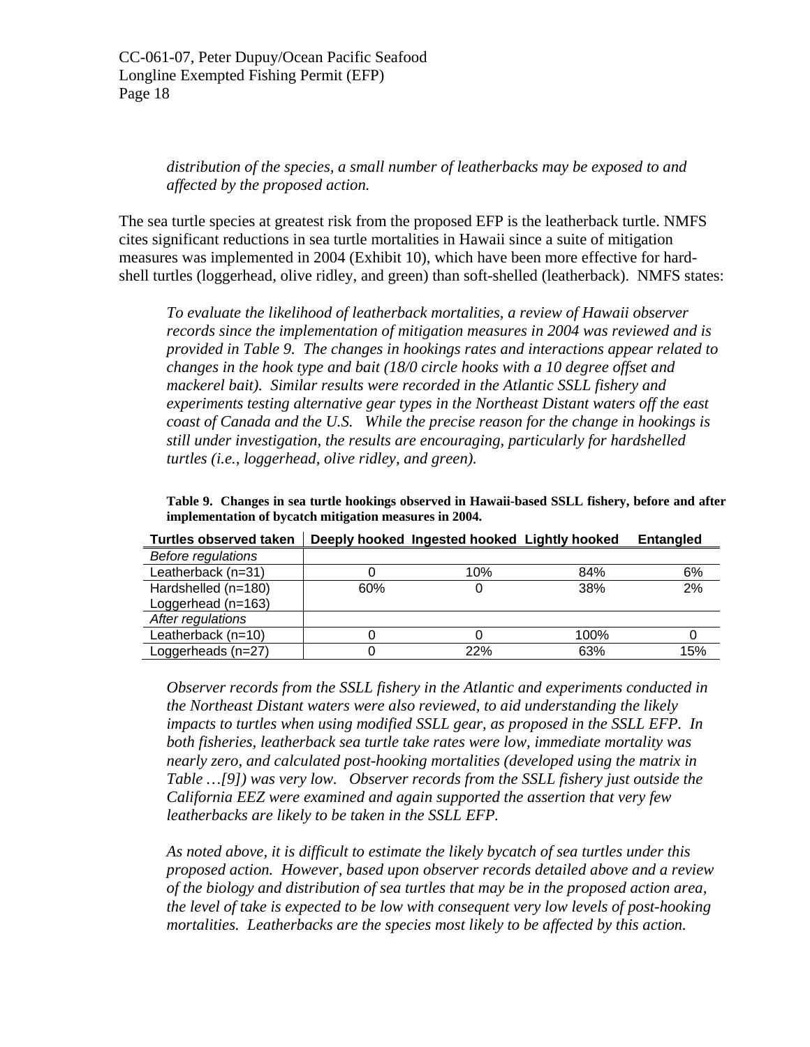*distribution of the species, a small number of leatherbacks may be exposed to and affected by the proposed action.*

The sea turtle species at greatest risk from the proposed EFP is the leatherback turtle. NMFS cites significant reductions in sea turtle mortalities in Hawaii since a suite of mitigation measures was implemented in 2004 (Exhibit 10), which have been more effective for hard-shell turtles (loggerhead, olive ridley, and green) than soft-shelled (leatherback). NMFS states:

*To evaluate the likelihood of leatherback mortalities, a review of Hawaii observer records since the implementation of mitigation measures in 2004 was reviewed and is provided in Table 9. The changes in hookings rates and interactions appear related to changes in the hook type and bait (18/0 circle hooks with a 10 degree offset and mackerel bait). Similar results were recorded in the Atlantic SSLL fishery and experiments testing alternative gear types in the Northeast Distant waters off the east coast of Canada and the U.S. While the precise reason for the change in hookings is still under investigation, the results are encouraging, particularly for hardshelled turtles (i.e., loggerhead, olive ridley, and green).*

**Table 9. Changes in sea turtle hookings observed in Hawaii-based SSLL fishery, before and after implementation of bycatch mitigation measures in 2004.**

| Turtles observed taken | Deeply hooked | Ingested hooked | Lightly hooked | Entangled |
|---|---|---|---|---|
| *Before regulations* | | | | |
| Leatherback (n=31) | 0 | 10% | 84% | 6% |
| Hardshelled (n=180) Loggerhead (n=163) | 60% | 0 | 38% | 2% |
| *After regulations* | | | | |
| Leatherback (n=10) | 0 | 0 | 100% | 0 |
| Loggerheads (n=27) | 0 | 22% | 63% | 15% |

*Observer records from the SSLL fishery in the Atlantic and experiments conducted in the Northeast Distant waters were also reviewed, to aid understanding the likely impacts to turtles when using modified SSLL gear, as proposed in the SSLL EFP. In both fisheries, leatherback sea turtle take rates were low, immediate mortality was nearly zero, and calculated post-hooking mortalities (developed using the matrix in Table …[9]) was very low. Observer records from the SSLL fishery just outside the California EEZ were examined and again supported the assertion that very few leatherbacks are likely to be taken in the SSLL EFP.*

*As noted above, it is difficult to estimate the likely bycatch of sea turtles under this proposed action. However, based upon observer records detailed above and a review of the biology and distribution of sea turtles that may be in the proposed action area, the level of take is expected to be low with consequent very low levels of post-hooking mortalities. Leatherbacks are the species most likely to be affected by this action.*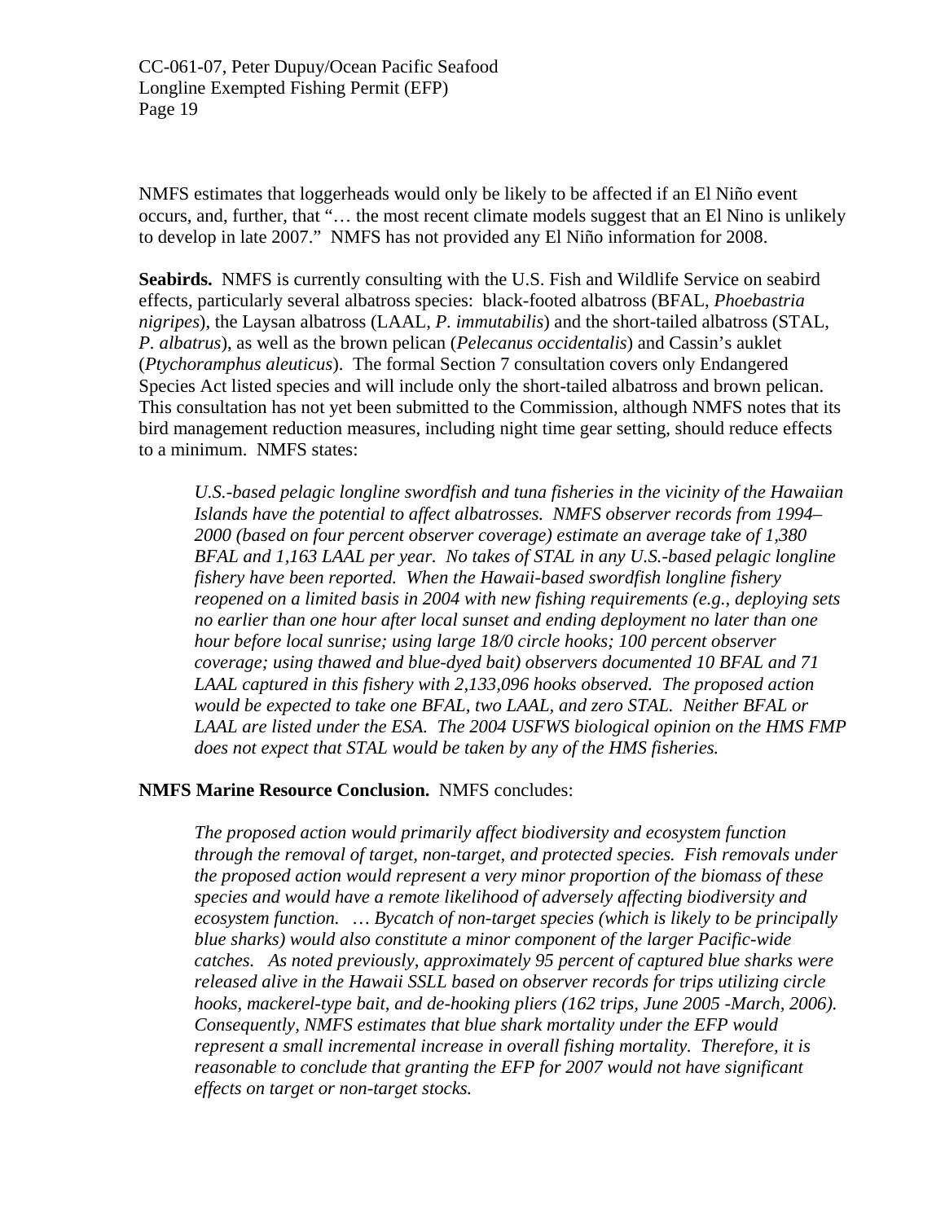NMFS estimates that loggerheads would only be likely to be affected if an El Niño event occurs, and, further, that "… the most recent climate models suggest that an El Nino is unlikely to develop in late 2007." NMFS has not provided any El Niño information for 2008.

**Seabirds.** NMFS is currently consulting with the U.S. Fish and Wildlife Service on seabird effects, particularly several albatross species: black-footed albatross (BFAL, *Phoebastria nigripes*), the Laysan albatross (LAAL, *P. immutabilis*) and the short-tailed albatross (STAL, *P. albatrus*), as well as the brown pelican (*Pelecanus occidentalis*) and Cassin's auklet (*Ptychoramphus aleuticus*). The formal Section 7 consultation covers only Endangered Species Act listed species and will include only the short-tailed albatross and brown pelican. This consultation has not yet been submitted to the Commission, although NMFS notes that its bird management reduction measures, including night time gear setting, should reduce effects to a minimum. NMFS states:

> *U.S.-based pelagic longline swordfish and tuna fisheries in the vicinity of the Hawaiian Islands have the potential to affect albatrosses. NMFS observer records from 1994–2000 (based on four percent observer coverage) estimate an average take of 1,380 BFAL and 1,163 LAAL per year. No takes of STAL in any U.S.-based pelagic longline fishery have been reported. When the Hawaii-based swordfish longline fishery reopened on a limited basis in 2004 with new fishing requirements (e.g., deploying sets no earlier than one hour after local sunset and ending deployment no later than one hour before local sunrise; using large 18/0 circle hooks; 100 percent observer coverage; using thawed and blue-dyed bait) observers documented 10 BFAL and 71 LAAL captured in this fishery with 2,133,096 hooks observed. The proposed action would be expected to take one BFAL, two LAAL, and zero STAL. Neither BFAL or LAAL are listed under the ESA. The 2004 USFWS biological opinion on the HMS FMP does not expect that STAL would be taken by any of the HMS fisheries.*

**NMFS Marine Resource Conclusion.** NMFS concludes:

> *The proposed action would primarily affect biodiversity and ecosystem function through the removal of target, non-target, and protected species. Fish removals under the proposed action would represent a very minor proportion of the biomass of these species and would have a remote likelihood of adversely affecting biodiversity and ecosystem function. … Bycatch of non-target species (which is likely to be principally blue sharks) would also constitute a minor component of the larger Pacific-wide catches. As noted previously, approximately 95 percent of captured blue sharks were released alive in the Hawaii SSLL based on observer records for trips utilizing circle hooks, mackerel-type bait, and de-hooking pliers (162 trips, June 2005 -March, 2006). Consequently, NMFS estimates that blue shark mortality under the EFP would represent a small incremental increase in overall fishing mortality. Therefore, it is reasonable to conclude that granting the EFP for 2007 would not have significant effects on target or non-target stocks.*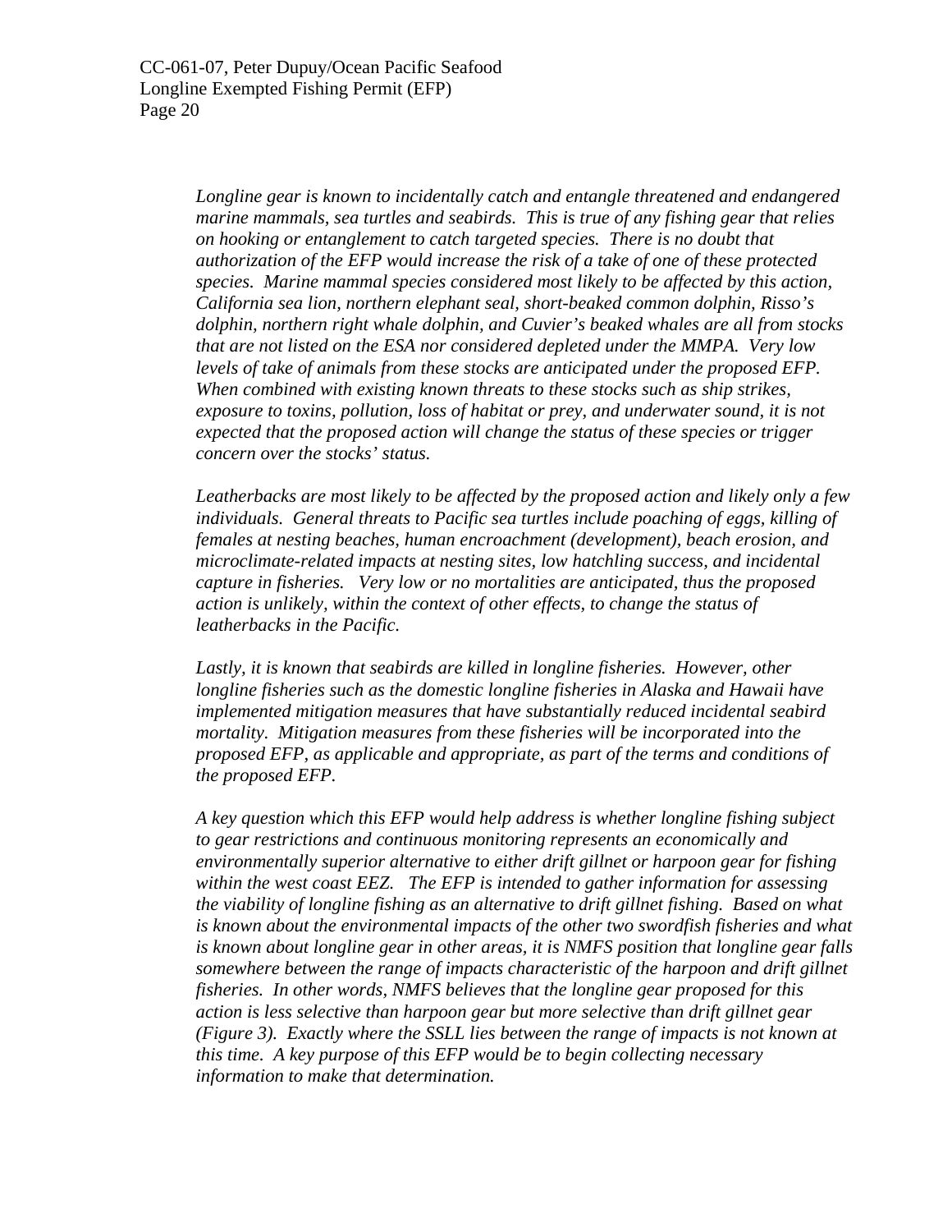*Longline gear is known to incidentally catch and entangle threatened and endangered marine mammals, sea turtles and seabirds. This is true of any fishing gear that relies on hooking or entanglement to catch targeted species. There is no doubt that authorization of the EFP would increase the risk of a take of one of these protected species. Marine mammal species considered most likely to be affected by this action, California sea lion, northern elephant seal, short-beaked common dolphin, Risso's dolphin, northern right whale dolphin, and Cuvier's beaked whales are all from stocks that are not listed on the ESA nor considered depleted under the MMPA. Very low levels of take of animals from these stocks are anticipated under the proposed EFP. When combined with existing known threats to these stocks such as ship strikes, exposure to toxins, pollution, loss of habitat or prey, and underwater sound, it is not expected that the proposed action will change the status of these species or trigger concern over the stocks' status.*

*Leatherbacks are most likely to be affected by the proposed action and likely only a few individuals. General threats to Pacific sea turtles include poaching of eggs, killing of females at nesting beaches, human encroachment (development), beach erosion, and microclimate-related impacts at nesting sites, low hatchling success, and incidental capture in fisheries. Very low or no mortalities are anticipated, thus the proposed action is unlikely, within the context of other effects, to change the status of leatherbacks in the Pacific.*

*Lastly, it is known that seabirds are killed in longline fisheries. However, other longline fisheries such as the domestic longline fisheries in Alaska and Hawaii have implemented mitigation measures that have substantially reduced incidental seabird mortality. Mitigation measures from these fisheries will be incorporated into the proposed EFP, as applicable and appropriate, as part of the terms and conditions of the proposed EFP.*

*A key question which this EFP would help address is whether longline fishing subject to gear restrictions and continuous monitoring represents an economically and environmentally superior alternative to either drift gillnet or harpoon gear for fishing within the west coast EEZ. The EFP is intended to gather information for assessing the viability of longline fishing as an alternative to drift gillnet fishing. Based on what is known about the environmental impacts of the other two swordfish fisheries and what is known about longline gear in other areas, it is NMFS position that longline gear falls somewhere between the range of impacts characteristic of the harpoon and drift gillnet fisheries. In other words, NMFS believes that the longline gear proposed for this action is less selective than harpoon gear but more selective than drift gillnet gear (Figure 3). Exactly where the SSLL lies between the range of impacts is not known at this time. A key purpose of this EFP would be to begin collecting necessary information to make that determination.*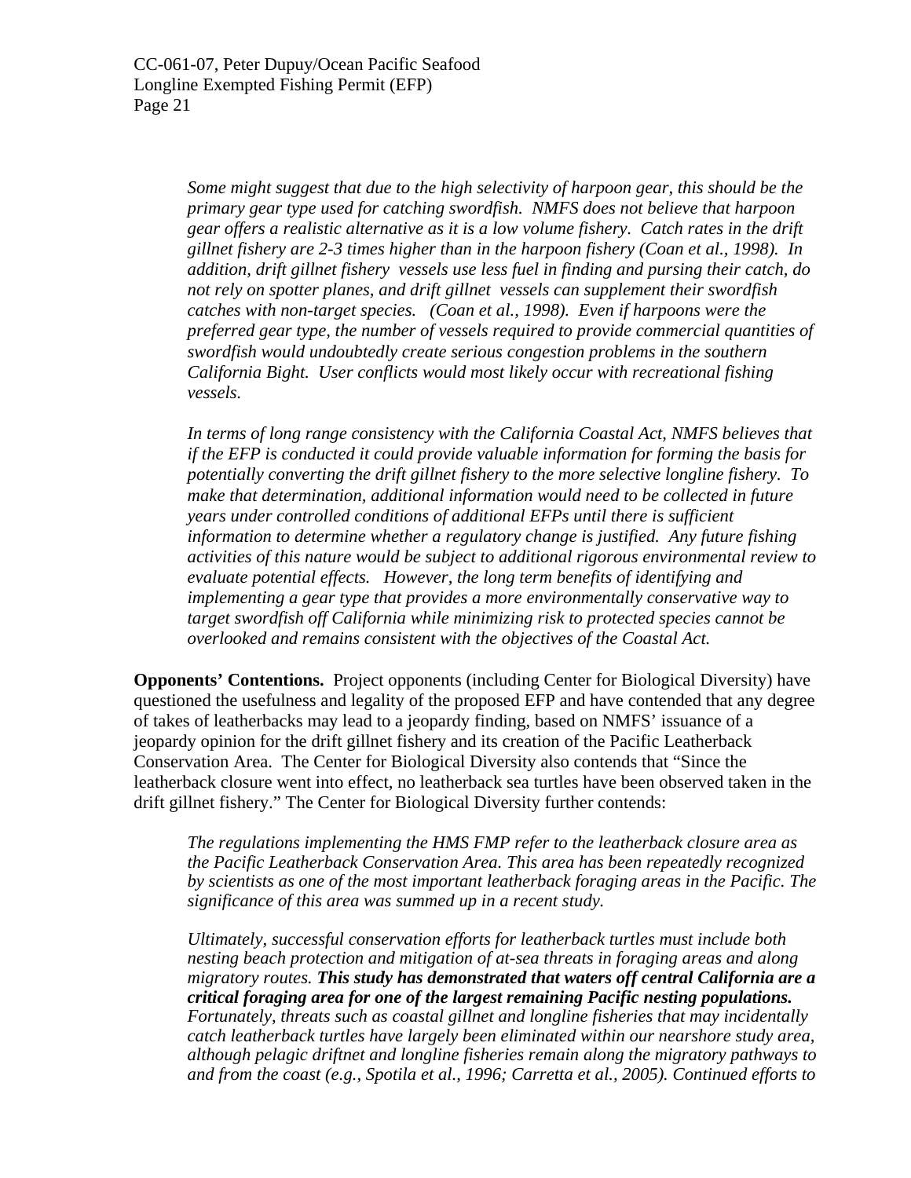*Some might suggest that due to the high selectivity of harpoon gear, this should be the primary gear type used for catching swordfish. NMFS does not believe that harpoon gear offers a realistic alternative as it is a low volume fishery. Catch rates in the drift gillnet fishery are 2-3 times higher than in the harpoon fishery (Coan et al., 1998). In addition, drift gillnet fishery vessels use less fuel in finding and pursing their catch, do not rely on spotter planes, and drift gillnet vessels can supplement their swordfish catches with non-target species. (Coan et al., 1998). Even if harpoons were the preferred gear type, the number of vessels required to provide commercial quantities of swordfish would undoubtedly create serious congestion problems in the southern California Bight. User conflicts would most likely occur with recreational fishing vessels.*

*In terms of long range consistency with the California Coastal Act, NMFS believes that if the EFP is conducted it could provide valuable information for forming the basis for potentially converting the drift gillnet fishery to the more selective longline fishery. To make that determination, additional information would need to be collected in future years under controlled conditions of additional EFPs until there is sufficient information to determine whether a regulatory change is justified. Any future fishing activities of this nature would be subject to additional rigorous environmental review to evaluate potential effects. However, the long term benefits of identifying and implementing a gear type that provides a more environmentally conservative way to target swordfish off California while minimizing risk to protected species cannot be overlooked and remains consistent with the objectives of the Coastal Act.*

**Opponents' Contentions.** Project opponents (including Center for Biological Diversity) have questioned the usefulness and legality of the proposed EFP and have contended that any degree of takes of leatherbacks may lead to a jeopardy finding, based on NMFS' issuance of a jeopardy opinion for the drift gillnet fishery and its creation of the Pacific Leatherback Conservation Area. The Center for Biological Diversity also contends that "Since the leatherback closure went into effect, no leatherback sea turtles have been observed taken in the drift gillnet fishery." The Center for Biological Diversity further contends:

*The regulations implementing the HMS FMP refer to the leatherback closure area as the Pacific Leatherback Conservation Area. This area has been repeatedly recognized by scientists as one of the most important leatherback foraging areas in the Pacific. The significance of this area was summed up in a recent study.*

*Ultimately, successful conservation efforts for leatherback turtles must include both nesting beach protection and mitigation of at-sea threats in foraging areas and along migratory routes.* ***This study has demonstrated that waters off central California are a critical foraging area for one of the largest remaining Pacific nesting populations.*** *Fortunately, threats such as coastal gillnet and longline fisheries that may incidentally catch leatherback turtles have largely been eliminated within our nearshore study area, although pelagic driftnet and longline fisheries remain along the migratory pathways to and from the coast (e.g., Spotila et al., 1996; Carretta et al., 2005). Continued efforts to*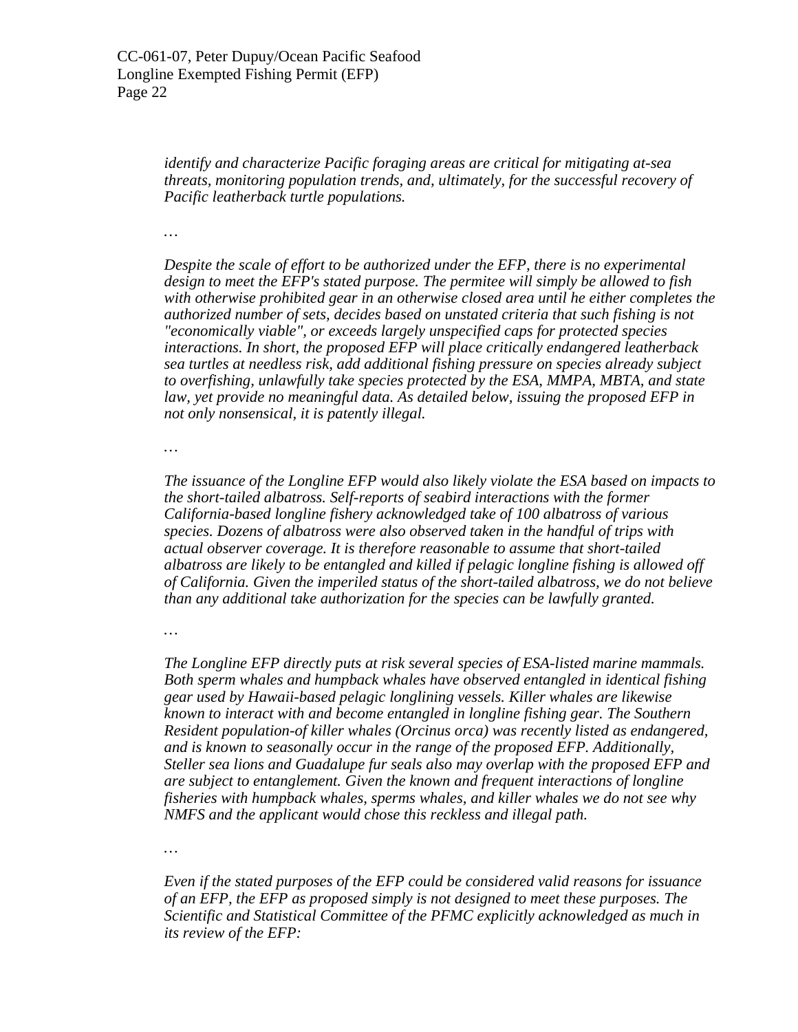*identify and characterize Pacific foraging areas are critical for mitigating at-sea threats, monitoring population trends, and, ultimately, for the successful recovery of Pacific leatherback turtle populations.*

…

*Despite the scale of effort to be authorized under the EFP, there is no experimental design to meet the EFP's stated purpose. The permitee will simply be allowed to fish with otherwise prohibited gear in an otherwise closed area until he either completes the authorized number of sets, decides based on unstated criteria that such fishing is not "economically viable", or exceeds largely unspecified caps for protected species interactions. In short, the proposed EFP will place critically endangered leatherback sea turtles at needless risk, add additional fishing pressure on species already subject to overfishing, unlawfully take species protected by the ESA, MMPA, MBTA, and state law, yet provide no meaningful data. As detailed below, issuing the proposed EFP in not only nonsensical, it is patently illegal.*

…

*The issuance of the Longline EFP would also likely violate the ESA based on impacts to the short-tailed albatross. Self-reports of seabird interactions with the former California-based longline fishery acknowledged take of 100 albatross of various species. Dozens of albatross were also observed taken in the handful of trips with actual observer coverage. It is therefore reasonable to assume that short-tailed albatross are likely to be entangled and killed if pelagic longline fishing is allowed off of California. Given the imperiled status of the short-tailed albatross, we do not believe than any additional take authorization for the species can be lawfully granted.*

…

*The Longline EFP directly puts at risk several species of ESA-listed marine mammals. Both sperm whales and humpback whales have observed entangled in identical fishing gear used by Hawaii-based pelagic longlining vessels. Killer whales are likewise known to interact with and become entangled in longline fishing gear. The Southern Resident population-of killer whales (Orcinus orca) was recently listed as endangered, and is known to seasonally occur in the range of the proposed EFP. Additionally, Steller sea lions and Guadalupe fur seals also may overlap with the proposed EFP and are subject to entanglement. Given the known and frequent interactions of longline fisheries with humpback whales, sperms whales, and killer whales we do not see why NMFS and the applicant would chose this reckless and illegal path.*

…

*Even if the stated purposes of the EFP could be considered valid reasons for issuance of an EFP, the EFP as proposed simply is not designed to meet these purposes. The Scientific and Statistical Committee of the PFMC explicitly acknowledged as much in its review of the EFP:*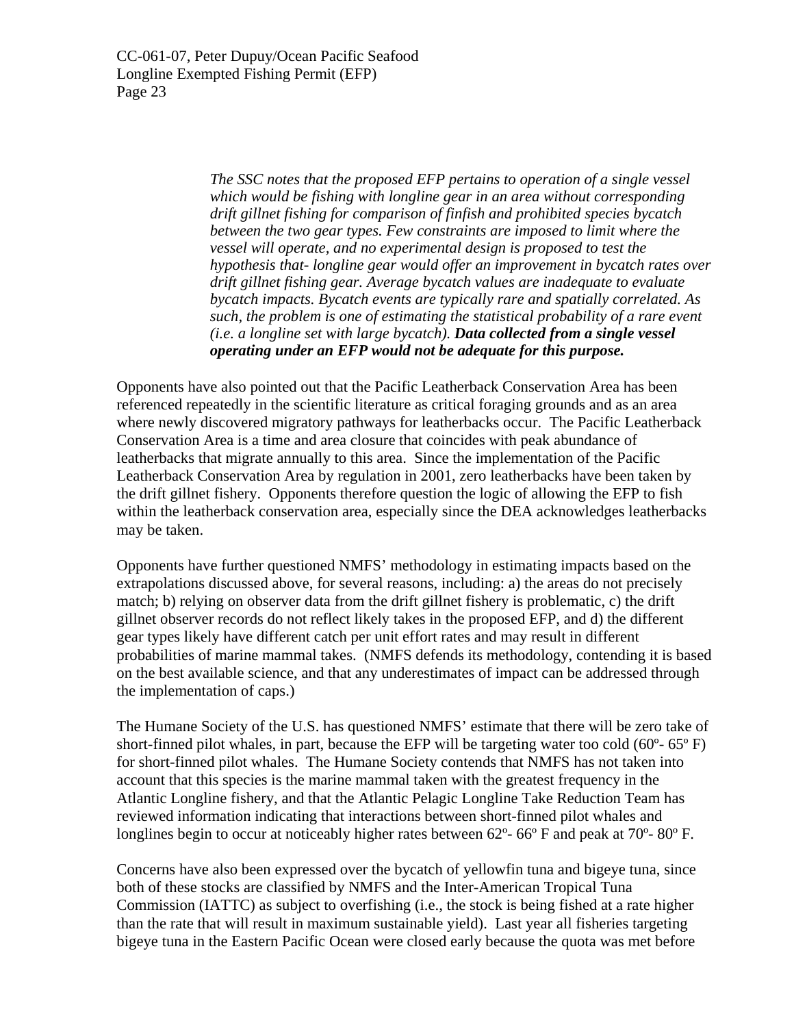> *The SSC notes that the proposed EFP pertains to operation of a single vessel which would be fishing with longline gear in an area without corresponding drift gillnet fishing for comparison of finfish and prohibited species bycatch between the two gear types. Few constraints are imposed to limit where the vessel will operate, and no experimental design is proposed to test the hypothesis that- longline gear would offer an improvement in bycatch rates over drift gillnet fishing gear. Average bycatch values are inadequate to evaluate bycatch impacts. Bycatch events are typically rare and spatially correlated. As such, the problem is one of estimating the statistical probability of a rare event (i.e. a longline set with large bycatch).* ***Data collected from a single vessel operating under an EFP would not be adequate for this purpose.***

Opponents have also pointed out that the Pacific Leatherback Conservation Area has been referenced repeatedly in the scientific literature as critical foraging grounds and as an area where newly discovered migratory pathways for leatherbacks occur. The Pacific Leatherback Conservation Area is a time and area closure that coincides with peak abundance of leatherbacks that migrate annually to this area. Since the implementation of the Pacific Leatherback Conservation Area by regulation in 2001, zero leatherbacks have been taken by the drift gillnet fishery. Opponents therefore question the logic of allowing the EFP to fish within the leatherback conservation area, especially since the DEA acknowledges leatherbacks may be taken.

Opponents have further questioned NMFS' methodology in estimating impacts based on the extrapolations discussed above, for several reasons, including: a) the areas do not precisely match; b) relying on observer data from the drift gillnet fishery is problematic, c) the drift gillnet observer records do not reflect likely takes in the proposed EFP, and d) the different gear types likely have different catch per unit effort rates and may result in different probabilities of marine mammal takes. (NMFS defends its methodology, contending it is based on the best available science, and that any underestimates of impact can be addressed through the implementation of caps.)

The Humane Society of the U.S. has questioned NMFS' estimate that there will be zero take of short-finned pilot whales, in part, because the EFP will be targeting water too cold (60º- 65º F) for short-finned pilot whales. The Humane Society contends that NMFS has not taken into account that this species is the marine mammal taken with the greatest frequency in the Atlantic Longline fishery, and that the Atlantic Pelagic Longline Take Reduction Team has reviewed information indicating that interactions between short-finned pilot whales and longlines begin to occur at noticeably higher rates between 62º- 66º F and peak at 70º- 80º F.

Concerns have also been expressed over the bycatch of yellowfin tuna and bigeye tuna, since both of these stocks are classified by NMFS and the Inter-American Tropical Tuna Commission (IATTC) as subject to overfishing (i.e., the stock is being fished at a rate higher than the rate that will result in maximum sustainable yield). Last year all fisheries targeting bigeye tuna in the Eastern Pacific Ocean were closed early because the quota was met before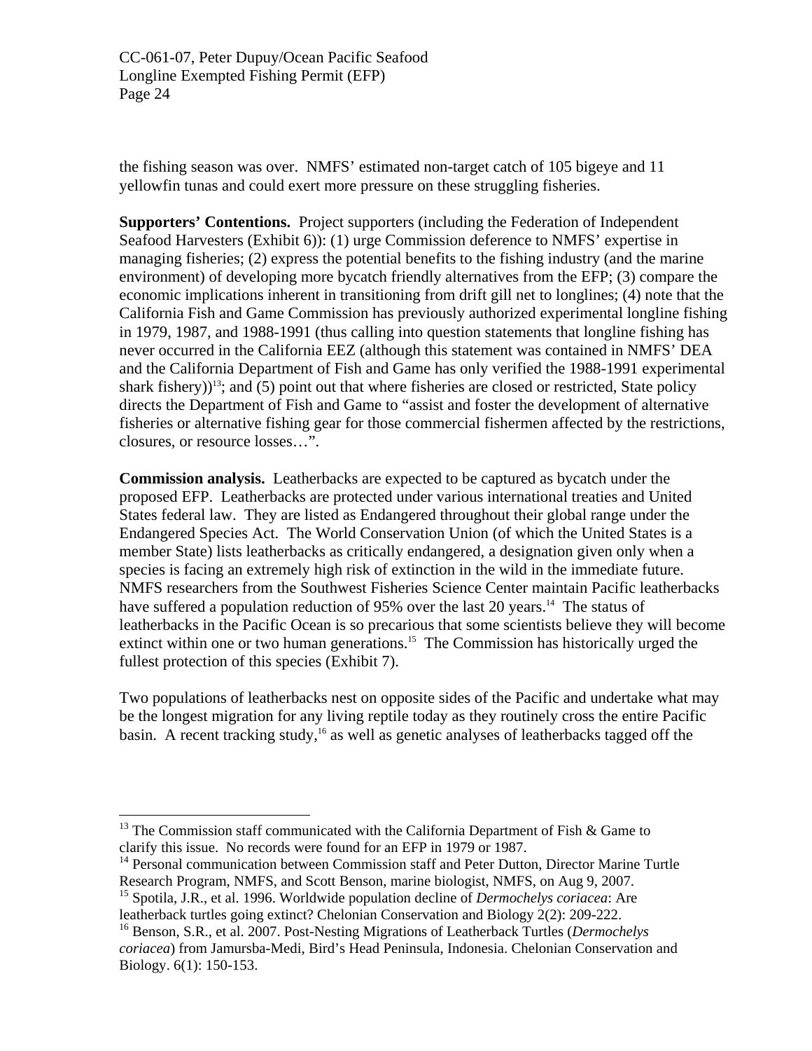the fishing season was over. NMFS' estimated non-target catch of 105 bigeye and 11 yellowfin tunas and could exert more pressure on these struggling fisheries.

**Supporters' Contentions.** Project supporters (including the Federation of Independent Seafood Harvesters (Exhibit 6)): (1) urge Commission deference to NMFS' expertise in managing fisheries; (2) express the potential benefits to the fishing industry (and the marine environment) of developing more bycatch friendly alternatives from the EFP; (3) compare the economic implications inherent in transitioning from drift gill net to longlines; (4) note that the California Fish and Game Commission has previously authorized experimental longline fishing in 1979, 1987, and 1988-1991 (thus calling into question statements that longline fishing has never occurred in the California EEZ (although this statement was contained in NMFS' DEA and the California Department of Fish and Game has only verified the 1988-1991 experimental shark fishery))[13]; and (5) point out that where fisheries are closed or restricted, State policy directs the Department of Fish and Game to "assist and foster the development of alternative fisheries or alternative fishing gear for those commercial fishermen affected by the restrictions, closures, or resource losses…".

**Commission analysis.** Leatherbacks are expected to be captured as bycatch under the proposed EFP. Leatherbacks are protected under various international treaties and United States federal law. They are listed as Endangered throughout their global range under the Endangered Species Act. The World Conservation Union (of which the United States is a member State) lists leatherbacks as critically endangered, a designation given only when a species is facing an extremely high risk of extinction in the wild in the immediate future. NMFS researchers from the Southwest Fisheries Science Center maintain Pacific leatherbacks have suffered a population reduction of 95% over the last 20 years.[14] The status of leatherbacks in the Pacific Ocean is so precarious that some scientists believe they will become extinct within one or two human generations.[15] The Commission has historically urged the fullest protection of this species (Exhibit 7).

Two populations of leatherbacks nest on opposite sides of the Pacific and undertake what may be the longest migration for any living reptile today as they routinely cross the entire Pacific basin. A recent tracking study,[16] as well as genetic analyses of leatherbacks tagged off the

---

[13] The Commission staff communicated with the California Department of Fish & Game to clarify this issue. No records were found for an EFP in 1979 or 1987.

[14] Personal communication between Commission staff and Peter Dutton, Director Marine Turtle Research Program, NMFS, and Scott Benson, marine biologist, NMFS, on Aug 9, 2007.

[15] Spotila, J.R., et al. 1996. Worldwide population decline of *Dermochelys coriacea*: Are leatherback turtles going extinct? Chelonian Conservation and Biology 2(2): 209-222.

[16] Benson, S.R., et al. 2007. Post-Nesting Migrations of Leatherback Turtles (*Dermochelys coriacea*) from Jamursba-Medi, Bird's Head Peninsula, Indonesia. Chelonian Conservation and Biology. 6(1): 150-153.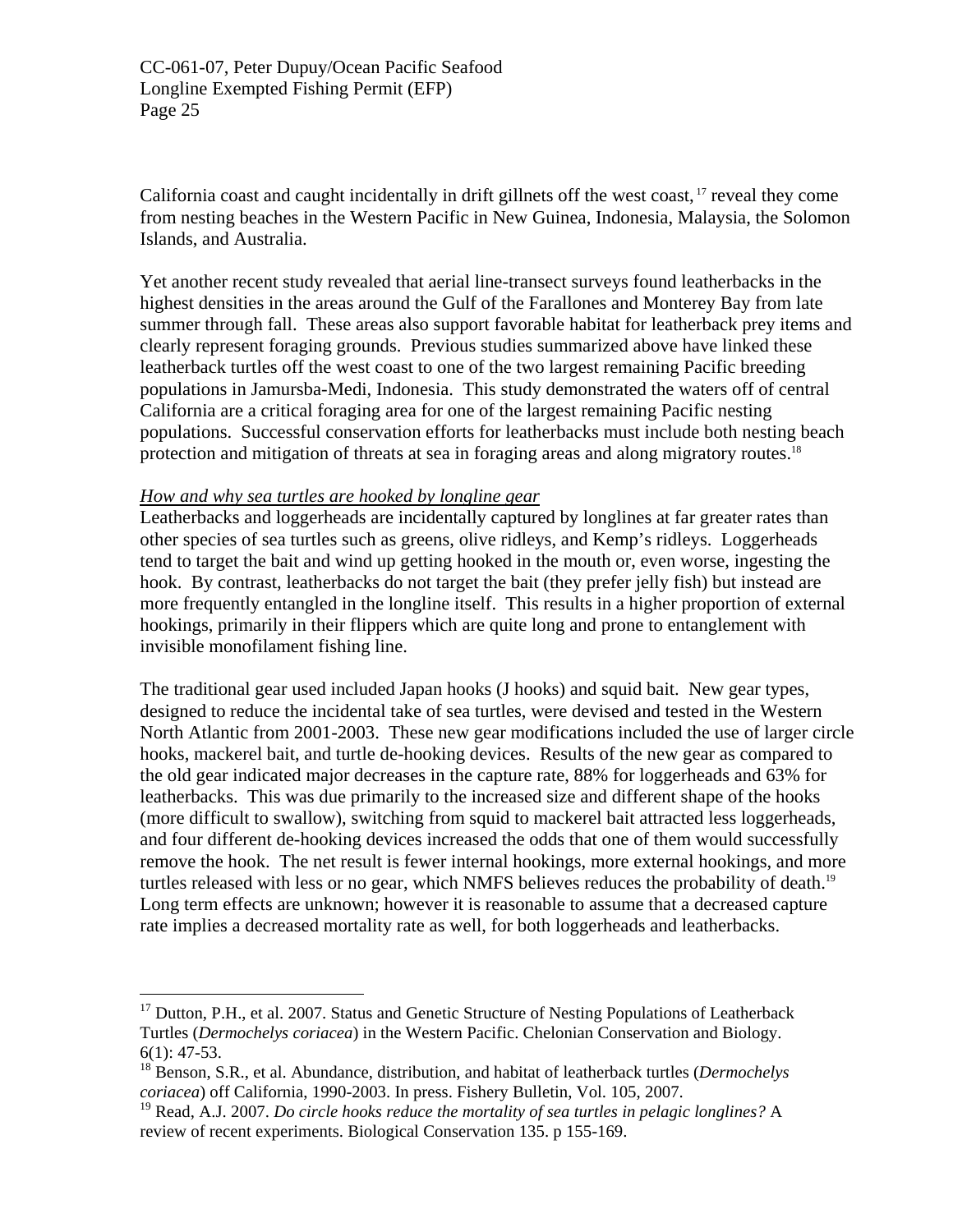California coast and caught incidentally in drift gillnets off the west coast,[17] reveal they come from nesting beaches in the Western Pacific in New Guinea, Indonesia, Malaysia, the Solomon Islands, and Australia.

Yet another recent study revealed that aerial line-transect surveys found leatherbacks in the highest densities in the areas around the Gulf of the Farallones and Monterey Bay from late summer through fall. These areas also support favorable habitat for leatherback prey items and clearly represent foraging grounds. Previous studies summarized above have linked these leatherback turtles off the west coast to one of the two largest remaining Pacific breeding populations in Jamursba-Medi, Indonesia. This study demonstrated the waters off of central California are a critical foraging area for one of the largest remaining Pacific nesting populations. Successful conservation efforts for leatherbacks must include both nesting beach protection and mitigation of threats at sea in foraging areas and along migratory routes.[18]

*How and why sea turtles are hooked by longline gear*

Leatherbacks and loggerheads are incidentally captured by longlines at far greater rates than other species of sea turtles such as greens, olive ridleys, and Kemp's ridleys. Loggerheads tend to target the bait and wind up getting hooked in the mouth or, even worse, ingesting the hook. By contrast, leatherbacks do not target the bait (they prefer jelly fish) but instead are more frequently entangled in the longline itself. This results in a higher proportion of external hookings, primarily in their flippers which are quite long and prone to entanglement with invisible monofilament fishing line.

The traditional gear used included Japan hooks (J hooks) and squid bait. New gear types, designed to reduce the incidental take of sea turtles, were devised and tested in the Western North Atlantic from 2001-2003. These new gear modifications included the use of larger circle hooks, mackerel bait, and turtle de-hooking devices. Results of the new gear as compared to the old gear indicated major decreases in the capture rate, 88% for loggerheads and 63% for leatherbacks. This was due primarily to the increased size and different shape of the hooks (more difficult to swallow), switching from squid to mackerel bait attracted less loggerheads, and four different de-hooking devices increased the odds that one of them would successfully remove the hook. The net result is fewer internal hookings, more external hookings, and more turtles released with less or no gear, which NMFS believes reduces the probability of death.[19] Long term effects are unknown; however it is reasonable to assume that a decreased capture rate implies a decreased mortality rate as well, for both loggerheads and leatherbacks.

---

[17] Dutton, P.H., et al. 2007. Status and Genetic Structure of Nesting Populations of Leatherback Turtles (*Dermochelys coriacea*) in the Western Pacific. Chelonian Conservation and Biology. 6(1): 47-53.

[18] Benson, S.R., et al. Abundance, distribution, and habitat of leatherback turtles (*Dermochelys coriacea*) off California, 1990-2003. In press. Fishery Bulletin, Vol. 105, 2007.

[19] Read, A.J. 2007. *Do circle hooks reduce the mortality of sea turtles in pelagic longlines?* A review of recent experiments. Biological Conservation 135. p 155-169.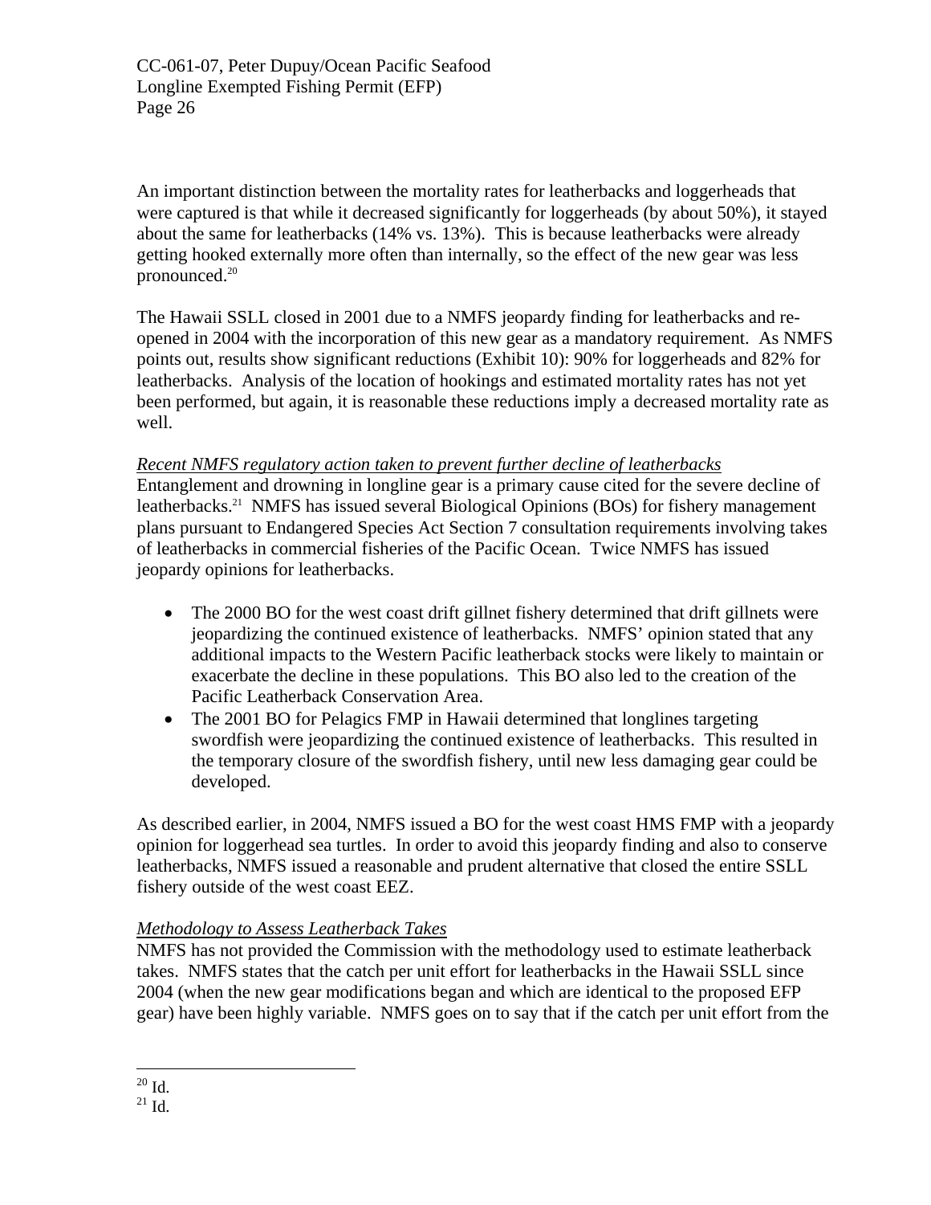An important distinction between the mortality rates for leatherbacks and loggerheads that were captured is that while it decreased significantly for loggerheads (by about 50%), it stayed about the same for leatherbacks (14% vs. 13%). This is because leatherbacks were already getting hooked externally more often than internally, so the effect of the new gear was less pronounced.[20]

The Hawaii SSLL closed in 2001 due to a NMFS jeopardy finding for leatherbacks and re-opened in 2004 with the incorporation of this new gear as a mandatory requirement. As NMFS points out, results show significant reductions (Exhibit 10): 90% for loggerheads and 82% for leatherbacks. Analysis of the location of hookings and estimated mortality rates has not yet been performed, but again, it is reasonable these reductions imply a decreased mortality rate as well.

<u>*Recent NMFS regulatory action taken to prevent further decline of leatherbacks*</u>

Entanglement and drowning in longline gear is a primary cause cited for the severe decline of leatherbacks.[21] NMFS has issued several Biological Opinions (BOs) for fishery management plans pursuant to Endangered Species Act Section 7 consultation requirements involving takes of leatherbacks in commercial fisheries of the Pacific Ocean. Twice NMFS has issued jeopardy opinions for leatherbacks.

- The 2000 BO for the west coast drift gillnet fishery determined that drift gillnets were jeopardizing the continued existence of leatherbacks. NMFS' opinion stated that any additional impacts to the Western Pacific leatherback stocks were likely to maintain or exacerbate the decline in these populations. This BO also led to the creation of the Pacific Leatherback Conservation Area.
- The 2001 BO for Pelagics FMP in Hawaii determined that longlines targeting swordfish were jeopardizing the continued existence of leatherbacks. This resulted in the temporary closure of the swordfish fishery, until new less damaging gear could be developed.

As described earlier, in 2004, NMFS issued a BO for the west coast HMS FMP with a jeopardy opinion for loggerhead sea turtles. In order to avoid this jeopardy finding and also to conserve leatherbacks, NMFS issued a reasonable and prudent alternative that closed the entire SSLL fishery outside of the west coast EEZ.

<u>*Methodology to Assess Leatherback Takes*</u>

NMFS has not provided the Commission with the methodology used to estimate leatherback takes. NMFS states that the catch per unit effort for leatherbacks in the Hawaii SSLL since 2004 (when the new gear modifications began and which are identical to the proposed EFP gear) have been highly variable. NMFS goes on to say that if the catch per unit effort from the

[20] Id.

[21] Id.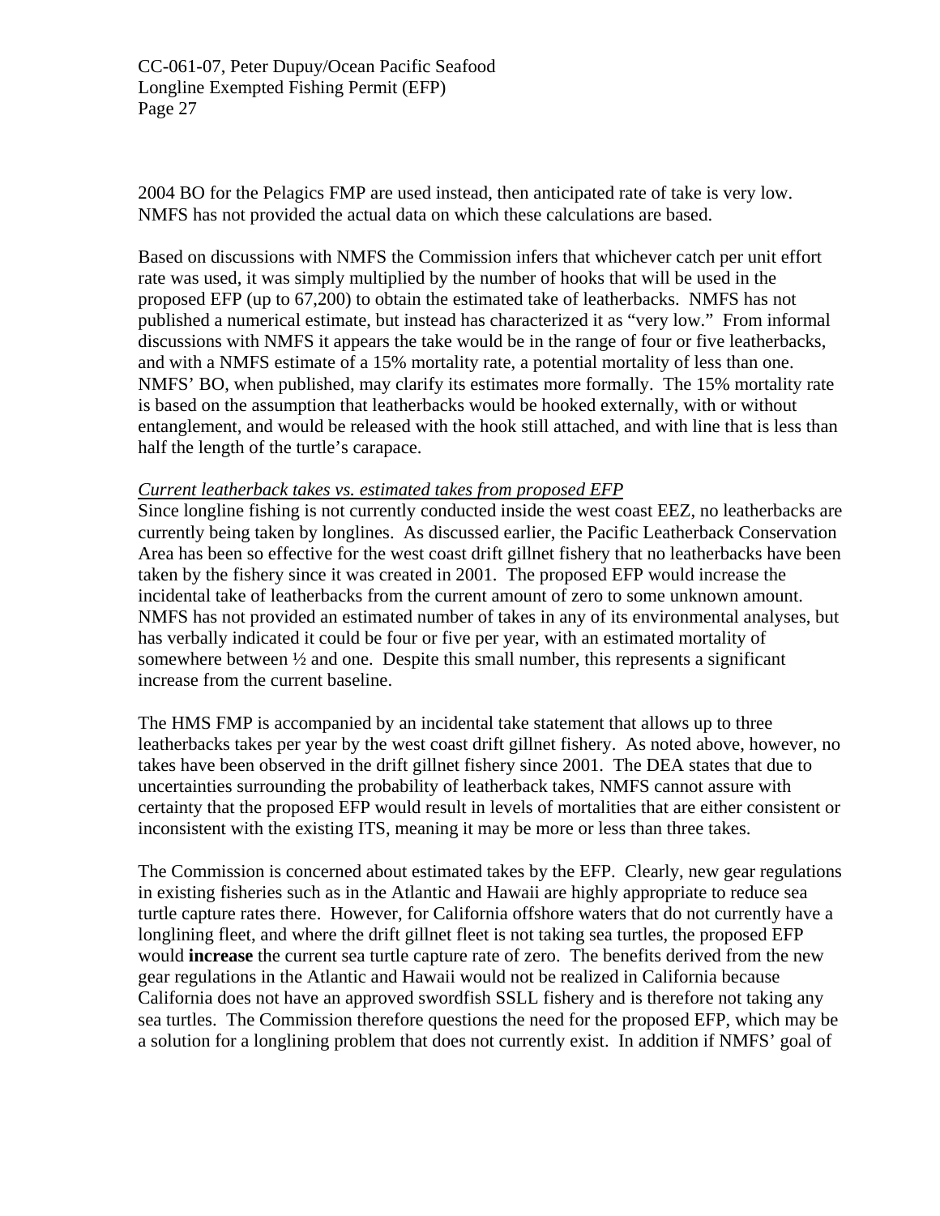2004 BO for the Pelagics FMP are used instead, then anticipated rate of take is very low. NMFS has not provided the actual data on which these calculations are based.

Based on discussions with NMFS the Commission infers that whichever catch per unit effort rate was used, it was simply multiplied by the number of hooks that will be used in the proposed EFP (up to 67,200) to obtain the estimated take of leatherbacks. NMFS has not published a numerical estimate, but instead has characterized it as "very low." From informal discussions with NMFS it appears the take would be in the range of four or five leatherbacks, and with a NMFS estimate of a 15% mortality rate, a potential mortality of less than one. NMFS' BO, when published, may clarify its estimates more formally. The 15% mortality rate is based on the assumption that leatherbacks would be hooked externally, with or without entanglement, and would be released with the hook still attached, and with line that is less than half the length of the turtle's carapace.

*Current leatherback takes vs. estimated takes from proposed EFP*

Since longline fishing is not currently conducted inside the west coast EEZ, no leatherbacks are currently being taken by longlines. As discussed earlier, the Pacific Leatherback Conservation Area has been so effective for the west coast drift gillnet fishery that no leatherbacks have been taken by the fishery since it was created in 2001. The proposed EFP would increase the incidental take of leatherbacks from the current amount of zero to some unknown amount. NMFS has not provided an estimated number of takes in any of its environmental analyses, but has verbally indicated it could be four or five per year, with an estimated mortality of somewhere between ½ and one. Despite this small number, this represents a significant increase from the current baseline.

The HMS FMP is accompanied by an incidental take statement that allows up to three leatherbacks takes per year by the west coast drift gillnet fishery. As noted above, however, no takes have been observed in the drift gillnet fishery since 2001. The DEA states that due to uncertainties surrounding the probability of leatherback takes, NMFS cannot assure with certainty that the proposed EFP would result in levels of mortalities that are either consistent or inconsistent with the existing ITS, meaning it may be more or less than three takes.

The Commission is concerned about estimated takes by the EFP. Clearly, new gear regulations in existing fisheries such as in the Atlantic and Hawaii are highly appropriate to reduce sea turtle capture rates there. However, for California offshore waters that do not currently have a longlining fleet, and where the drift gillnet fleet is not taking sea turtles, the proposed EFP would **increase** the current sea turtle capture rate of zero. The benefits derived from the new gear regulations in the Atlantic and Hawaii would not be realized in California because California does not have an approved swordfish SSLL fishery and is therefore not taking any sea turtles. The Commission therefore questions the need for the proposed EFP, which may be a solution for a longlining problem that does not currently exist. In addition if NMFS' goal of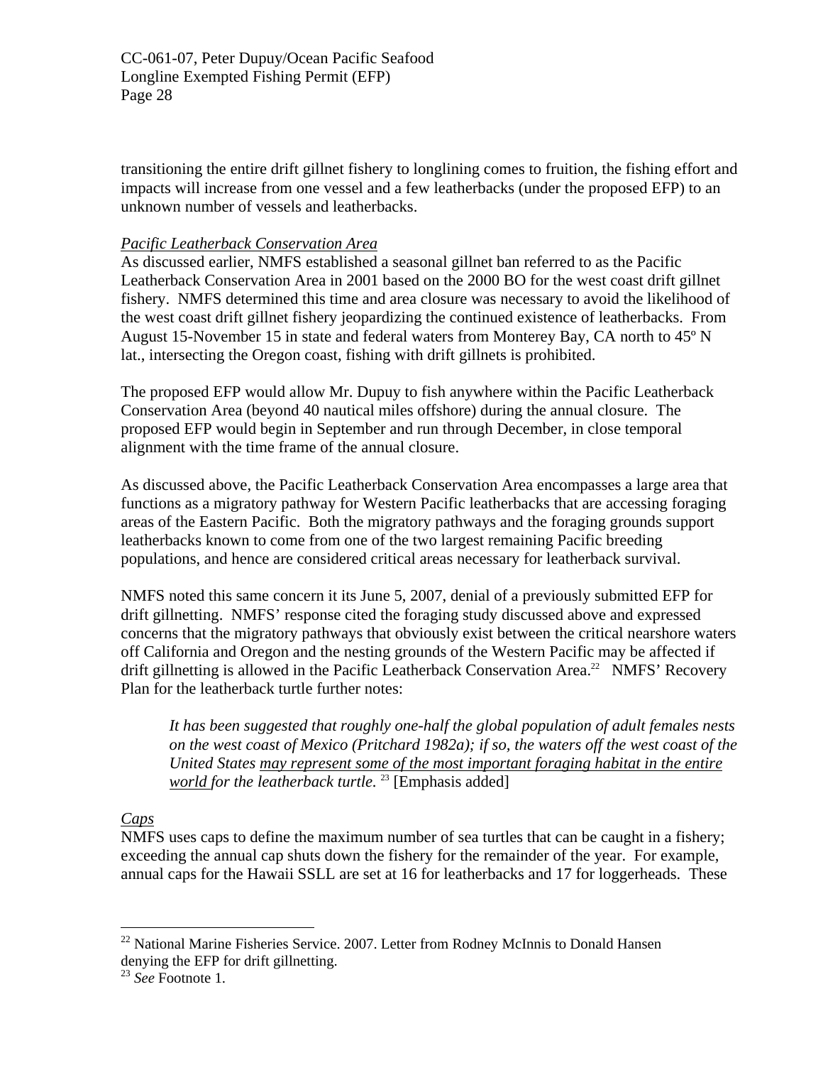transitioning the entire drift gillnet fishery to longlining comes to fruition, the fishing effort and impacts will increase from one vessel and a few leatherbacks (under the proposed EFP) to an unknown number of vessels and leatherbacks.

*Pacific Leatherback Conservation Area*

As discussed earlier, NMFS established a seasonal gillnet ban referred to as the Pacific Leatherback Conservation Area in 2001 based on the 2000 BO for the west coast drift gillnet fishery. NMFS determined this time and area closure was necessary to avoid the likelihood of the west coast drift gillnet fishery jeopardizing the continued existence of leatherbacks. From August 15-November 15 in state and federal waters from Monterey Bay, CA north to 45º N lat., intersecting the Oregon coast, fishing with drift gillnets is prohibited.

The proposed EFP would allow Mr. Dupuy to fish anywhere within the Pacific Leatherback Conservation Area (beyond 40 nautical miles offshore) during the annual closure. The proposed EFP would begin in September and run through December, in close temporal alignment with the time frame of the annual closure.

As discussed above, the Pacific Leatherback Conservation Area encompasses a large area that functions as a migratory pathway for Western Pacific leatherbacks that are accessing foraging areas of the Eastern Pacific. Both the migratory pathways and the foraging grounds support leatherbacks known to come from one of the two largest remaining Pacific breeding populations, and hence are considered critical areas necessary for leatherback survival.

NMFS noted this same concern it its June 5, 2007, denial of a previously submitted EFP for drift gillnetting. NMFS' response cited the foraging study discussed above and expressed concerns that the migratory pathways that obviously exist between the critical nearshore waters off California and Oregon and the nesting grounds of the Western Pacific may be affected if drift gillnetting is allowed in the Pacific Leatherback Conservation Area.[22] NMFS' Recovery Plan for the leatherback turtle further notes:

> *It has been suggested that roughly one-half the global population of adult females nests on the west coast of Mexico (Pritchard 1982a); if so, the waters off the west coast of the United States <u>may represent some of the most important foraging habitat in the entire world</u> for the leatherback turtle.* [23] [Emphasis added]

*Caps*

NMFS uses caps to define the maximum number of sea turtles that can be caught in a fishery; exceeding the annual cap shuts down the fishery for the remainder of the year. For example, annual caps for the Hawaii SSLL are set at 16 for leatherbacks and 17 for loggerheads. These

---

[22] National Marine Fisheries Service. 2007. Letter from Rodney McInnis to Donald Hansen denying the EFP for drift gillnetting.

[23] *See* Footnote 1.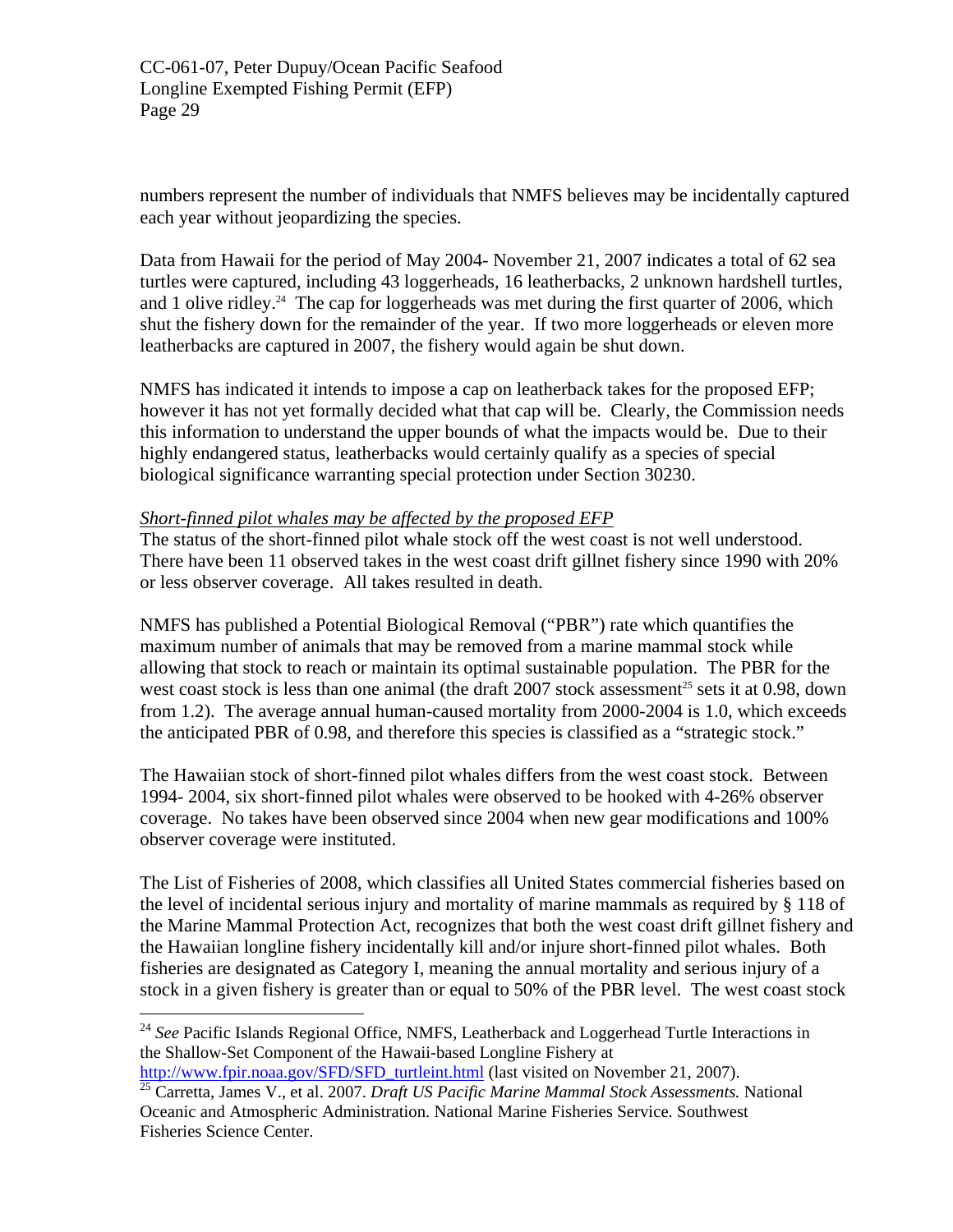numbers represent the number of individuals that NMFS believes may be incidentally captured each year without jeopardizing the species.

Data from Hawaii for the period of May 2004- November 21, 2007 indicates a total of 62 sea turtles were captured, including 43 loggerheads, 16 leatherbacks, 2 unknown hardshell turtles, and 1 olive ridley.[24] The cap for loggerheads was met during the first quarter of 2006, which shut the fishery down for the remainder of the year. If two more loggerheads or eleven more leatherbacks are captured in 2007, the fishery would again be shut down.

NMFS has indicated it intends to impose a cap on leatherback takes for the proposed EFP; however it has not yet formally decided what that cap will be. Clearly, the Commission needs this information to understand the upper bounds of what the impacts would be. Due to their highly endangered status, leatherbacks would certainly qualify as a species of special biological significance warranting special protection under Section 30230.

*Short-finned pilot whales may be affected by the proposed EFP*

The status of the short-finned pilot whale stock off the west coast is not well understood. There have been 11 observed takes in the west coast drift gillnet fishery since 1990 with 20% or less observer coverage. All takes resulted in death.

NMFS has published a Potential Biological Removal ("PBR") rate which quantifies the maximum number of animals that may be removed from a marine mammal stock while allowing that stock to reach or maintain its optimal sustainable population. The PBR for the west coast stock is less than one animal (the draft 2007 stock assessment[25] sets it at 0.98, down from 1.2). The average annual human-caused mortality from 2000-2004 is 1.0, which exceeds the anticipated PBR of 0.98, and therefore this species is classified as a "strategic stock."

The Hawaiian stock of short-finned pilot whales differs from the west coast stock. Between 1994- 2004, six short-finned pilot whales were observed to be hooked with 4-26% observer coverage. No takes have been observed since 2004 when new gear modifications and 100% observer coverage were instituted.

The List of Fisheries of 2008, which classifies all United States commercial fisheries based on the level of incidental serious injury and mortality of marine mammals as required by § 118 of the Marine Mammal Protection Act, recognizes that both the west coast drift gillnet fishery and the Hawaiian longline fishery incidentally kill and/or injure short-finned pilot whales. Both fisheries are designated as Category I, meaning the annual mortality and serious injury of a stock in a given fishery is greater than or equal to 50% of the PBR level. The west coast stock

---

[24] *See* Pacific Islands Regional Office, NMFS, Leatherback and Loggerhead Turtle Interactions in the Shallow-Set Component of the Hawaii-based Longline Fishery at http://www.fpir.noaa.gov/SFD/SFD_turtleint.html (last visited on November 21, 2007).

[25] Carretta, James V., et al. 2007. *Draft US Pacific Marine Mammal Stock Assessments.* National Oceanic and Atmospheric Administration. National Marine Fisheries Service. Southwest Fisheries Science Center.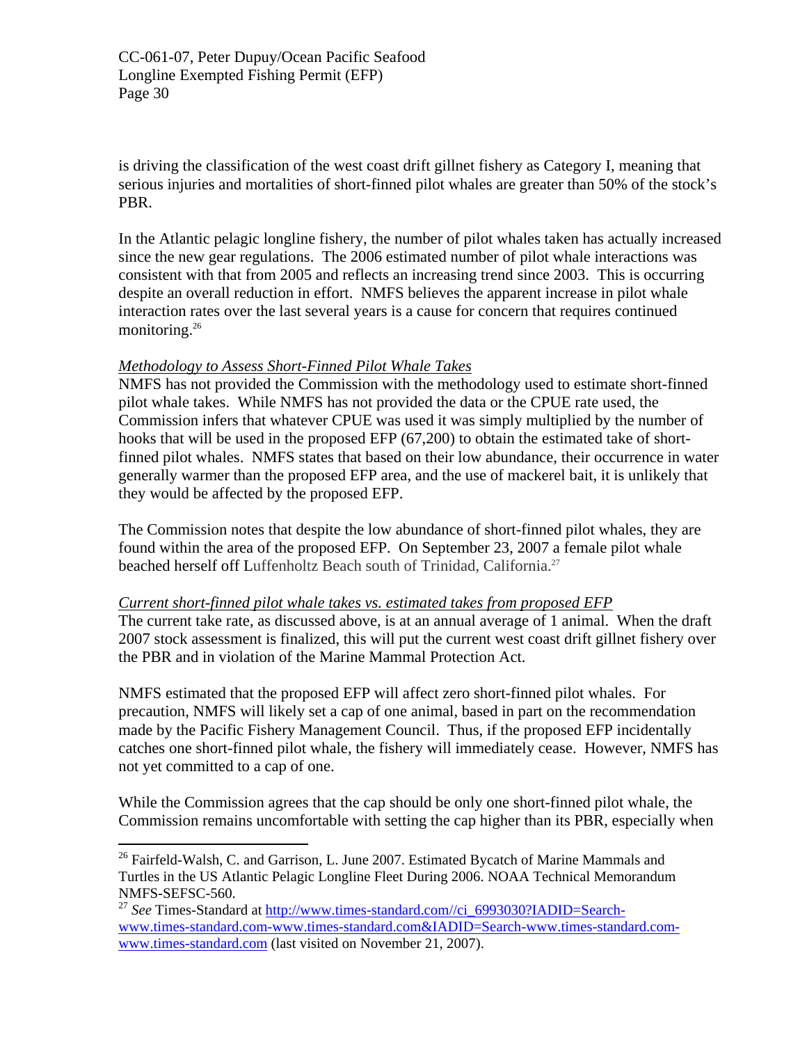is driving the classification of the west coast drift gillnet fishery as Category I, meaning that serious injuries and mortalities of short-finned pilot whales are greater than 50% of the stock's PBR.

In the Atlantic pelagic longline fishery, the number of pilot whales taken has actually increased since the new gear regulations. The 2006 estimated number of pilot whale interactions was consistent with that from 2005 and reflects an increasing trend since 2003. This is occurring despite an overall reduction in effort. NMFS believes the apparent increase in pilot whale interaction rates over the last several years is a cause for concern that requires continued monitoring.[26]

*Methodology to Assess Short-Finned Pilot Whale Takes*

NMFS has not provided the Commission with the methodology used to estimate short-finned pilot whale takes. While NMFS has not provided the data or the CPUE rate used, the Commission infers that whatever CPUE was used it was simply multiplied by the number of hooks that will be used in the proposed EFP (67,200) to obtain the estimated take of short-finned pilot whales. NMFS states that based on their low abundance, their occurrence in water generally warmer than the proposed EFP area, and the use of mackerel bait, it is unlikely that they would be affected by the proposed EFP.

The Commission notes that despite the low abundance of short-finned pilot whales, they are found within the area of the proposed EFP. On September 23, 2007 a female pilot whale beached herself off Luffenholtz Beach south of Trinidad, California.[27]

*Current short-finned pilot whale takes vs. estimated takes from proposed EFP*

The current take rate, as discussed above, is at an annual average of 1 animal. When the draft 2007 stock assessment is finalized, this will put the current west coast drift gillnet fishery over the PBR and in violation of the Marine Mammal Protection Act.

NMFS estimated that the proposed EFP will affect zero short-finned pilot whales. For precaution, NMFS will likely set a cap of one animal, based in part on the recommendation made by the Pacific Fishery Management Council. Thus, if the proposed EFP incidentally catches one short-finned pilot whale, the fishery will immediately cease. However, NMFS has not yet committed to a cap of one.

While the Commission agrees that the cap should be only one short-finned pilot whale, the Commission remains uncomfortable with setting the cap higher than its PBR, especially when

---

[26] Fairfeld-Walsh, C. and Garrison, L. June 2007. Estimated Bycatch of Marine Mammals and Turtles in the US Atlantic Pelagic Longline Fleet During 2006. NOAA Technical Memorandum NMFS-SEFSC-560.

[27] *See* Times-Standard at http://www.times-standard.com//ci_6993030?IADID=Search-www.times-standard.com-www.times-standard.com&IADID=Search-www.times-standard.com-www.times-standard.com (last visited on November 21, 2007).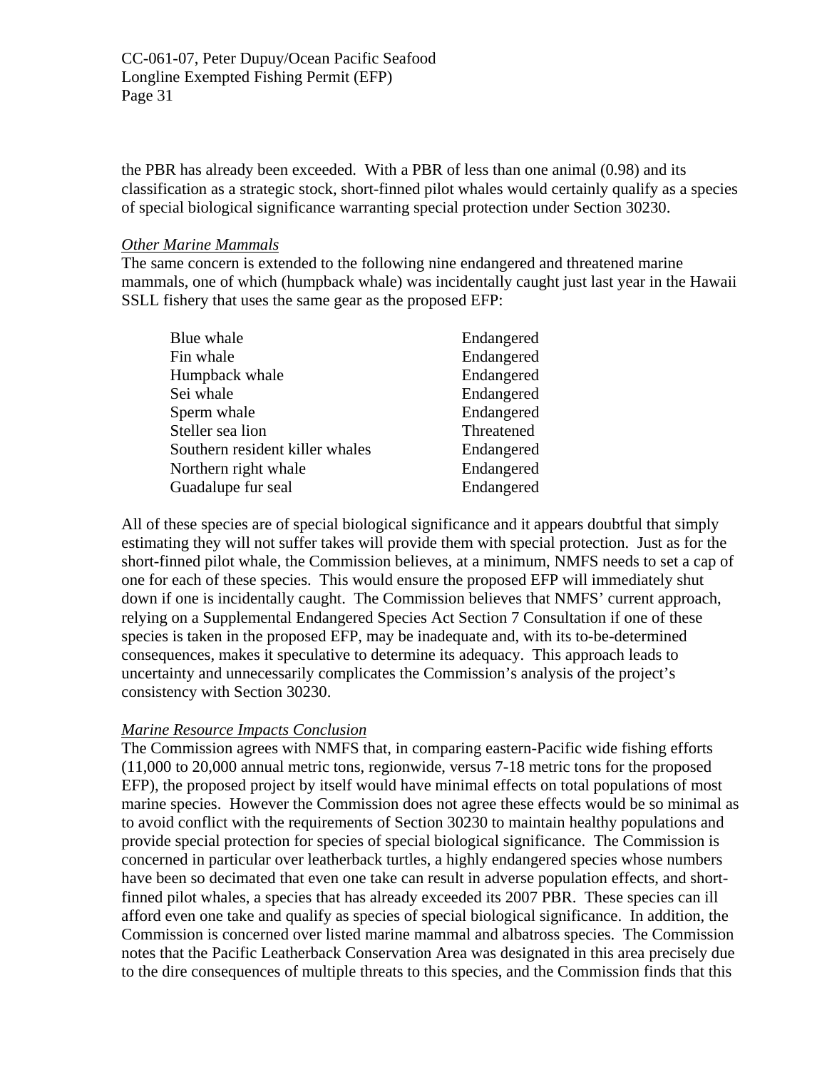the PBR has already been exceeded. With a PBR of less than one animal (0.98) and its classification as a strategic stock, short-finned pilot whales would certainly qualify as a species of special biological significance warranting special protection under Section 30230.

*Other Marine Mammals*

The same concern is extended to the following nine endangered and threatened marine mammals, one of which (humpback whale) was incidentally caught just last year in the Hawaii SSLL fishery that uses the same gear as the proposed EFP:

| | |
|---|---|
| Blue whale | Endangered |
| Fin whale | Endangered |
| Humpback whale | Endangered |
| Sei whale | Endangered |
| Sperm whale | Endangered |
| Steller sea lion | Threatened |
| Southern resident killer whales | Endangered |
| Northern right whale | Endangered |
| Guadalupe fur seal | Endangered |

All of these species are of special biological significance and it appears doubtful that simply estimating they will not suffer takes will provide them with special protection. Just as for the short-finned pilot whale, the Commission believes, at a minimum, NMFS needs to set a cap of one for each of these species. This would ensure the proposed EFP will immediately shut down if one is incidentally caught. The Commission believes that NMFS' current approach, relying on a Supplemental Endangered Species Act Section 7 Consultation if one of these species is taken in the proposed EFP, may be inadequate and, with its to-be-determined consequences, makes it speculative to determine its adequacy. This approach leads to uncertainty and unnecessarily complicates the Commission's analysis of the project's consistency with Section 30230.

*Marine Resource Impacts Conclusion*

The Commission agrees with NMFS that, in comparing eastern-Pacific wide fishing efforts (11,000 to 20,000 annual metric tons, regionwide, versus 7-18 metric tons for the proposed EFP), the proposed project by itself would have minimal effects on total populations of most marine species. However the Commission does not agree these effects would be so minimal as to avoid conflict with the requirements of Section 30230 to maintain healthy populations and provide special protection for species of special biological significance. The Commission is concerned in particular over leatherback turtles, a highly endangered species whose numbers have been so decimated that even one take can result in adverse population effects, and short-finned pilot whales, a species that has already exceeded its 2007 PBR. These species can ill afford even one take and qualify as species of special biological significance. In addition, the Commission is concerned over listed marine mammal and albatross species. The Commission notes that the Pacific Leatherback Conservation Area was designated in this area precisely due to the dire consequences of multiple threats to this species, and the Commission finds that this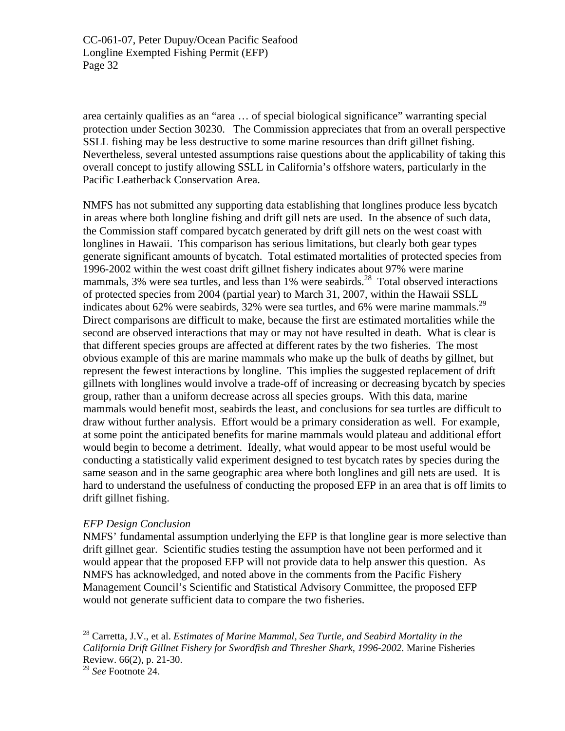area certainly qualifies as an "area … of special biological significance" warranting special protection under Section 30230. The Commission appreciates that from an overall perspective SSLL fishing may be less destructive to some marine resources than drift gillnet fishing. Nevertheless, several untested assumptions raise questions about the applicability of taking this overall concept to justify allowing SSLL in California's offshore waters, particularly in the Pacific Leatherback Conservation Area.

NMFS has not submitted any supporting data establishing that longlines produce less bycatch in areas where both longline fishing and drift gill nets are used. In the absence of such data, the Commission staff compared bycatch generated by drift gill nets on the west coast with longlines in Hawaii. This comparison has serious limitations, but clearly both gear types generate significant amounts of bycatch. Total estimated mortalities of protected species from 1996-2002 within the west coast drift gillnet fishery indicates about 97% were marine mammals, 3% were sea turtles, and less than 1% were seabirds.[28] Total observed interactions of protected species from 2004 (partial year) to March 31, 2007, within the Hawaii SSLL indicates about 62% were seabirds, 32% were sea turtles, and 6% were marine mammals.[29] Direct comparisons are difficult to make, because the first are estimated mortalities while the second are observed interactions that may or may not have resulted in death. What is clear is that different species groups are affected at different rates by the two fisheries. The most obvious example of this are marine mammals who make up the bulk of deaths by gillnet, but represent the fewest interactions by longline. This implies the suggested replacement of drift gillnets with longlines would involve a trade-off of increasing or decreasing bycatch by species group, rather than a uniform decrease across all species groups. With this data, marine mammals would benefit most, seabirds the least, and conclusions for sea turtles are difficult to draw without further analysis. Effort would be a primary consideration as well. For example, at some point the anticipated benefits for marine mammals would plateau and additional effort would begin to become a detriment. Ideally, what would appear to be most useful would be conducting a statistically valid experiment designed to test bycatch rates by species during the same season and in the same geographic area where both longlines and gill nets are used. It is hard to understand the usefulness of conducting the proposed EFP in an area that is off limits to drift gillnet fishing.

*EFP Design Conclusion*

NMFS' fundamental assumption underlying the EFP is that longline gear is more selective than drift gillnet gear. Scientific studies testing the assumption have not been performed and it would appear that the proposed EFP will not provide data to help answer this question. As NMFS has acknowledged, and noted above in the comments from the Pacific Fishery Management Council's Scientific and Statistical Advisory Committee, the proposed EFP would not generate sufficient data to compare the two fisheries.

---

[28] Carretta, J.V., et al. *Estimates of Marine Mammal, Sea Turtle, and Seabird Mortality in the California Drift Gillnet Fishery for Swordfish and Thresher Shark, 1996-2002*. Marine Fisheries Review. 66(2), p. 21-30.

[29] *See* Footnote 24.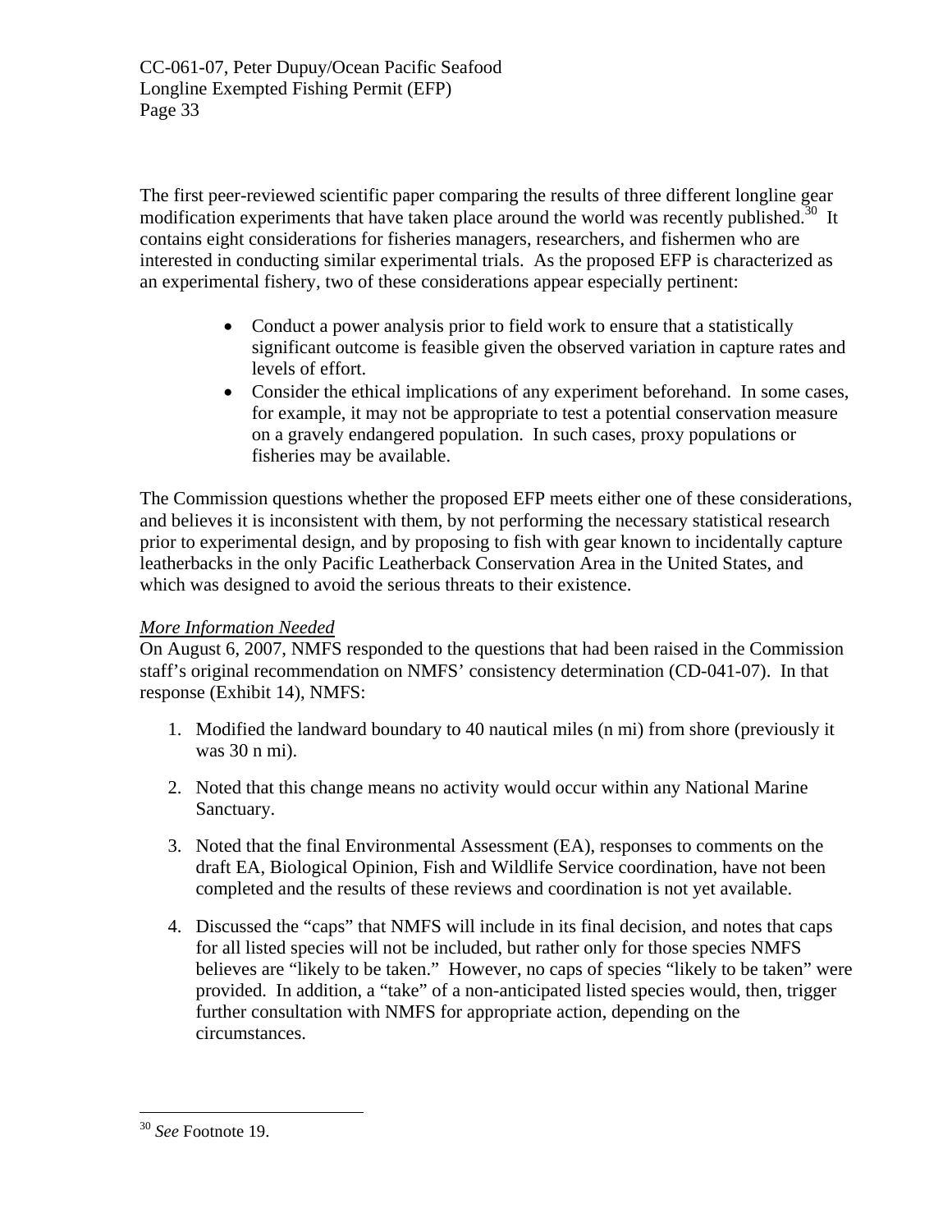The first peer-reviewed scientific paper comparing the results of three different longline gear modification experiments that have taken place around the world was recently published.[30] It contains eight considerations for fisheries managers, researchers, and fishermen who are interested in conducting similar experimental trials. As the proposed EFP is characterized as an experimental fishery, two of these considerations appear especially pertinent:

- Conduct a power analysis prior to field work to ensure that a statistically significant outcome is feasible given the observed variation in capture rates and levels of effort.
- Consider the ethical implications of any experiment beforehand. In some cases, for example, it may not be appropriate to test a potential conservation measure on a gravely endangered population. In such cases, proxy populations or fisheries may be available.

The Commission questions whether the proposed EFP meets either one of these considerations, and believes it is inconsistent with them, by not performing the necessary statistical research prior to experimental design, and by proposing to fish with gear known to incidentally capture leatherbacks in the only Pacific Leatherback Conservation Area in the United States, and which was designed to avoid the serious threats to their existence.

*More Information Needed*

On August 6, 2007, NMFS responded to the questions that had been raised in the Commission staff's original recommendation on NMFS' consistency determination (CD-041-07). In that response (Exhibit 14), NMFS:

1. Modified the landward boundary to 40 nautical miles (n mi) from shore (previously it was 30 n mi).
2. Noted that this change means no activity would occur within any National Marine Sanctuary.
3. Noted that the final Environmental Assessment (EA), responses to comments on the draft EA, Biological Opinion, Fish and Wildlife Service coordination, have not been completed and the results of these reviews and coordination is not yet available.
4. Discussed the "caps" that NMFS will include in its final decision, and notes that caps for all listed species will not be included, but rather only for those species NMFS believes are "likely to be taken." However, no caps of species "likely to be taken" were provided. In addition, a "take" of a non-anticipated listed species would, then, trigger further consultation with NMFS for appropriate action, depending on the circumstances.

---

[30] *See* Footnote 19.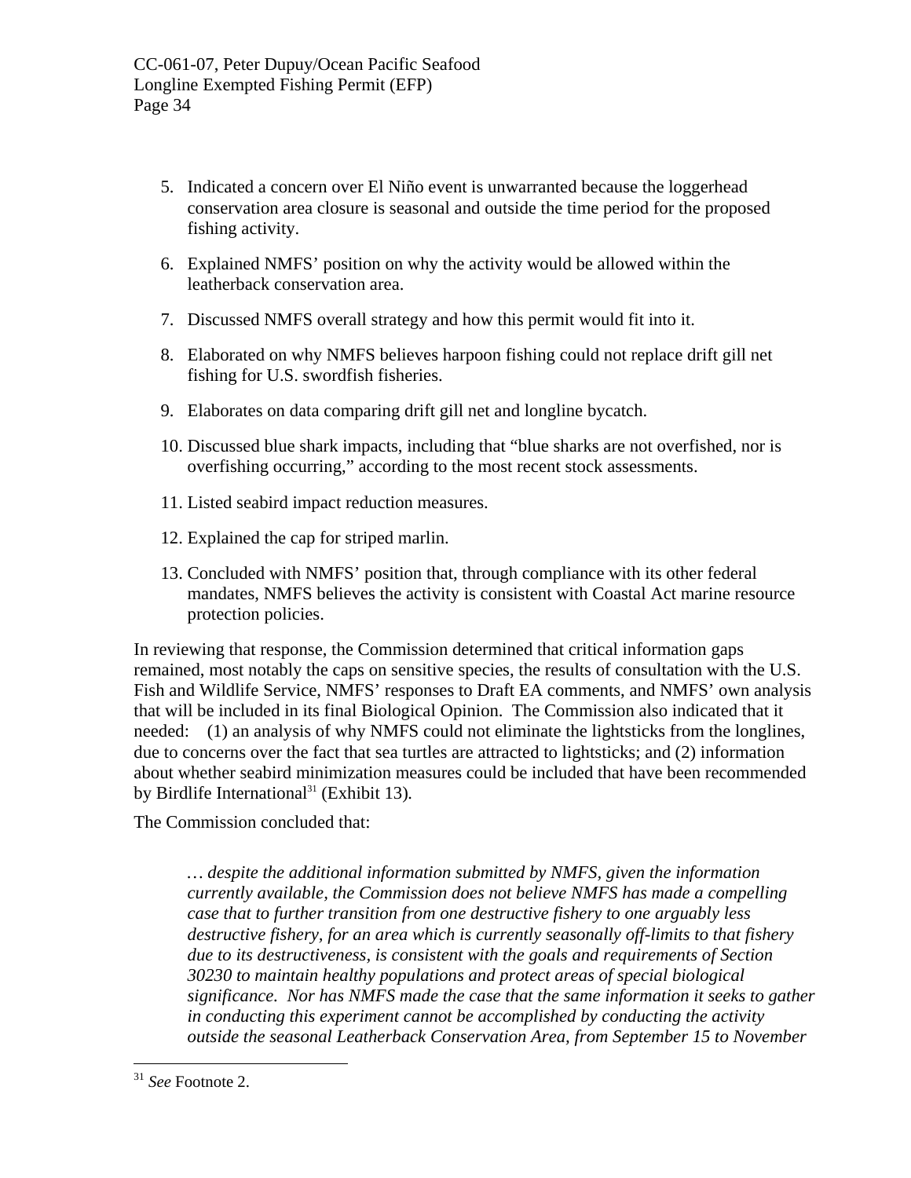5. Indicated a concern over El Niño event is unwarranted because the loggerhead conservation area closure is seasonal and outside the time period for the proposed fishing activity.

6. Explained NMFS' position on why the activity would be allowed within the leatherback conservation area.

7. Discussed NMFS overall strategy and how this permit would fit into it.

8. Elaborated on why NMFS believes harpoon fishing could not replace drift gill net fishing for U.S. swordfish fisheries.

9. Elaborates on data comparing drift gill net and longline bycatch.

10. Discussed blue shark impacts, including that "blue sharks are not overfished, nor is overfishing occurring," according to the most recent stock assessments.

11. Listed seabird impact reduction measures.

12. Explained the cap for striped marlin.

13. Concluded with NMFS' position that, through compliance with its other federal mandates, NMFS believes the activity is consistent with Coastal Act marine resource protection policies.

In reviewing that response, the Commission determined that critical information gaps remained, most notably the caps on sensitive species, the results of consultation with the U.S. Fish and Wildlife Service, NMFS' responses to Draft EA comments, and NMFS' own analysis that will be included in its final Biological Opinion. The Commission also indicated that it needed: (1) an analysis of why NMFS could not eliminate the lightsticks from the longlines, due to concerns over the fact that sea turtles are attracted to lightsticks; and (2) information about whether seabird minimization measures could be included that have been recommended by Birdlife International[31] (Exhibit 13).

The Commission concluded that:

> *… despite the additional information submitted by NMFS, given the information currently available, the Commission does not believe NMFS has made a compelling case that to further transition from one destructive fishery to one arguably less destructive fishery, for an area which is currently seasonally off-limits to that fishery due to its destructiveness, is consistent with the goals and requirements of Section 30230 to maintain healthy populations and protect areas of special biological significance. Nor has NMFS made the case that the same information it seeks to gather in conducting this experiment cannot be accomplished by conducting the activity outside the seasonal Leatherback Conservation Area, from September 15 to November*

[31] *See* Footnote 2.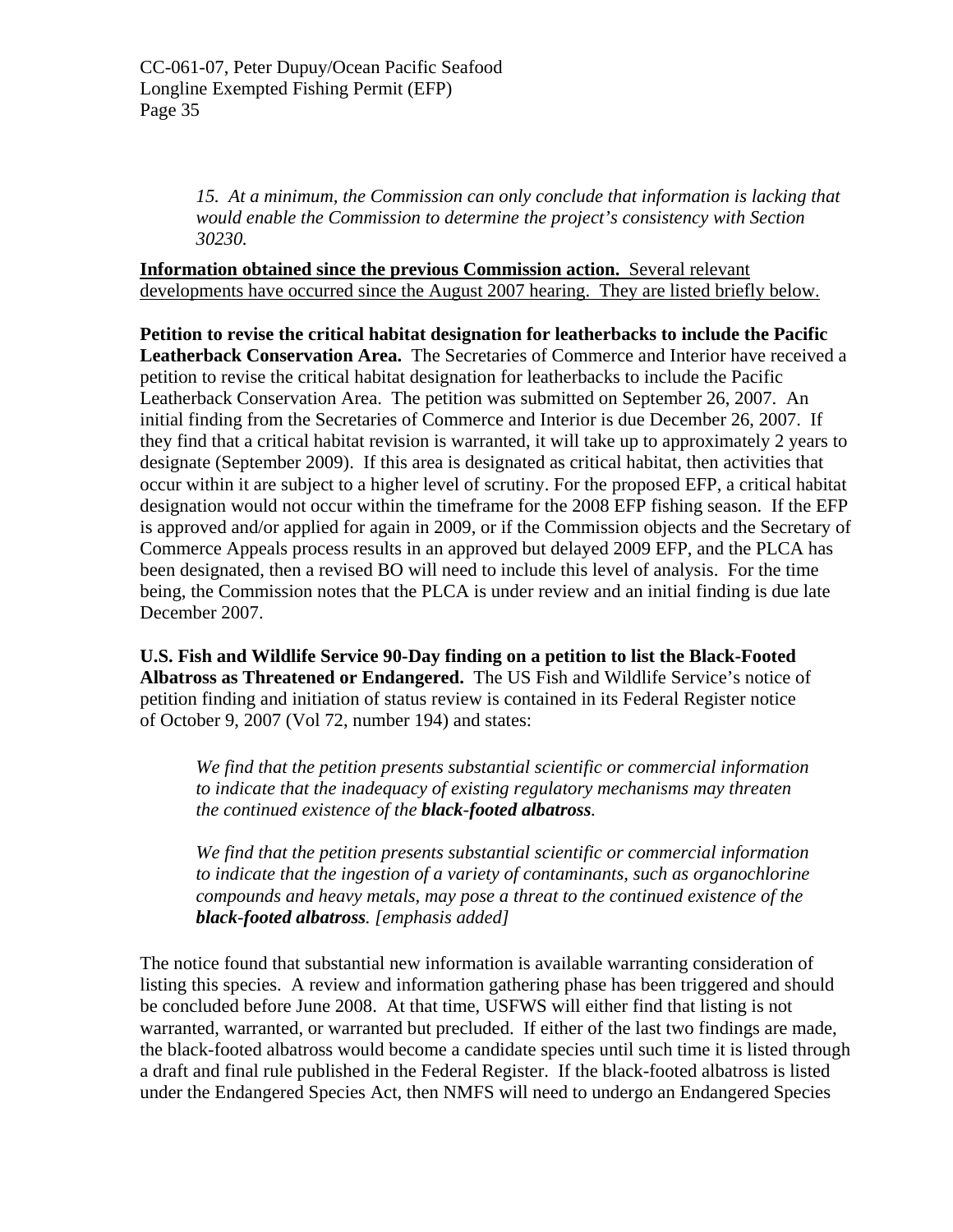*15. At a minimum, the Commission can only conclude that information is lacking that would enable the Commission to determine the project's consistency with Section 30230.*

**Information obtained since the previous Commission action.** Several relevant developments have occurred since the August 2007 hearing. They are listed briefly below.

**Petition to revise the critical habitat designation for leatherbacks to include the Pacific Leatherback Conservation Area.** The Secretaries of Commerce and Interior have received a petition to revise the critical habitat designation for leatherbacks to include the Pacific Leatherback Conservation Area. The petition was submitted on September 26, 2007. An initial finding from the Secretaries of Commerce and Interior is due December 26, 2007. If they find that a critical habitat revision is warranted, it will take up to approximately 2 years to designate (September 2009). If this area is designated as critical habitat, then activities that occur within it are subject to a higher level of scrutiny. For the proposed EFP, a critical habitat designation would not occur within the timeframe for the 2008 EFP fishing season. If the EFP is approved and/or applied for again in 2009, or if the Commission objects and the Secretary of Commerce Appeals process results in an approved but delayed 2009 EFP, and the PLCA has been designated, then a revised BO will need to include this level of analysis. For the time being, the Commission notes that the PLCA is under review and an initial finding is due late December 2007.

**U.S. Fish and Wildlife Service 90-Day finding on a petition to list the Black-Footed Albatross as Threatened or Endangered.** The US Fish and Wildlife Service's notice of petition finding and initiation of status review is contained in its Federal Register notice of October 9, 2007 (Vol 72, number 194) and states:

> *We find that the petition presents substantial scientific or commercial information to indicate that the inadequacy of existing regulatory mechanisms may threaten the continued existence of the* ***black-footed albatross****.*
>
> *We find that the petition presents substantial scientific or commercial information to indicate that the ingestion of a variety of contaminants, such as organochlorine compounds and heavy metals, may pose a threat to the continued existence of the* ***black-footed albatross****. [emphasis added]*

The notice found that substantial new information is available warranting consideration of listing this species. A review and information gathering phase has been triggered and should be concluded before June 2008. At that time, USFWS will either find that listing is not warranted, warranted, or warranted but precluded. If either of the last two findings are made, the black-footed albatross would become a candidate species until such time it is listed through a draft and final rule published in the Federal Register. If the black-footed albatross is listed under the Endangered Species Act, then NMFS will need to undergo an Endangered Species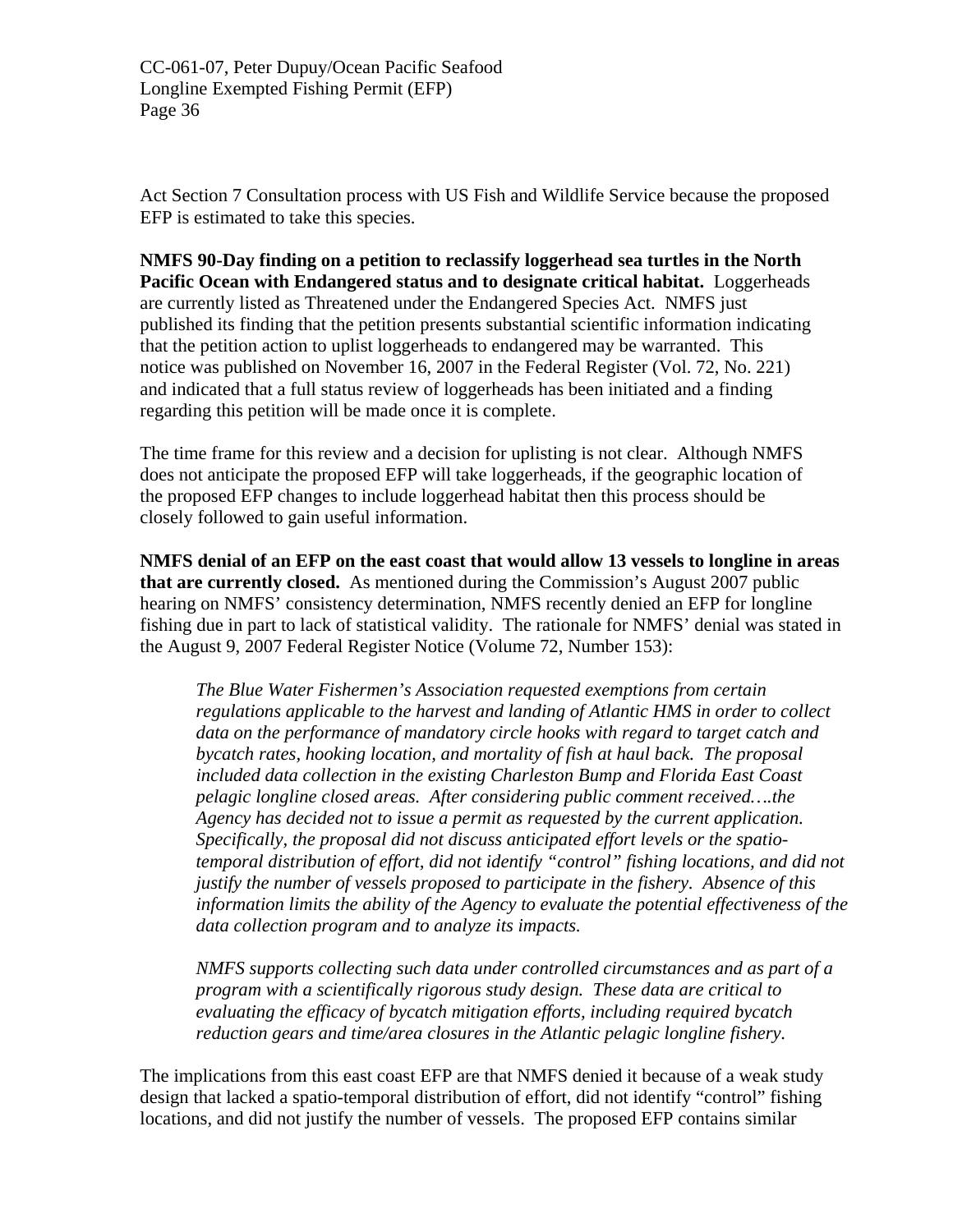Act Section 7 Consultation process with US Fish and Wildlife Service because the proposed EFP is estimated to take this species.

**NMFS 90-Day finding on a petition to reclassify loggerhead sea turtles in the North Pacific Ocean with Endangered status and to designate critical habitat.** Loggerheads are currently listed as Threatened under the Endangered Species Act. NMFS just published its finding that the petition presents substantial scientific information indicating that the petition action to uplist loggerheads to endangered may be warranted. This notice was published on November 16, 2007 in the Federal Register (Vol. 72, No. 221) and indicated that a full status review of loggerheads has been initiated and a finding regarding this petition will be made once it is complete.

The time frame for this review and a decision for uplisting is not clear. Although NMFS does not anticipate the proposed EFP will take loggerheads, if the geographic location of the proposed EFP changes to include loggerhead habitat then this process should be closely followed to gain useful information.

**NMFS denial of an EFP on the east coast that would allow 13 vessels to longline in areas that are currently closed.** As mentioned during the Commission's August 2007 public hearing on NMFS' consistency determination, NMFS recently denied an EFP for longline fishing due in part to lack of statistical validity. The rationale for NMFS' denial was stated in the August 9, 2007 Federal Register Notice (Volume 72, Number 153):

> *The Blue Water Fishermen's Association requested exemptions from certain regulations applicable to the harvest and landing of Atlantic HMS in order to collect data on the performance of mandatory circle hooks with regard to target catch and bycatch rates, hooking location, and mortality of fish at haul back. The proposal included data collection in the existing Charleston Bump and Florida East Coast pelagic longline closed areas. After considering public comment received….the Agency has decided not to issue a permit as requested by the current application. Specifically, the proposal did not discuss anticipated effort levels or the spatio-temporal distribution of effort, did not identify "control" fishing locations, and did not justify the number of vessels proposed to participate in the fishery. Absence of this information limits the ability of the Agency to evaluate the potential effectiveness of the data collection program and to analyze its impacts.*
>
> *NMFS supports collecting such data under controlled circumstances and as part of a program with a scientifically rigorous study design. These data are critical to evaluating the efficacy of bycatch mitigation efforts, including required bycatch reduction gears and time/area closures in the Atlantic pelagic longline fishery.*

The implications from this east coast EFP are that NMFS denied it because of a weak study design that lacked a spatio-temporal distribution of effort, did not identify "control" fishing locations, and did not justify the number of vessels. The proposed EFP contains similar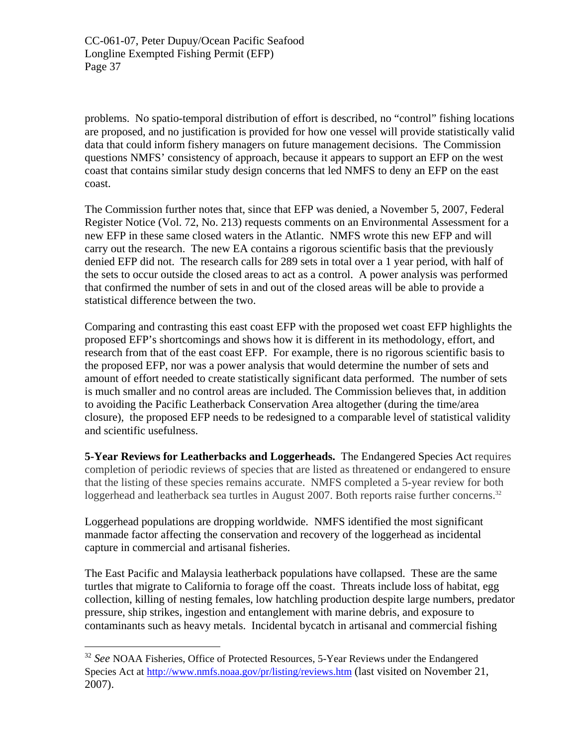problems. No spatio-temporal distribution of effort is described, no "control" fishing locations are proposed, and no justification is provided for how one vessel will provide statistically valid data that could inform fishery managers on future management decisions. The Commission questions NMFS' consistency of approach, because it appears to support an EFP on the west coast that contains similar study design concerns that led NMFS to deny an EFP on the east coast.

The Commission further notes that, since that EFP was denied, a November 5, 2007, Federal Register Notice (Vol. 72, No. 213) requests comments on an Environmental Assessment for a new EFP in these same closed waters in the Atlantic. NMFS wrote this new EFP and will carry out the research. The new EA contains a rigorous scientific basis that the previously denied EFP did not. The research calls for 289 sets in total over a 1 year period, with half of the sets to occur outside the closed areas to act as a control. A power analysis was performed that confirmed the number of sets in and out of the closed areas will be able to provide a statistical difference between the two.

Comparing and contrasting this east coast EFP with the proposed wet coast EFP highlights the proposed EFP's shortcomings and shows how it is different in its methodology, effort, and research from that of the east coast EFP. For example, there is no rigorous scientific basis to the proposed EFP, nor was a power analysis that would determine the number of sets and amount of effort needed to create statistically significant data performed. The number of sets is much smaller and no control areas are included. The Commission believes that, in addition to avoiding the Pacific Leatherback Conservation Area altogether (during the time/area closure), the proposed EFP needs to be redesigned to a comparable level of statistical validity and scientific usefulness.

**5-Year Reviews for Leatherbacks and Loggerheads.** The Endangered Species Act requires completion of periodic reviews of species that are listed as threatened or endangered to ensure that the listing of these species remains accurate. NMFS completed a 5-year review for both loggerhead and leatherback sea turtles in August 2007. Both reports raise further concerns.[32]

Loggerhead populations are dropping worldwide. NMFS identified the most significant manmade factor affecting the conservation and recovery of the loggerhead as incidental capture in commercial and artisanal fisheries.

The East Pacific and Malaysia leatherback populations have collapsed. These are the same turtles that migrate to California to forage off the coast. Threats include loss of habitat, egg collection, killing of nesting females, low hatchling production despite large numbers, predator pressure, ship strikes, ingestion and entanglement with marine debris, and exposure to contaminants such as heavy metals. Incidental bycatch in artisanal and commercial fishing

---

[32] *See* NOAA Fisheries, Office of Protected Resources, 5-Year Reviews under the Endangered Species Act at http://www.nmfs.noaa.gov/pr/listing/reviews.htm (last visited on November 21, 2007).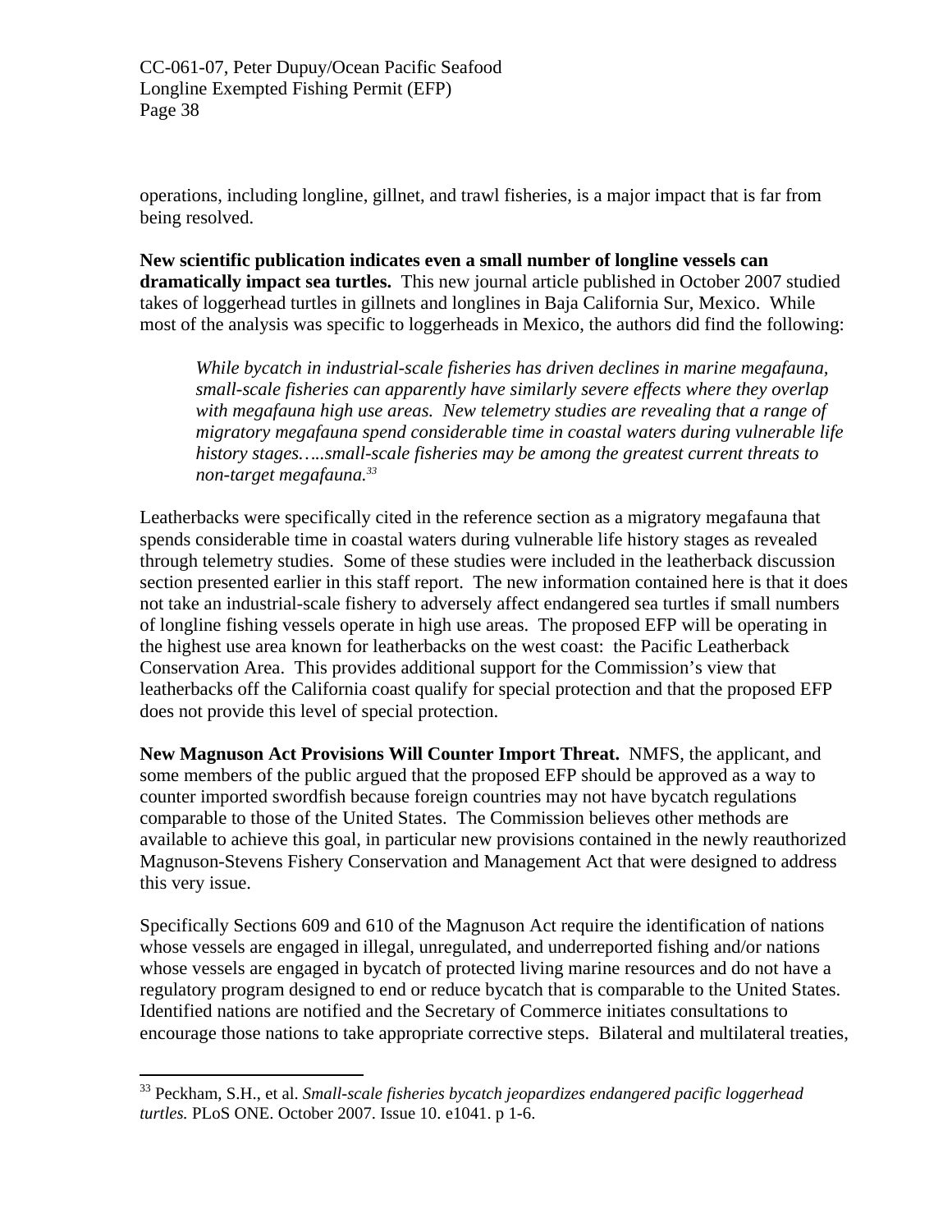operations, including longline, gillnet, and trawl fisheries, is a major impact that is far from being resolved.

**New scientific publication indicates even a small number of longline vessels can dramatically impact sea turtles.** This new journal article published in October 2007 studied takes of loggerhead turtles in gillnets and longlines in Baja California Sur, Mexico. While most of the analysis was specific to loggerheads in Mexico, the authors did find the following:

> *While bycatch in industrial-scale fisheries has driven declines in marine megafauna, small-scale fisheries can apparently have similarly severe effects where they overlap with megafauna high use areas. New telemetry studies are revealing that a range of migratory megafauna spend considerable time in coastal waters during vulnerable life history stages…..small-scale fisheries may be among the greatest current threats to non-target megafauna.*[33]

Leatherbacks were specifically cited in the reference section as a migratory megafauna that spends considerable time in coastal waters during vulnerable life history stages as revealed through telemetry studies. Some of these studies were included in the leatherback discussion section presented earlier in this staff report. The new information contained here is that it does not take an industrial-scale fishery to adversely affect endangered sea turtles if small numbers of longline fishing vessels operate in high use areas. The proposed EFP will be operating in the highest use area known for leatherbacks on the west coast: the Pacific Leatherback Conservation Area. This provides additional support for the Commission's view that leatherbacks off the California coast qualify for special protection and that the proposed EFP does not provide this level of special protection.

**New Magnuson Act Provisions Will Counter Import Threat.** NMFS, the applicant, and some members of the public argued that the proposed EFP should be approved as a way to counter imported swordfish because foreign countries may not have bycatch regulations comparable to those of the United States. The Commission believes other methods are available to achieve this goal, in particular new provisions contained in the newly reauthorized Magnuson-Stevens Fishery Conservation and Management Act that were designed to address this very issue.

Specifically Sections 609 and 610 of the Magnuson Act require the identification of nations whose vessels are engaged in illegal, unregulated, and underreported fishing and/or nations whose vessels are engaged in bycatch of protected living marine resources and do not have a regulatory program designed to end or reduce bycatch that is comparable to the United States. Identified nations are notified and the Secretary of Commerce initiates consultations to encourage those nations to take appropriate corrective steps. Bilateral and multilateral treaties,

---

[33] Peckham, S.H., et al. *Small-scale fisheries bycatch jeopardizes endangered pacific loggerhead turtles.* PLoS ONE. October 2007. Issue 10. e1041. p 1-6.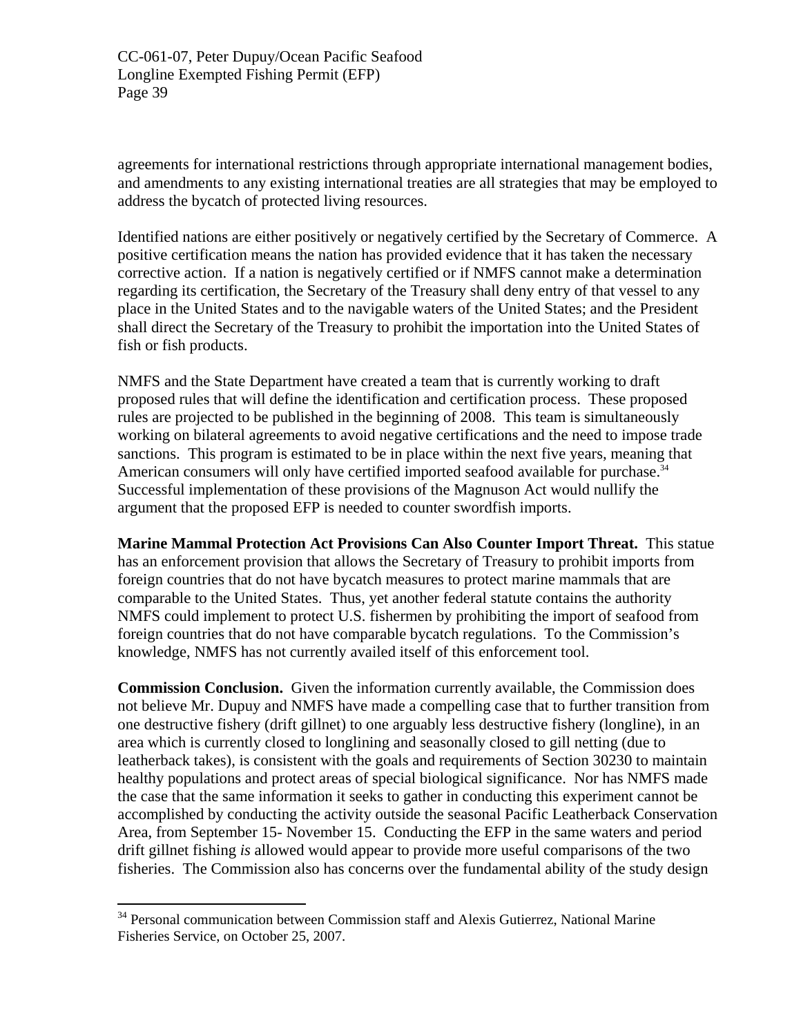agreements for international restrictions through appropriate international management bodies, and amendments to any existing international treaties are all strategies that may be employed to address the bycatch of protected living resources.

Identified nations are either positively or negatively certified by the Secretary of Commerce. A positive certification means the nation has provided evidence that it has taken the necessary corrective action. If a nation is negatively certified or if NMFS cannot make a determination regarding its certification, the Secretary of the Treasury shall deny entry of that vessel to any place in the United States and to the navigable waters of the United States; and the President shall direct the Secretary of the Treasury to prohibit the importation into the United States of fish or fish products.

NMFS and the State Department have created a team that is currently working to draft proposed rules that will define the identification and certification process. These proposed rules are projected to be published in the beginning of 2008. This team is simultaneously working on bilateral agreements to avoid negative certifications and the need to impose trade sanctions. This program is estimated to be in place within the next five years, meaning that American consumers will only have certified imported seafood available for purchase.[34] Successful implementation of these provisions of the Magnuson Act would nullify the argument that the proposed EFP is needed to counter swordfish imports.

**Marine Mammal Protection Act Provisions Can Also Counter Import Threat.** This statue has an enforcement provision that allows the Secretary of Treasury to prohibit imports from foreign countries that do not have bycatch measures to protect marine mammals that are comparable to the United States. Thus, yet another federal statute contains the authority NMFS could implement to protect U.S. fishermen by prohibiting the import of seafood from foreign countries that do not have comparable bycatch regulations. To the Commission's knowledge, NMFS has not currently availed itself of this enforcement tool.

**Commission Conclusion.** Given the information currently available, the Commission does not believe Mr. Dupuy and NMFS have made a compelling case that to further transition from one destructive fishery (drift gillnet) to one arguably less destructive fishery (longline), in an area which is currently closed to longlining and seasonally closed to gill netting (due to leatherback takes), is consistent with the goals and requirements of Section 30230 to maintain healthy populations and protect areas of special biological significance. Nor has NMFS made the case that the same information it seeks to gather in conducting this experiment cannot be accomplished by conducting the activity outside the seasonal Pacific Leatherback Conservation Area, from September 15- November 15. Conducting the EFP in the same waters and period drift gillnet fishing *is* allowed would appear to provide more useful comparisons of the two fisheries. The Commission also has concerns over the fundamental ability of the study design

---

[34] Personal communication between Commission staff and Alexis Gutierrez, National Marine Fisheries Service, on October 25, 2007.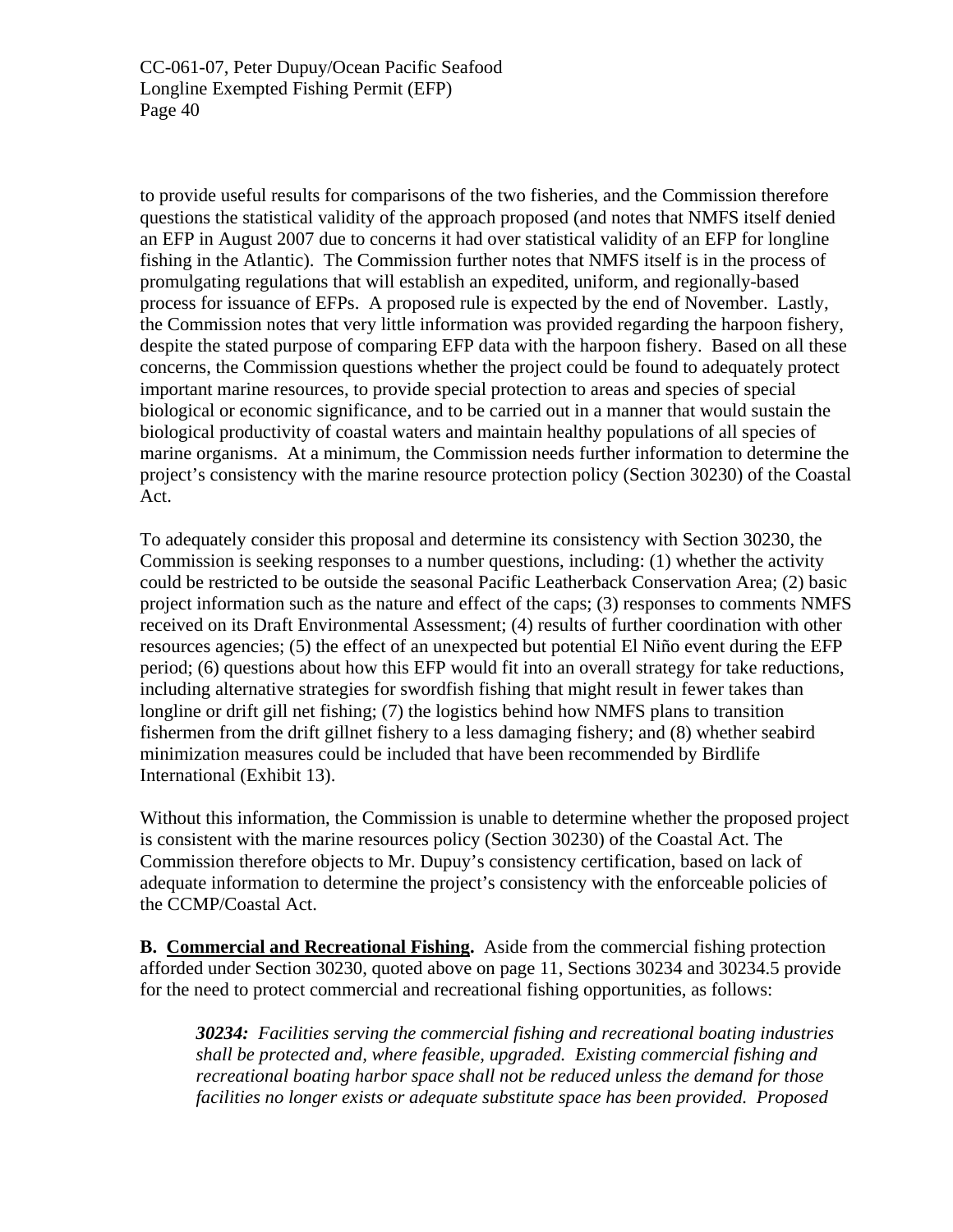to provide useful results for comparisons of the two fisheries, and the Commission therefore questions the statistical validity of the approach proposed (and notes that NMFS itself denied an EFP in August 2007 due to concerns it had over statistical validity of an EFP for longline fishing in the Atlantic). The Commission further notes that NMFS itself is in the process of promulgating regulations that will establish an expedited, uniform, and regionally-based process for issuance of EFPs. A proposed rule is expected by the end of November. Lastly, the Commission notes that very little information was provided regarding the harpoon fishery, despite the stated purpose of comparing EFP data with the harpoon fishery. Based on all these concerns, the Commission questions whether the project could be found to adequately protect important marine resources, to provide special protection to areas and species of special biological or economic significance, and to be carried out in a manner that would sustain the biological productivity of coastal waters and maintain healthy populations of all species of marine organisms. At a minimum, the Commission needs further information to determine the project's consistency with the marine resource protection policy (Section 30230) of the Coastal Act.

To adequately consider this proposal and determine its consistency with Section 30230, the Commission is seeking responses to a number questions, including: (1) whether the activity could be restricted to be outside the seasonal Pacific Leatherback Conservation Area; (2) basic project information such as the nature and effect of the caps; (3) responses to comments NMFS received on its Draft Environmental Assessment; (4) results of further coordination with other resources agencies; (5) the effect of an unexpected but potential El Niño event during the EFP period; (6) questions about how this EFP would fit into an overall strategy for take reductions, including alternative strategies for swordfish fishing that might result in fewer takes than longline or drift gill net fishing; (7) the logistics behind how NMFS plans to transition fishermen from the drift gillnet fishery to a less damaging fishery; and (8) whether seabird minimization measures could be included that have been recommended by Birdlife International (Exhibit 13).

Without this information, the Commission is unable to determine whether the proposed project is consistent with the marine resources policy (Section 30230) of the Coastal Act. The Commission therefore objects to Mr. Dupuy's consistency certification, based on lack of adequate information to determine the project's consistency with the enforceable policies of the CCMP/Coastal Act.

**B. <u>Commercial and Recreational Fishing</u>.** Aside from the commercial fishing protection afforded under Section 30230, quoted above on page 11, Sections 30234 and 30234.5 provide for the need to protect commercial and recreational fishing opportunities, as follows:

> ***30234:*** *Facilities serving the commercial fishing and recreational boating industries shall be protected and, where feasible, upgraded. Existing commercial fishing and recreational boating harbor space shall not be reduced unless the demand for those facilities no longer exists or adequate substitute space has been provided. Proposed*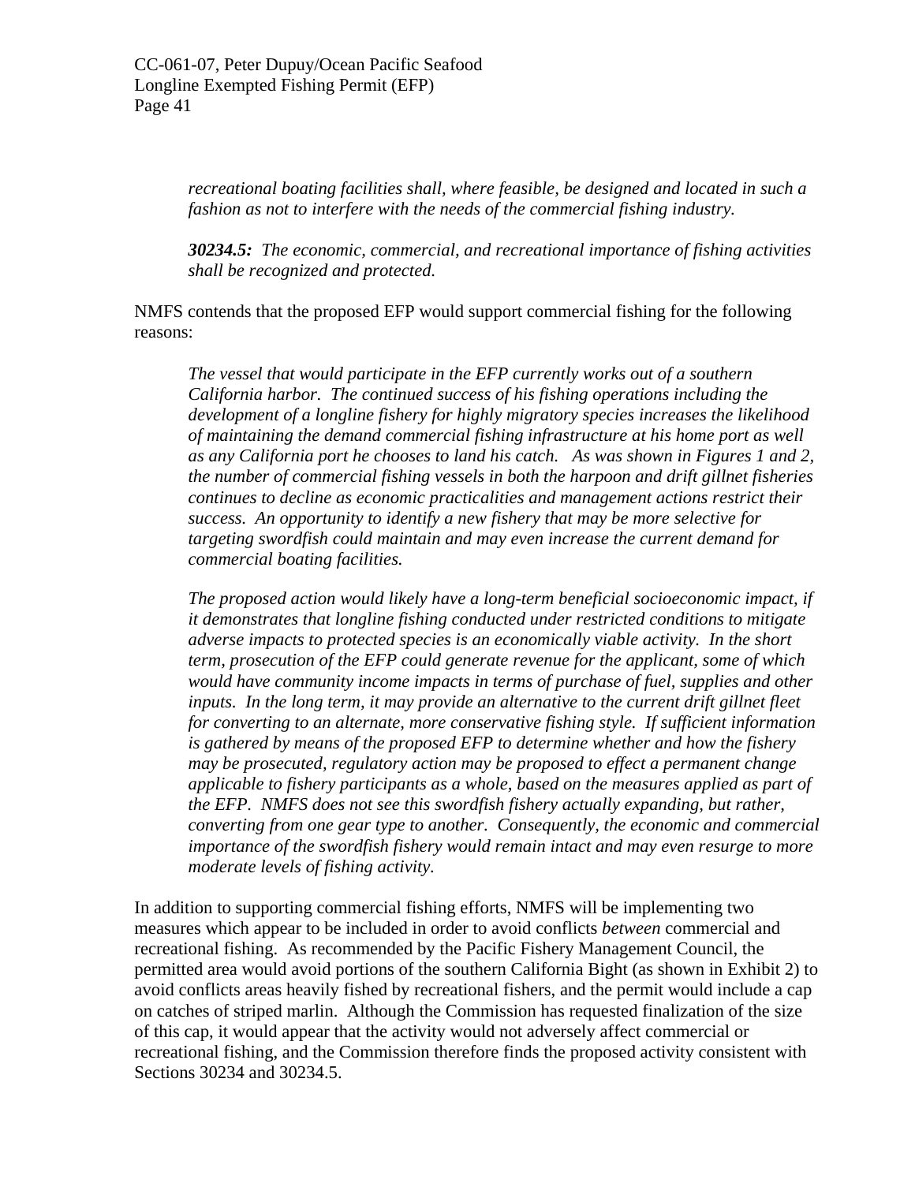*recreational boating facilities shall, where feasible, be designed and located in such a fashion as not to interfere with the needs of the commercial fishing industry.*

***30234.5:*** *The economic, commercial, and recreational importance of fishing activities shall be recognized and protected.*

NMFS contends that the proposed EFP would support commercial fishing for the following reasons:

*The vessel that would participate in the EFP currently works out of a southern California harbor. The continued success of his fishing operations including the development of a longline fishery for highly migratory species increases the likelihood of maintaining the demand commercial fishing infrastructure at his home port as well as any California port he chooses to land his catch. As was shown in Figures 1 and 2, the number of commercial fishing vessels in both the harpoon and drift gillnet fisheries continues to decline as economic practicalities and management actions restrict their success. An opportunity to identify a new fishery that may be more selective for targeting swordfish could maintain and may even increase the current demand for commercial boating facilities.*

*The proposed action would likely have a long-term beneficial socioeconomic impact, if it demonstrates that longline fishing conducted under restricted conditions to mitigate adverse impacts to protected species is an economically viable activity. In the short term, prosecution of the EFP could generate revenue for the applicant, some of which would have community income impacts in terms of purchase of fuel, supplies and other inputs. In the long term, it may provide an alternative to the current drift gillnet fleet for converting to an alternate, more conservative fishing style. If sufficient information is gathered by means of the proposed EFP to determine whether and how the fishery may be prosecuted, regulatory action may be proposed to effect a permanent change applicable to fishery participants as a whole, based on the measures applied as part of the EFP. NMFS does not see this swordfish fishery actually expanding, but rather, converting from one gear type to another. Consequently, the economic and commercial importance of the swordfish fishery would remain intact and may even resurge to more moderate levels of fishing activity.*

In addition to supporting commercial fishing efforts, NMFS will be implementing two measures which appear to be included in order to avoid conflicts *between* commercial and recreational fishing. As recommended by the Pacific Fishery Management Council, the permitted area would avoid portions of the southern California Bight (as shown in Exhibit 2) to avoid conflicts areas heavily fished by recreational fishers, and the permit would include a cap on catches of striped marlin. Although the Commission has requested finalization of the size of this cap, it would appear that the activity would not adversely affect commercial or recreational fishing, and the Commission therefore finds the proposed activity consistent with Sections 30234 and 30234.5.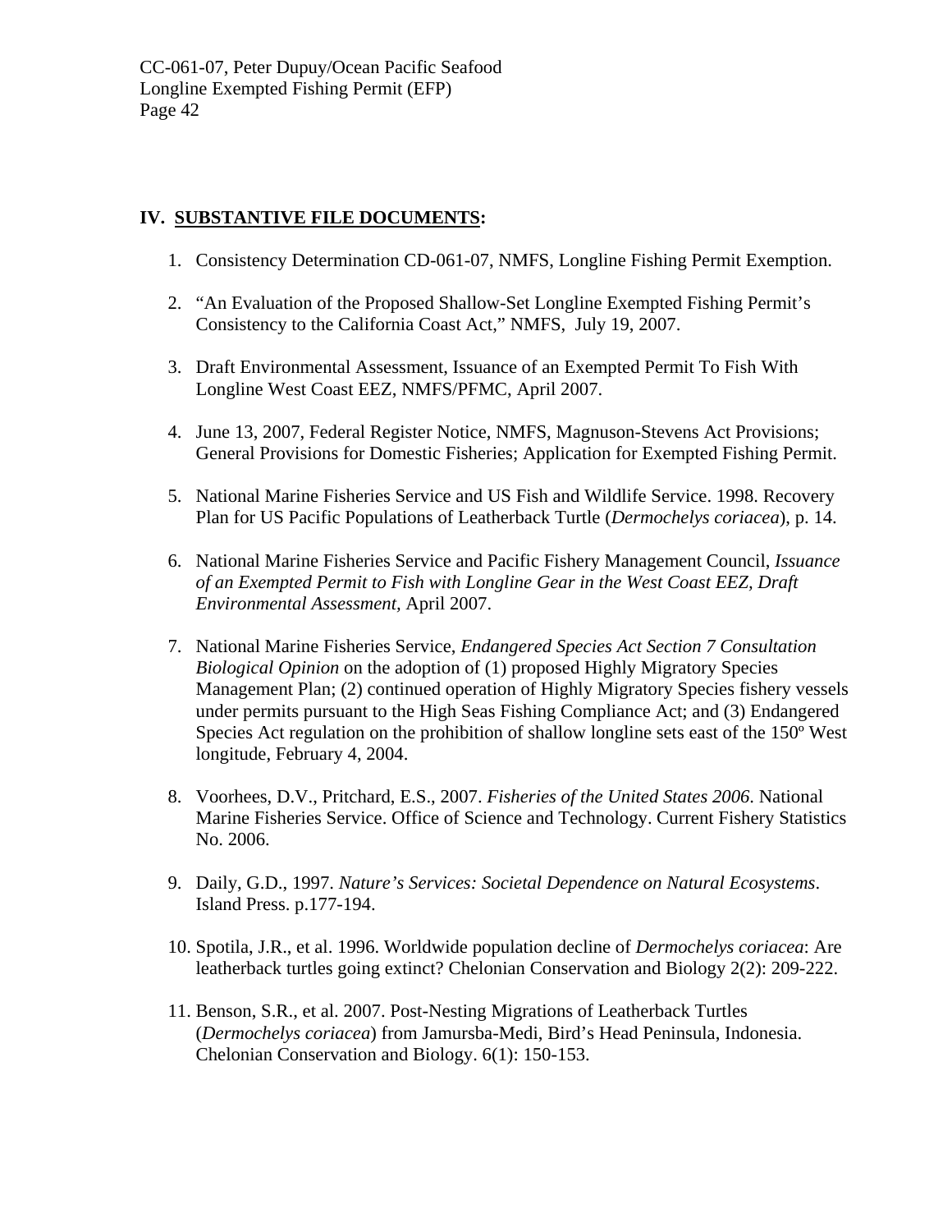## IV. **SUBSTANTIVE FILE DOCUMENTS:**

1. Consistency Determination CD-061-07, NMFS, Longline Fishing Permit Exemption.
2. "An Evaluation of the Proposed Shallow-Set Longline Exempted Fishing Permit's Consistency to the California Coast Act," NMFS, July 19, 2007.
3. Draft Environmental Assessment, Issuance of an Exempted Permit To Fish With Longline West Coast EEZ, NMFS/PFMC, April 2007.
4. June 13, 2007, Federal Register Notice, NMFS, Magnuson-Stevens Act Provisions; General Provisions for Domestic Fisheries; Application for Exempted Fishing Permit.
5. National Marine Fisheries Service and US Fish and Wildlife Service. 1998. Recovery Plan for US Pacific Populations of Leatherback Turtle (*Dermochelys coriacea*), p. 14.
6. National Marine Fisheries Service and Pacific Fishery Management Council, *Issuance of an Exempted Permit to Fish with Longline Gear in the West Coast EEZ, Draft Environmental Assessment,* April 2007.
7. National Marine Fisheries Service, *Endangered Species Act Section 7 Consultation Biological Opinion* on the adoption of (1) proposed Highly Migratory Species Management Plan; (2) continued operation of Highly Migratory Species fishery vessels under permits pursuant to the High Seas Fishing Compliance Act; and (3) Endangered Species Act regulation on the prohibition of shallow longline sets east of the 150º West longitude, February 4, 2004.
8. Voorhees, D.V., Pritchard, E.S., 2007. *Fisheries of the United States 2006*. National Marine Fisheries Service. Office of Science and Technology. Current Fishery Statistics No. 2006.
9. Daily, G.D., 1997. *Nature's Services: Societal Dependence on Natural Ecosystems*. Island Press. p.177-194.
10. Spotila, J.R., et al. 1996. Worldwide population decline of *Dermochelys coriacea*: Are leatherback turtles going extinct? Chelonian Conservation and Biology 2(2): 209-222.
11. Benson, S.R., et al. 2007. Post-Nesting Migrations of Leatherback Turtles (*Dermochelys coriacea*) from Jamursba-Medi, Bird's Head Peninsula, Indonesia. Chelonian Conservation and Biology. 6(1): 150-153.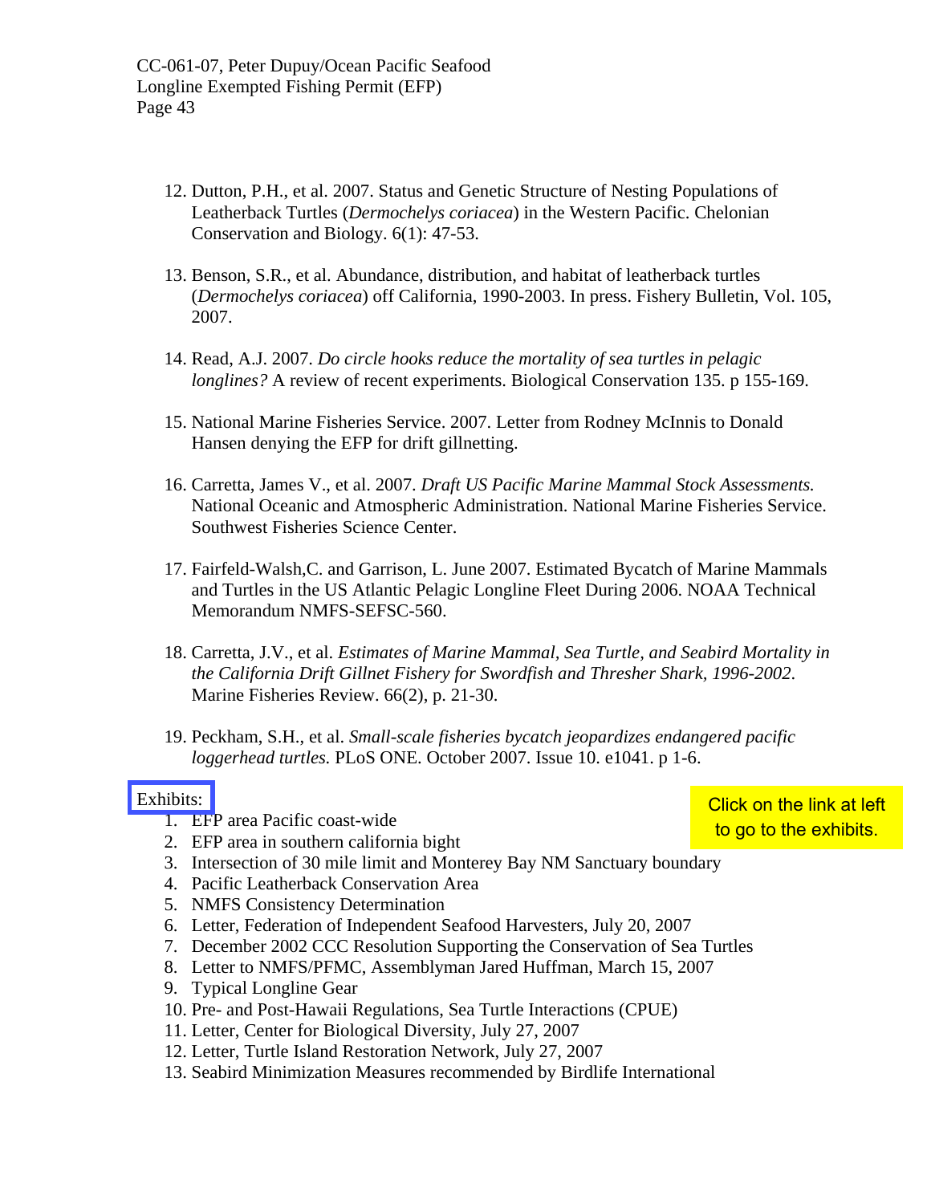12. Dutton, P.H., et al. 2007. Status and Genetic Structure of Nesting Populations of Leatherback Turtles (*Dermochelys coriacea*) in the Western Pacific. Chelonian Conservation and Biology. 6(1): 47-53.

13. Benson, S.R., et al. Abundance, distribution, and habitat of leatherback turtles (*Dermochelys coriacea*) off California, 1990-2003. In press. Fishery Bulletin, Vol. 105, 2007.

14. Read, A.J. 2007. *Do circle hooks reduce the mortality of sea turtles in pelagic longlines?* A review of recent experiments. Biological Conservation 135. p 155-169.

15. National Marine Fisheries Service. 2007. Letter from Rodney McInnis to Donald Hansen denying the EFP for drift gillnetting.

16. Carretta, James V., et al. 2007. *Draft US Pacific Marine Mammal Stock Assessments.* National Oceanic and Atmospheric Administration. National Marine Fisheries Service. Southwest Fisheries Science Center.

17. Fairfeld-Walsh,C. and Garrison, L. June 2007. Estimated Bycatch of Marine Mammals and Turtles in the US Atlantic Pelagic Longline Fleet During 2006. NOAA Technical Memorandum NMFS-SEFSC-560.

18. Carretta, J.V., et al. *Estimates of Marine Mammal, Sea Turtle, and Seabird Mortality in the California Drift Gillnet Fishery for Swordfish and Thresher Shark, 1996-2002*. Marine Fisheries Review. 66(2), p. 21-30.

19. Peckham, S.H., et al. *Small-scale fisheries bycatch jeopardizes endangered pacific loggerhead turtles.* PLoS ONE. October 2007. Issue 10. e1041. p 1-6.

Exhibits:

Click on the link at left to go to the exhibits.

1. EFP area Pacific coast-wide
2. EFP area in southern california bight
3. Intersection of 30 mile limit and Monterey Bay NM Sanctuary boundary
4. Pacific Leatherback Conservation Area
5. NMFS Consistency Determination
6. Letter, Federation of Independent Seafood Harvesters, July 20, 2007
7. December 2002 CCC Resolution Supporting the Conservation of Sea Turtles
8. Letter to NMFS/PFMC, Assemblyman Jared Huffman, March 15, 2007
9. Typical Longline Gear
10. Pre- and Post-Hawaii Regulations, Sea Turtle Interactions (CPUE)
11. Letter, Center for Biological Diversity, July 27, 2007
12. Letter, Turtle Island Restoration Network, July 27, 2007
13. Seabird Minimization Measures recommended by Birdlife International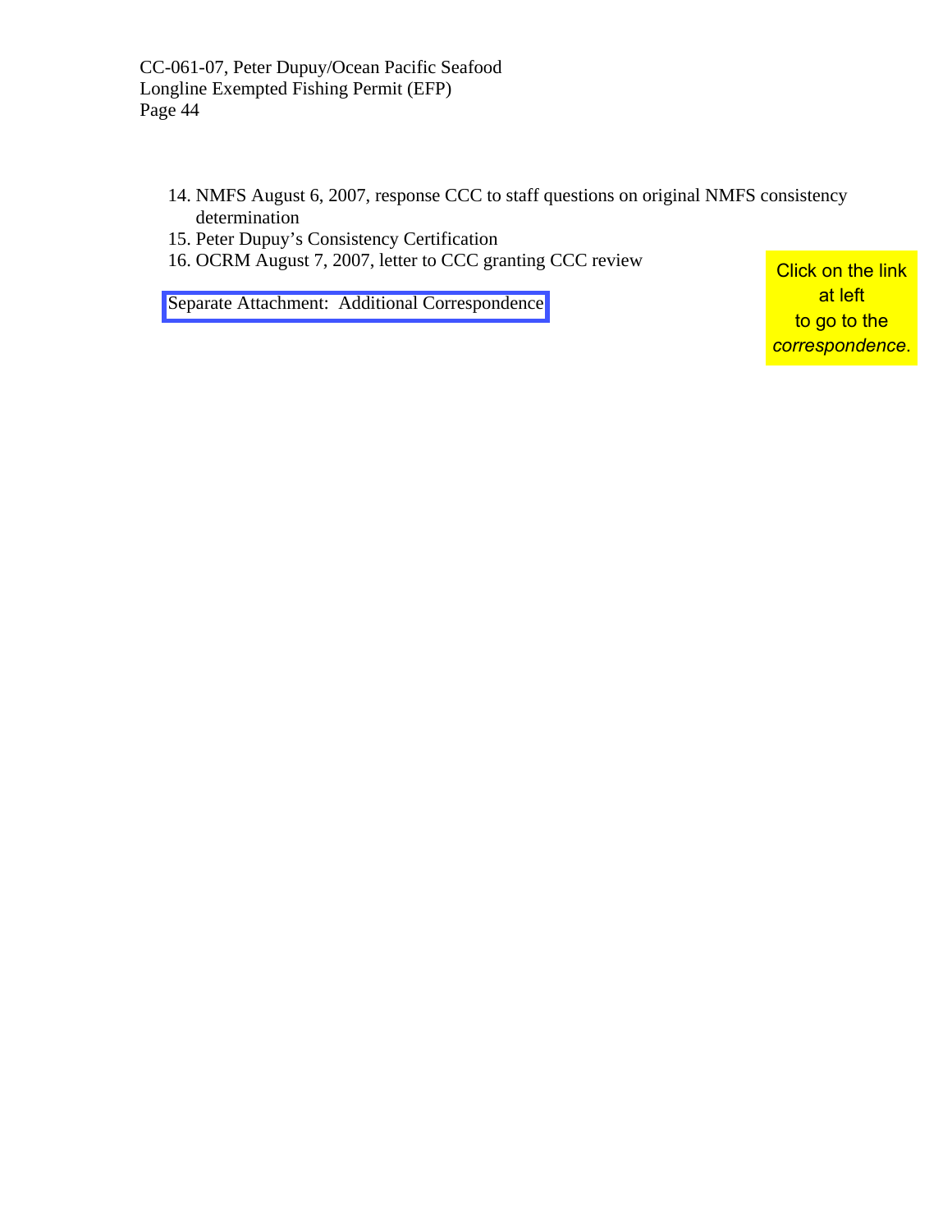14. NMFS August 6, 2007, response CCC to staff questions on original NMFS consistency determination
15. Peter Dupuy's Consistency Certification
16. OCRM August 7, 2007, letter to CCC granting CCC review

Separate Attachment: Additional Correspondence

Click on the link at left to go to the *correspondence*.